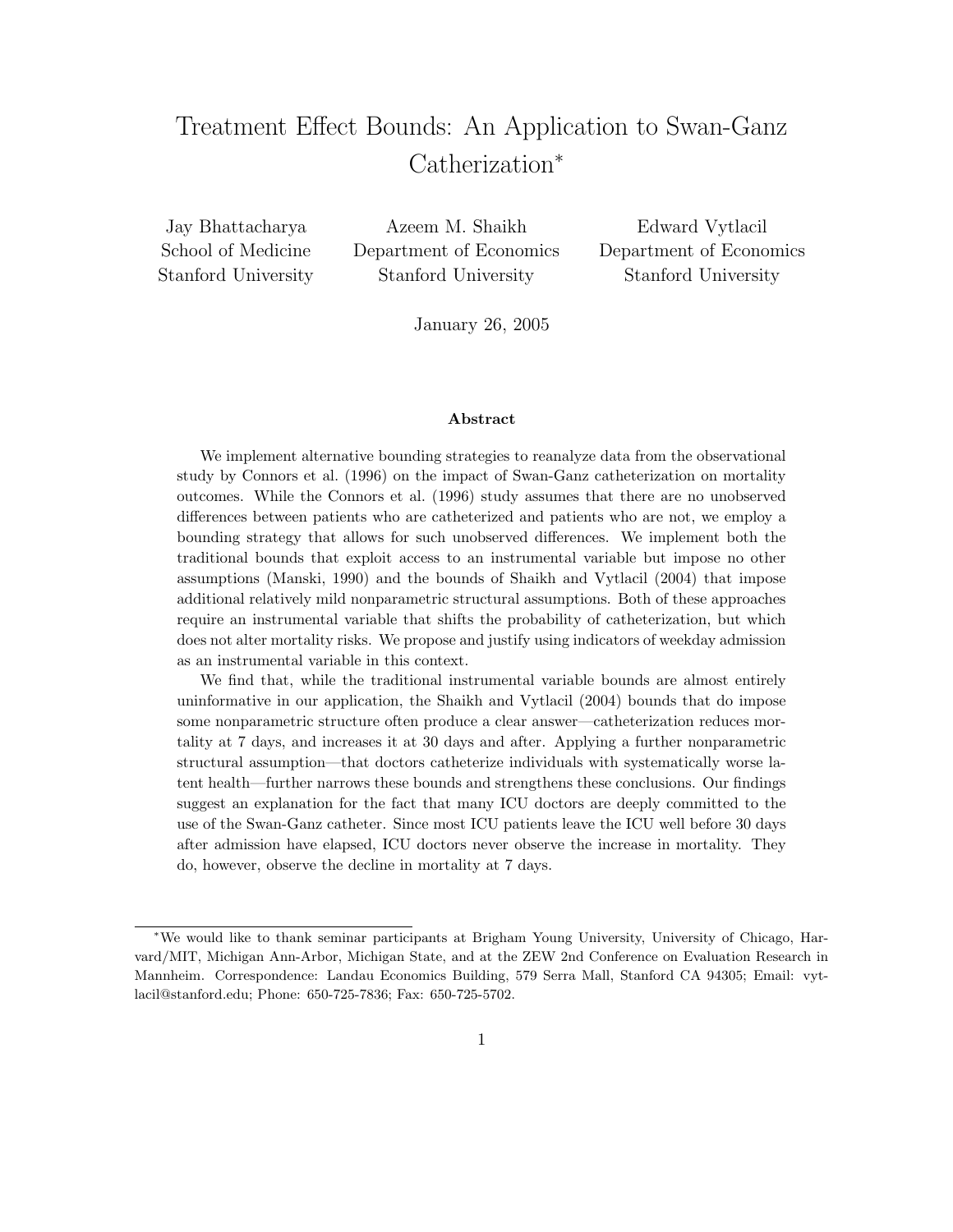# Treatment Effect Bounds: An Application to Swan-Ganz Catherization*

Jay Bhattacharya
School of Medicine
Stanford University

Azeem M. Shaikh
Department of Economics
Stanford University

Edward Vytlacil
Department of Economics
Stanford University

January 26, 2005

**Abstract**

We implement alternative bounding strategies to reanalyze data from the observational study by Connors et al. (1996) on the impact of Swan-Ganz catheterization on mortality outcomes. While the Connors et al. (1996) study assumes that there are no unobserved differences between patients who are catheterized and patients who are not, we employ a bounding strategy that allows for such unobserved differences. We implement both the traditional bounds that exploit access to an instrumental variable but impose no other assumptions (Manski, 1990) and the bounds of Shaikh and Vytlacil (2004) that impose additional relatively mild nonparametric structural assumptions. Both of these approaches require an instrumental variable that shifts the probability of catheterization, but which does not alter mortality risks. We propose and justify using indicators of weekday admission as an instrumental variable in this context.

We find that, while the traditional instrumental variable bounds are almost entirely uninformative in our application, the Shaikh and Vytlacil (2004) bounds that do impose some nonparametric structure often produce a clear answer—catheterization reduces mortality at 7 days, and increases it at 30 days and after. Applying a further nonparametric structural assumption—that doctors catheterize individuals with systematically worse latent health—further narrows these bounds and strengthens these conclusions. Our findings suggest an explanation for the fact that many ICU doctors are deeply committed to the use of the Swan-Ganz catheter. Since most ICU patients leave the ICU well before 30 days after admission have elapsed, ICU doctors never observe the increase in mortality. They do, however, observe the decline in mortality at 7 days.

*We would like to thank seminar participants at Brigham Young University, University of Chicago, Harvard/MIT, Michigan Ann-Arbor, Michigan State, and at the ZEW 2nd Conference on Evaluation Research in Mannheim. Correspondence: Landau Economics Building, 579 Serra Mall, Stanford CA 94305; Email: vytlacil@stanford.edu; Phone: 650-725-7836; Fax: 650-725-5702.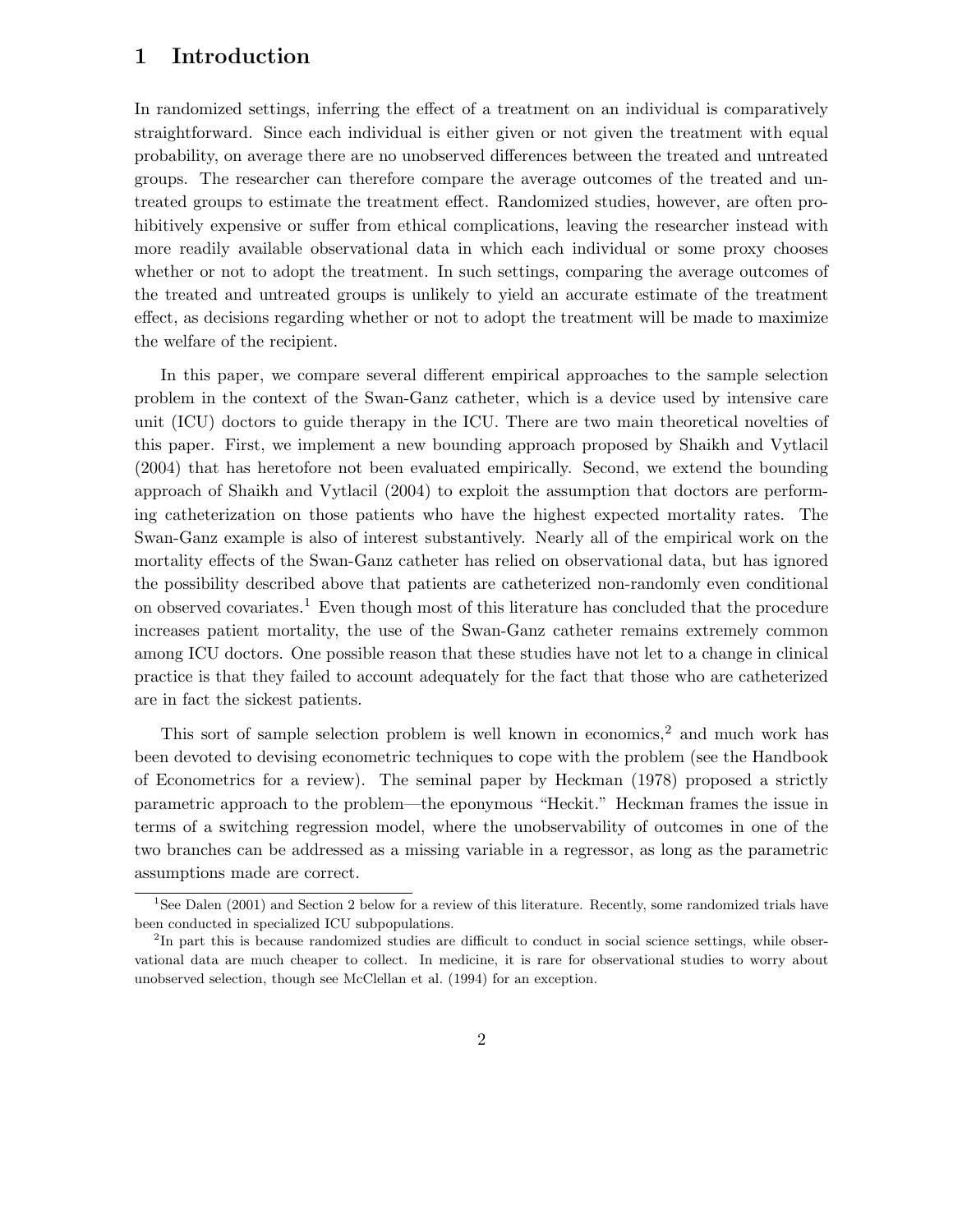# 1 Introduction

In randomized settings, inferring the effect of a treatment on an individual is comparatively straightforward. Since each individual is either given or not given the treatment with equal probability, on average there are no unobserved differences between the treated and untreated groups. The researcher can therefore compare the average outcomes of the treated and untreated groups to estimate the treatment effect. Randomized studies, however, are often prohibitively expensive or suffer from ethical complications, leaving the researcher instead with more readily available observational data in which each individual or some proxy chooses whether or not to adopt the treatment. In such settings, comparing the average outcomes of the treated and untreated groups is unlikely to yield an accurate estimate of the treatment effect, as decisions regarding whether or not to adopt the treatment will be made to maximize the welfare of the recipient.

In this paper, we compare several different empirical approaches to the sample selection problem in the context of the Swan-Ganz catheter, which is a device used by intensive care unit (ICU) doctors to guide therapy in the ICU. There are two main theoretical novelties of this paper. First, we implement a new bounding approach proposed by Shaikh and Vytlacil (2004) that has heretofore not been evaluated empirically. Second, we extend the bounding approach of Shaikh and Vytlacil (2004) to exploit the assumption that doctors are performing catheterization on those patients who have the highest expected mortality rates. The Swan-Ganz example is also of interest substantively. Nearly all of the empirical work on the mortality effects of the Swan-Ganz catheter has relied on observational data, but has ignored the possibility described above that patients are catheterized non-randomly even conditional on observed covariates.[1] Even though most of this literature has concluded that the procedure increases patient mortality, the use of the Swan-Ganz catheter remains extremely common among ICU doctors. One possible reason that these studies have not let to a change in clinical practice is that they failed to account adequately for the fact that those who are catheterized are in fact the sickest patients.

This sort of sample selection problem is well known in economics,[2] and much work has been devoted to devising econometric techniques to cope with the problem (see the Handbook of Econometrics for a review). The seminal paper by Heckman (1978) proposed a strictly parametric approach to the problem—the eponymous "Heckit." Heckman frames the issue in terms of a switching regression model, where the unobservability of outcomes in one of the two branches can be addressed as a missing variable in a regressor, as long as the parametric assumptions made are correct.

[1] See Dalen (2001) and Section 2 below for a review of this literature. Recently, some randomized trials have been conducted in specialized ICU subpopulations.

[2] In part this is because randomized studies are difficult to conduct in social science settings, while observational data are much cheaper to collect. In medicine, it is rare for observational studies to worry about unobserved selection, though see McClellan et al. (1994) for an exception.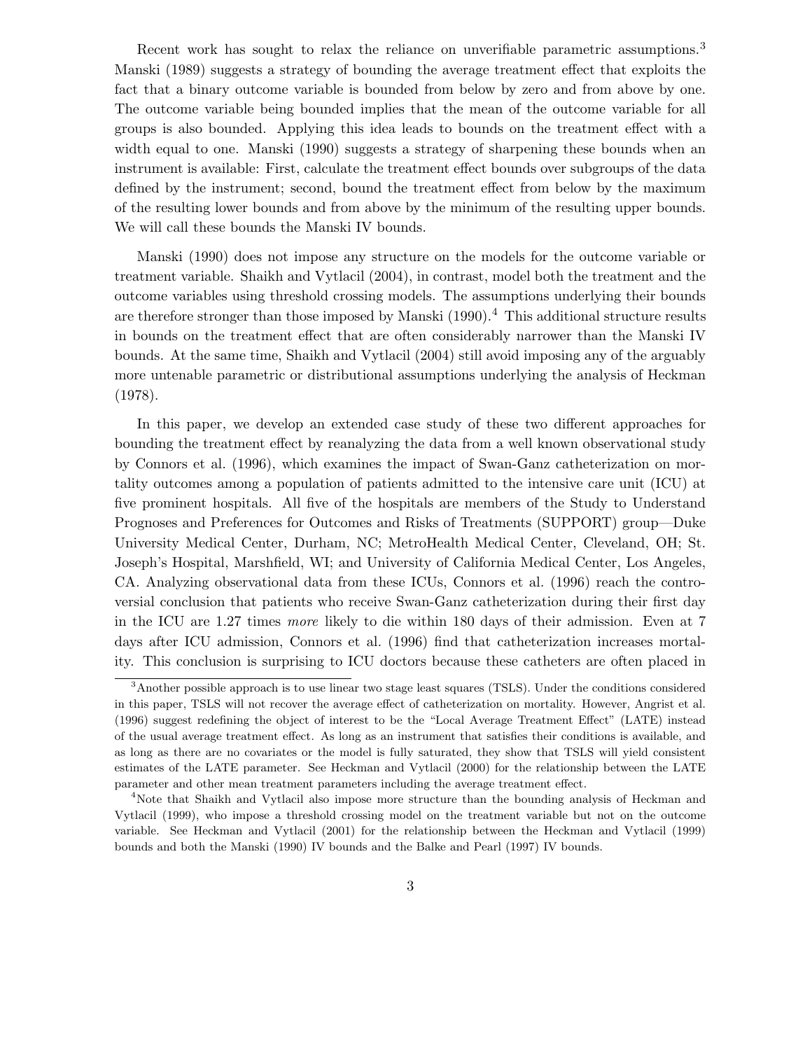Recent work has sought to relax the reliance on unverifiable parametric assumptions.[3] Manski (1989) suggests a strategy of bounding the average treatment effect that exploits the fact that a binary outcome variable is bounded from below by zero and from above by one. The outcome variable being bounded implies that the mean of the outcome variable for all groups is also bounded. Applying this idea leads to bounds on the treatment effect with a width equal to one. Manski (1990) suggests a strategy of sharpening these bounds when an instrument is available: First, calculate the treatment effect bounds over subgroups of the data defined by the instrument; second, bound the treatment effect from below by the maximum of the resulting lower bounds and from above by the minimum of the resulting upper bounds. We will call these bounds the Manski IV bounds.

Manski (1990) does not impose any structure on the models for the outcome variable or treatment variable. Shaikh and Vytlacil (2004), in contrast, model both the treatment and the outcome variables using threshold crossing models. The assumptions underlying their bounds are therefore stronger than those imposed by Manski (1990).[4] This additional structure results in bounds on the treatment effect that are often considerably narrower than the Manski IV bounds. At the same time, Shaikh and Vytlacil (2004) still avoid imposing any of the arguably more untenable parametric or distributional assumptions underlying the analysis of Heckman (1978).

In this paper, we develop an extended case study of these two different approaches for bounding the treatment effect by reanalyzing the data from a well known observational study by Connors et al. (1996), which examines the impact of Swan-Ganz catheterization on mortality outcomes among a population of patients admitted to the intensive care unit (ICU) at five prominent hospitals. All five of the hospitals are members of the Study to Understand Prognoses and Preferences for Outcomes and Risks of Treatments (SUPPORT) group—Duke University Medical Center, Durham, NC; MetroHealth Medical Center, Cleveland, OH; St. Joseph's Hospital, Marshfield, WI; and University of California Medical Center, Los Angeles, CA. Analyzing observational data from these ICUs, Connors et al. (1996) reach the controversial conclusion that patients who receive Swan-Ganz catheterization during their first day in the ICU are 1.27 times *more* likely to die within 180 days of their admission. Even at 7 days after ICU admission, Connors et al. (1996) find that catheterization increases mortality. This conclusion is surprising to ICU doctors because these catheters are often placed in

[3] Another possible approach is to use linear two stage least squares (TSLS). Under the conditions considered in this paper, TSLS will not recover the average effect of catheterization on mortality. However, Angrist et al. (1996) suggest redefining the object of interest to be the "Local Average Treatment Effect" (LATE) instead of the usual average treatment effect. As long as an instrument that satisfies their conditions is available, and as long as there are no covariates or the model is fully saturated, they show that TSLS will yield consistent estimates of the LATE parameter. See Heckman and Vytlacil (2000) for the relationship between the LATE parameter and other mean treatment parameters including the average treatment effect.

[4] Note that Shaikh and Vytlacil also impose more structure than the bounding analysis of Heckman and Vytlacil (1999), who impose a threshold crossing model on the treatment variable but not on the outcome variable. See Heckman and Vytlacil (2001) for the relationship between the Heckman and Vytlacil (1999) bounds and both the Manski (1990) IV bounds and the Balke and Pearl (1997) IV bounds.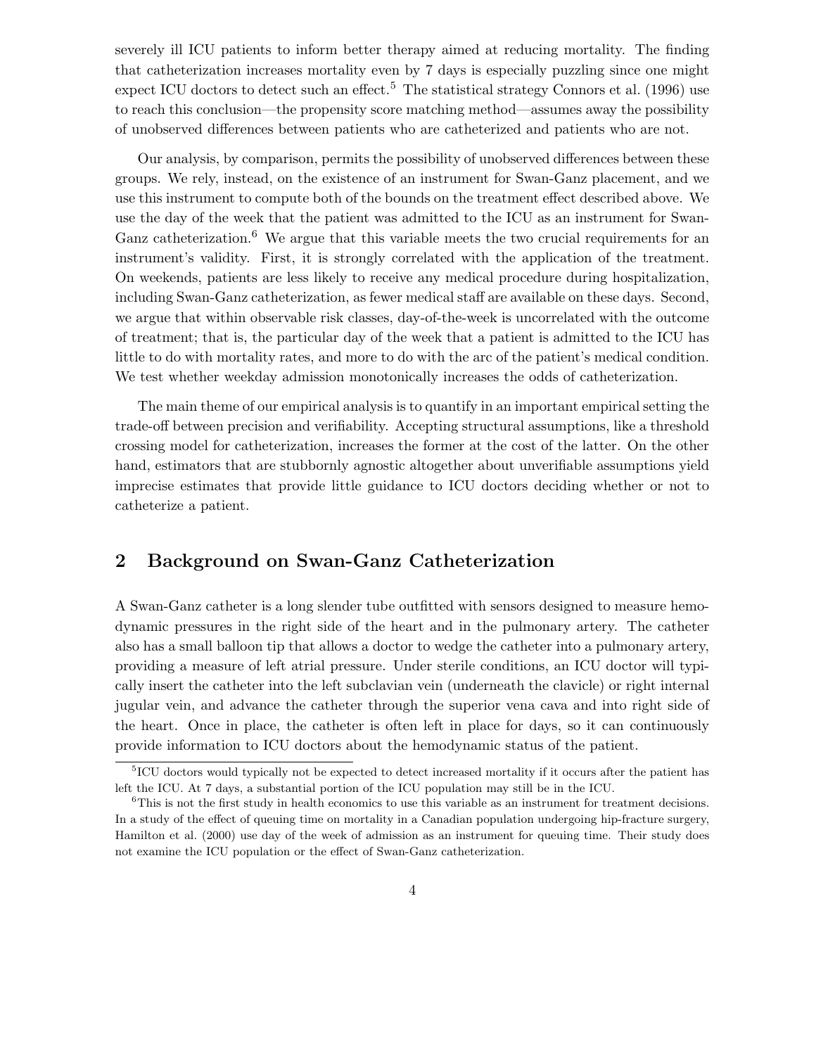severely ill ICU patients to inform better therapy aimed at reducing mortality. The finding that catheterization increases mortality even by 7 days is especially puzzling since one might expect ICU doctors to detect such an effect.[5] The statistical strategy Connors et al. (1996) use to reach this conclusion—the propensity score matching method—assumes away the possibility of unobserved differences between patients who are catheterized and patients who are not.

Our analysis, by comparison, permits the possibility of unobserved differences between these groups. We rely, instead, on the existence of an instrument for Swan-Ganz placement, and we use this instrument to compute both of the bounds on the treatment effect described above. We use the day of the week that the patient was admitted to the ICU as an instrument for Swan-Ganz catheterization.[6] We argue that this variable meets the two crucial requirements for an instrument's validity. First, it is strongly correlated with the application of the treatment. On weekends, patients are less likely to receive any medical procedure during hospitalization, including Swan-Ganz catheterization, as fewer medical staff are available on these days. Second, we argue that within observable risk classes, day-of-the-week is uncorrelated with the outcome of treatment; that is, the particular day of the week that a patient is admitted to the ICU has little to do with mortality rates, and more to do with the arc of the patient's medical condition. We test whether weekday admission monotonically increases the odds of catheterization.

The main theme of our empirical analysis is to quantify in an important empirical setting the trade-off between precision and verifiability. Accepting structural assumptions, like a threshold crossing model for catheterization, increases the former at the cost of the latter. On the other hand, estimators that are stubbornly agnostic altogether about unverifiable assumptions yield imprecise estimates that provide little guidance to ICU doctors deciding whether or not to catheterize a patient.

## 2 Background on Swan-Ganz Catheterization

A Swan-Ganz catheter is a long slender tube outfitted with sensors designed to measure hemodynamic pressures in the right side of the heart and in the pulmonary artery. The catheter also has a small balloon tip that allows a doctor to wedge the catheter into a pulmonary artery, providing a measure of left atrial pressure. Under sterile conditions, an ICU doctor will typically insert the catheter into the left subclavian vein (underneath the clavicle) or right internal jugular vein, and advance the catheter through the superior vena cava and into right side of the heart. Once in place, the catheter is often left in place for days, so it can continuously provide information to ICU doctors about the hemodynamic status of the patient.

[5] ICU doctors would typically not be expected to detect increased mortality if it occurs after the patient has left the ICU. At 7 days, a substantial portion of the ICU population may still be in the ICU.

[6] This is not the first study in health economics to use this variable as an instrument for treatment decisions. In a study of the effect of queuing time on mortality in a Canadian population undergoing hip-fracture surgery, Hamilton et al. (2000) use day of the week of admission as an instrument for queuing time. Their study does not examine the ICU population or the effect of Swan-Ganz catheterization.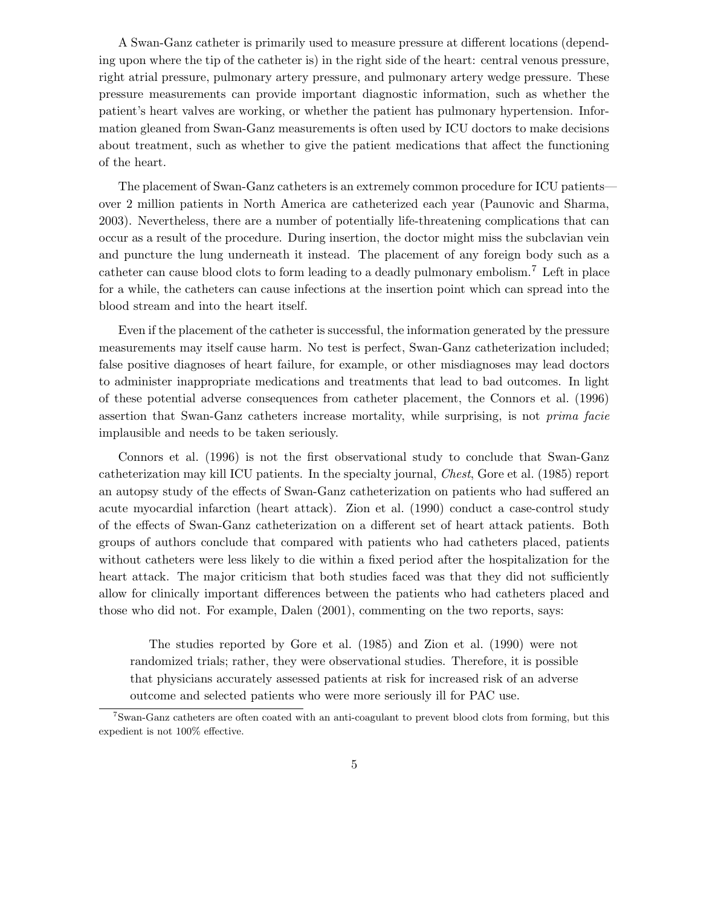A Swan-Ganz catheter is primarily used to measure pressure at different locations (depending upon where the tip of the catheter is) in the right side of the heart: central venous pressure, right atrial pressure, pulmonary artery pressure, and pulmonary artery wedge pressure. These pressure measurements can provide important diagnostic information, such as whether the patient's heart valves are working, or whether the patient has pulmonary hypertension. Information gleaned from Swan-Ganz measurements is often used by ICU doctors to make decisions about treatment, such as whether to give the patient medications that affect the functioning of the heart.

The placement of Swan-Ganz catheters is an extremely common procedure for ICU patients—over 2 million patients in North America are catheterized each year (Paunovic and Sharma, 2003). Nevertheless, there are a number of potentially life-threatening complications that can occur as a result of the procedure. During insertion, the doctor might miss the subclavian vein and puncture the lung underneath it instead. The placement of any foreign body such as a catheter can cause blood clots to form leading to a deadly pulmonary embolism.[7] Left in place for a while, the catheters can cause infections at the insertion point which can spread into the blood stream and into the heart itself.

Even if the placement of the catheter is successful, the information generated by the pressure measurements may itself cause harm. No test is perfect, Swan-Ganz catheterization included; false positive diagnoses of heart failure, for example, or other misdiagnoses may lead doctors to administer inappropriate medications and treatments that lead to bad outcomes. In light of these potential adverse consequences from catheter placement, the Connors et al. (1996) assertion that Swan-Ganz catheters increase mortality, while surprising, is not *prima facie* implausible and needs to be taken seriously.

Connors et al. (1996) is not the first observational study to conclude that Swan-Ganz catheterization may kill ICU patients. In the specialty journal, *Chest*, Gore et al. (1985) report an autopsy study of the effects of Swan-Ganz catheterization on patients who had suffered an acute myocardial infarction (heart attack). Zion et al. (1990) conduct a case-control study of the effects of Swan-Ganz catheterization on a different set of heart attack patients. Both groups of authors conclude that compared with patients who had catheters placed, patients without catheters were less likely to die within a fixed period after the hospitalization for the heart attack. The major criticism that both studies faced was that they did not sufficiently allow for clinically important differences between the patients who had catheters placed and those who did not. For example, Dalen (2001), commenting on the two reports, says:

> The studies reported by Gore et al. (1985) and Zion et al. (1990) were not randomized trials; rather, they were observational studies. Therefore, it is possible that physicians accurately assessed patients at risk for increased risk of an adverse outcome and selected patients who were more seriously ill for PAC use.

[7] Swan-Ganz catheters are often coated with an anti-coagulant to prevent blood clots from forming, but this expedient is not 100% effective.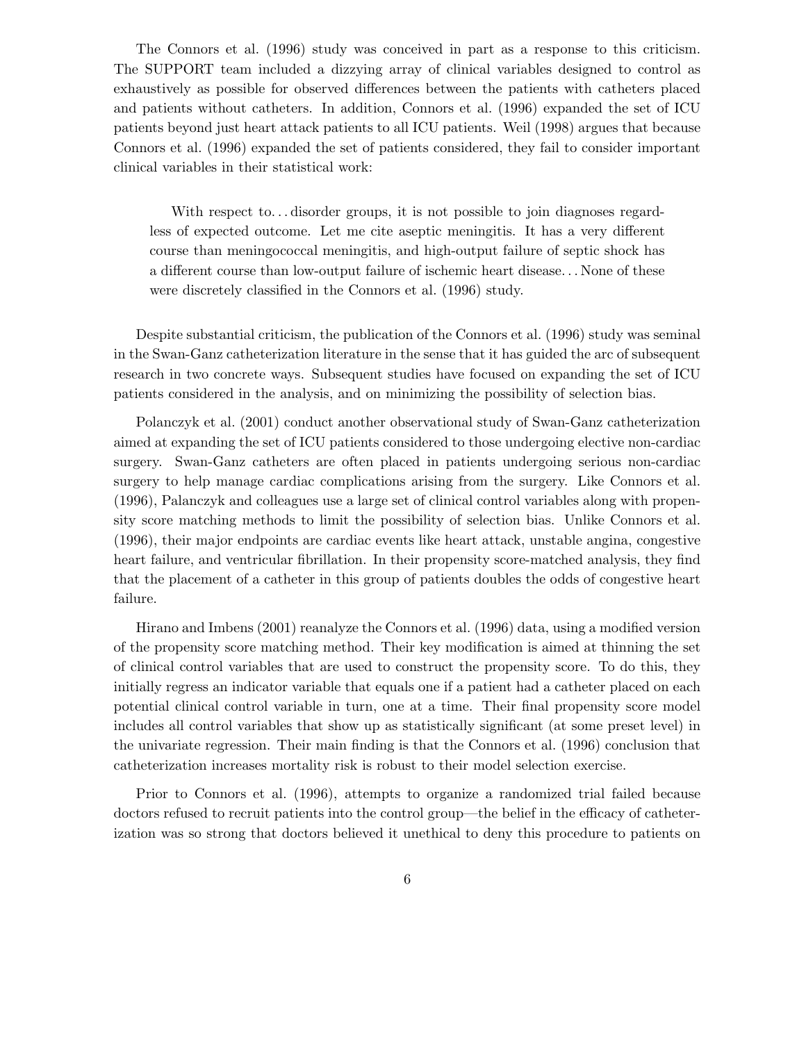The Connors et al. (1996) study was conceived in part as a response to this criticism. The SUPPORT team included a dizzying array of clinical variables designed to control as exhaustively as possible for observed differences between the patients with catheters placed and patients without catheters. In addition, Connors et al. (1996) expanded the set of ICU patients beyond just heart attack patients to all ICU patients. Weil (1998) argues that because Connors et al. (1996) expanded the set of patients considered, they fail to consider important clinical variables in their statistical work:

> With respect to. . . disorder groups, it is not possible to join diagnoses regardless of expected outcome. Let me cite aseptic meningitis. It has a very different course than meningococcal meningitis, and high-output failure of septic shock has a different course than low-output failure of ischemic heart disease. . . None of these were discretely classified in the Connors et al. (1996) study.

Despite substantial criticism, the publication of the Connors et al. (1996) study was seminal in the Swan-Ganz catheterization literature in the sense that it has guided the arc of subsequent research in two concrete ways. Subsequent studies have focused on expanding the set of ICU patients considered in the analysis, and on minimizing the possibility of selection bias.

Polanczyk et al. (2001) conduct another observational study of Swan-Ganz catheterization aimed at expanding the set of ICU patients considered to those undergoing elective non-cardiac surgery. Swan-Ganz catheters are often placed in patients undergoing serious non-cardiac surgery to help manage cardiac complications arising from the surgery. Like Connors et al. (1996), Palanczyk and colleagues use a large set of clinical control variables along with propensity score matching methods to limit the possibility of selection bias. Unlike Connors et al. (1996), their major endpoints are cardiac events like heart attack, unstable angina, congestive heart failure, and ventricular fibrillation. In their propensity score-matched analysis, they find that the placement of a catheter in this group of patients doubles the odds of congestive heart failure.

Hirano and Imbens (2001) reanalyze the Connors et al. (1996) data, using a modified version of the propensity score matching method. Their key modification is aimed at thinning the set of clinical control variables that are used to construct the propensity score. To do this, they initially regress an indicator variable that equals one if a patient had a catheter placed on each potential clinical control variable in turn, one at a time. Their final propensity score model includes all control variables that show up as statistically significant (at some preset level) in the univariate regression. Their main finding is that the Connors et al. (1996) conclusion that catheterization increases mortality risk is robust to their model selection exercise.

Prior to Connors et al. (1996), attempts to organize a randomized trial failed because doctors refused to recruit patients into the control group—the belief in the efficacy of catheterization was so strong that doctors believed it unethical to deny this procedure to patients on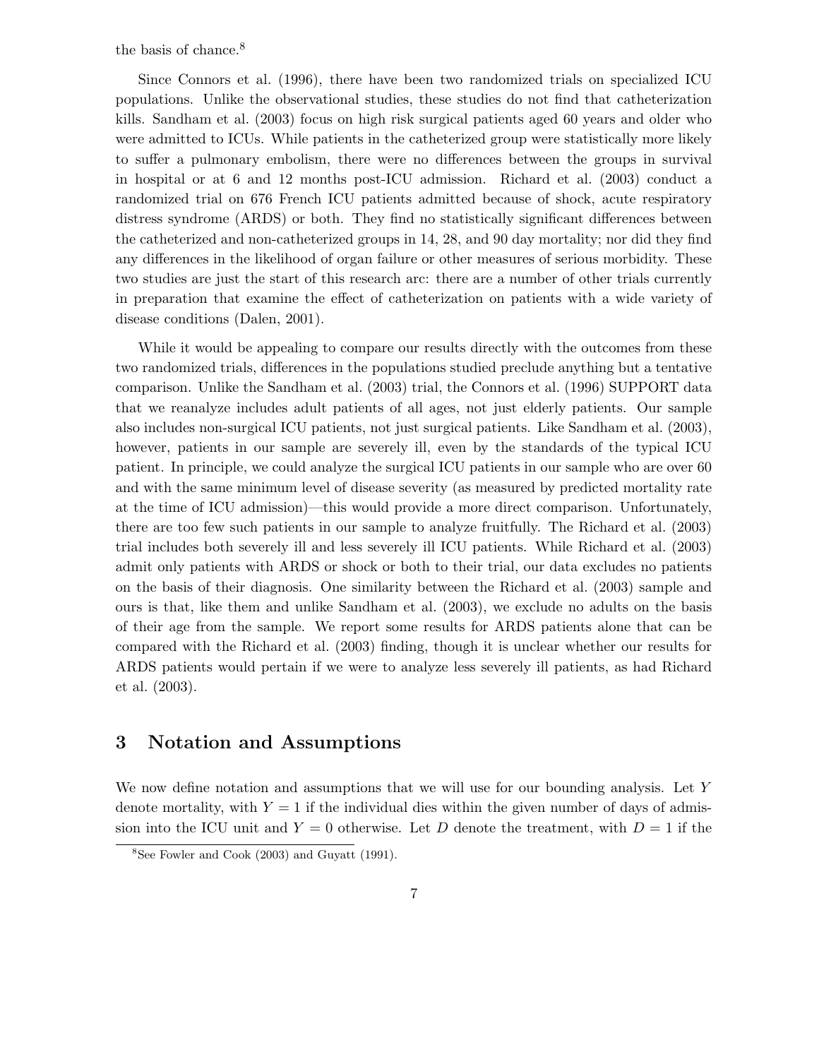the basis of chance.[8]

Since Connors et al. (1996), there have been two randomized trials on specialized ICU populations. Unlike the observational studies, these studies do not find that catheterization kills. Sandham et al. (2003) focus on high risk surgical patients aged 60 years and older who were admitted to ICUs. While patients in the catheterized group were statistically more likely to suffer a pulmonary embolism, there were no differences between the groups in survival in hospital or at 6 and 12 months post-ICU admission. Richard et al. (2003) conduct a randomized trial on 676 French ICU patients admitted because of shock, acute respiratory distress syndrome (ARDS) or both. They find no statistically significant differences between the catheterized and non-catheterized groups in 14, 28, and 90 day mortality; nor did they find any differences in the likelihood of organ failure or other measures of serious morbidity. These two studies are just the start of this research arc: there are a number of other trials currently in preparation that examine the effect of catheterization on patients with a wide variety of disease conditions (Dalen, 2001).

While it would be appealing to compare our results directly with the outcomes from these two randomized trials, differences in the populations studied preclude anything but a tentative comparison. Unlike the Sandham et al. (2003) trial, the Connors et al. (1996) SUPPORT data that we reanalyze includes adult patients of all ages, not just elderly patients. Our sample also includes non-surgical ICU patients, not just surgical patients. Like Sandham et al. (2003), however, patients in our sample are severely ill, even by the standards of the typical ICU patient. In principle, we could analyze the surgical ICU patients in our sample who are over 60 and with the same minimum level of disease severity (as measured by predicted mortality rate at the time of ICU admission)—this would provide a more direct comparison. Unfortunately, there are too few such patients in our sample to analyze fruitfully. The Richard et al. (2003) trial includes both severely ill and less severely ill ICU patients. While Richard et al. (2003) admit only patients with ARDS or shock or both to their trial, our data excludes no patients on the basis of their diagnosis. One similarity between the Richard et al. (2003) sample and ours is that, like them and unlike Sandham et al. (2003), we exclude no adults on the basis of their age from the sample. We report some results for ARDS patients alone that can be compared with the Richard et al. (2003) finding, though it is unclear whether our results for ARDS patients would pertain if we were to analyze less severely ill patients, as had Richard et al. (2003).

## 3 Notation and Assumptions

We now define notation and assumptions that we will use for our bounding analysis. Let $Y$ denote mortality, with $Y = 1$ if the individual dies within the given number of days of admission into the ICU unit and $Y = 0$ otherwise. Let $D$ denote the treatment, with $D = 1$ if the

[8] See Fowler and Cook (2003) and Guyatt (1991).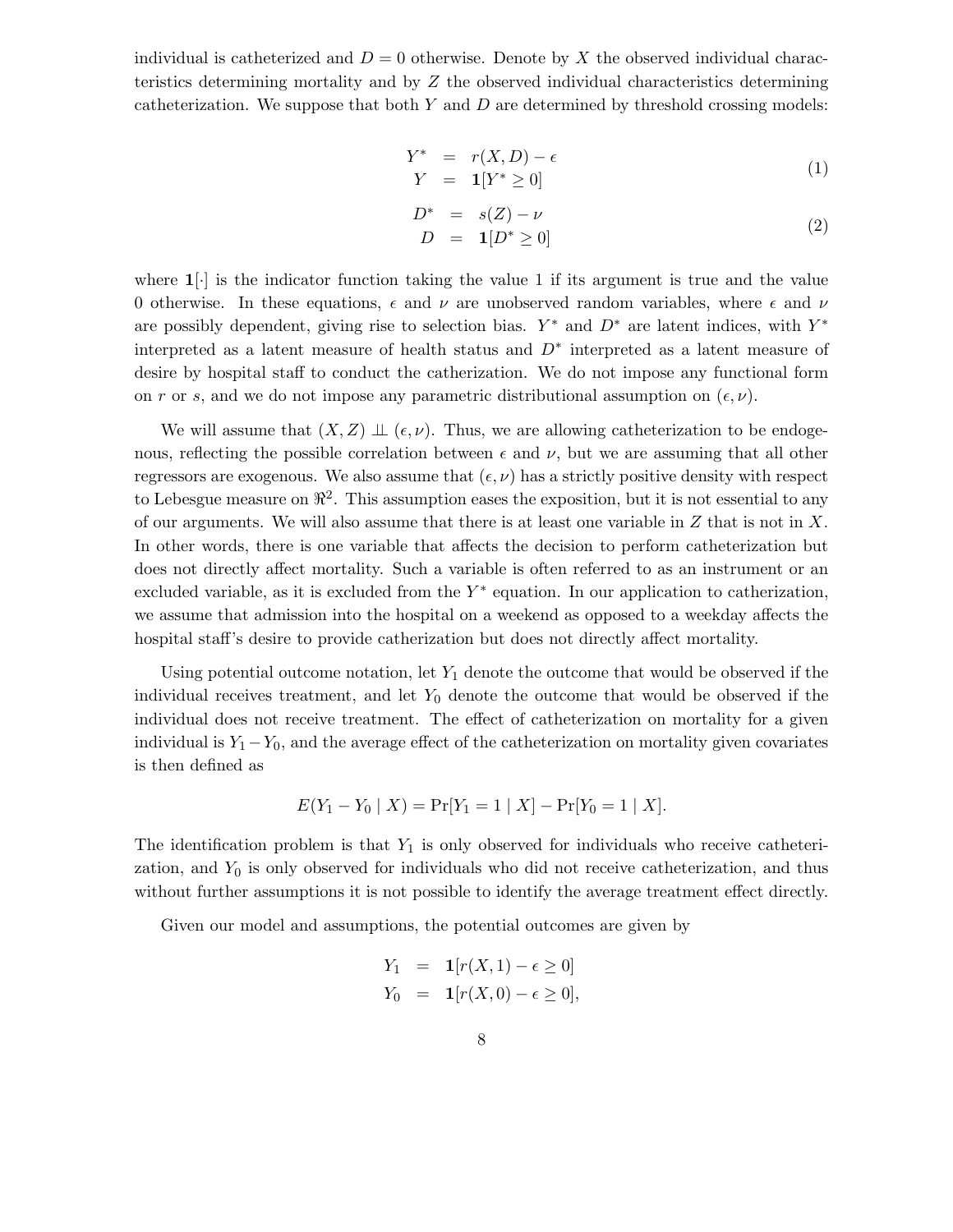individual is catheterized and $D = 0$ otherwise. Denote by $X$ the observed individual characteristics determining mortality and by $Z$ the observed individual characteristics determining catheterization. We suppose that both $Y$ and $D$ are determined by threshold crossing models:

$$
\begin{aligned}
Y^* &= r(X, D) - \epsilon \\
Y &= \mathbf{1}[Y^* \geq 0]
\end{aligned}
\tag{1}
$$

$$
\begin{aligned}
D^* &= s(Z) - \nu \\
D &= \mathbf{1}[D^* \geq 0]
\end{aligned}
\tag{2}
$$

where $\mathbf{1}[\cdot]$ is the indicator function taking the value 1 if its argument is true and the value 0 otherwise. In these equations, $\epsilon$ and $\nu$ are unobserved random variables, where $\epsilon$ and $\nu$ are possibly dependent, giving rise to selection bias. $Y^*$ and $D^*$ are latent indices, with $Y^*$ interpreted as a latent measure of health status and $D^*$ interpreted as a latent measure of desire by hospital staff to conduct the catherization. We do not impose any functional form on $r$ or $s$, and we do not impose any parametric distributional assumption on $(\epsilon, \nu)$.

We will assume that $(X, Z) \perp\!\!\!\perp (\epsilon, \nu)$. Thus, we are allowing catheterization to be endogenous, reflecting the possible correlation between $\epsilon$ and $\nu$, but we are assuming that all other regressors are exogenous. We also assume that $(\epsilon, \nu)$ has a strictly positive density with respect to Lebesgue measure on $\Re^2$. This assumption eases the exposition, but it is not essential to any of our arguments. We will also assume that there is at least one variable in $Z$ that is not in $X$. In other words, there is one variable that affects the decision to perform catheterization but does not directly affect mortality. Such a variable is often referred to as an instrument or an excluded variable, as it is excluded from the $Y^*$ equation. In our application to catherization, we assume that admission into the hospital on a weekend as opposed to a weekday affects the hospital staff's desire to provide catherization but does not directly affect mortality.

Using potential outcome notation, let $Y_1$ denote the outcome that would be observed if the individual receives treatment, and let $Y_0$ denote the outcome that would be observed if the individual does not receive treatment. The effect of catheterization on mortality for a given individual is $Y_1 - Y_0$, and the average effect of the catheterization on mortality given covariates is then defined as

$$
E(Y_1 - Y_0 \mid X) = \Pr[Y_1 = 1 \mid X] - \Pr[Y_0 = 1 \mid X].
$$

The identification problem is that $Y_1$ is only observed for individuals who receive catheterization, and $Y_0$ is only observed for individuals who did not receive catheterization, and thus without further assumptions it is not possible to identify the average treatment effect directly.

Given our model and assumptions, the potential outcomes are given by

$$
\begin{aligned}
Y_1 &= \mathbf{1}[r(X, 1) - \epsilon \geq 0] \\
Y_0 &= \mathbf{1}[r(X, 0) - \epsilon \geq 0],
\end{aligned}
$$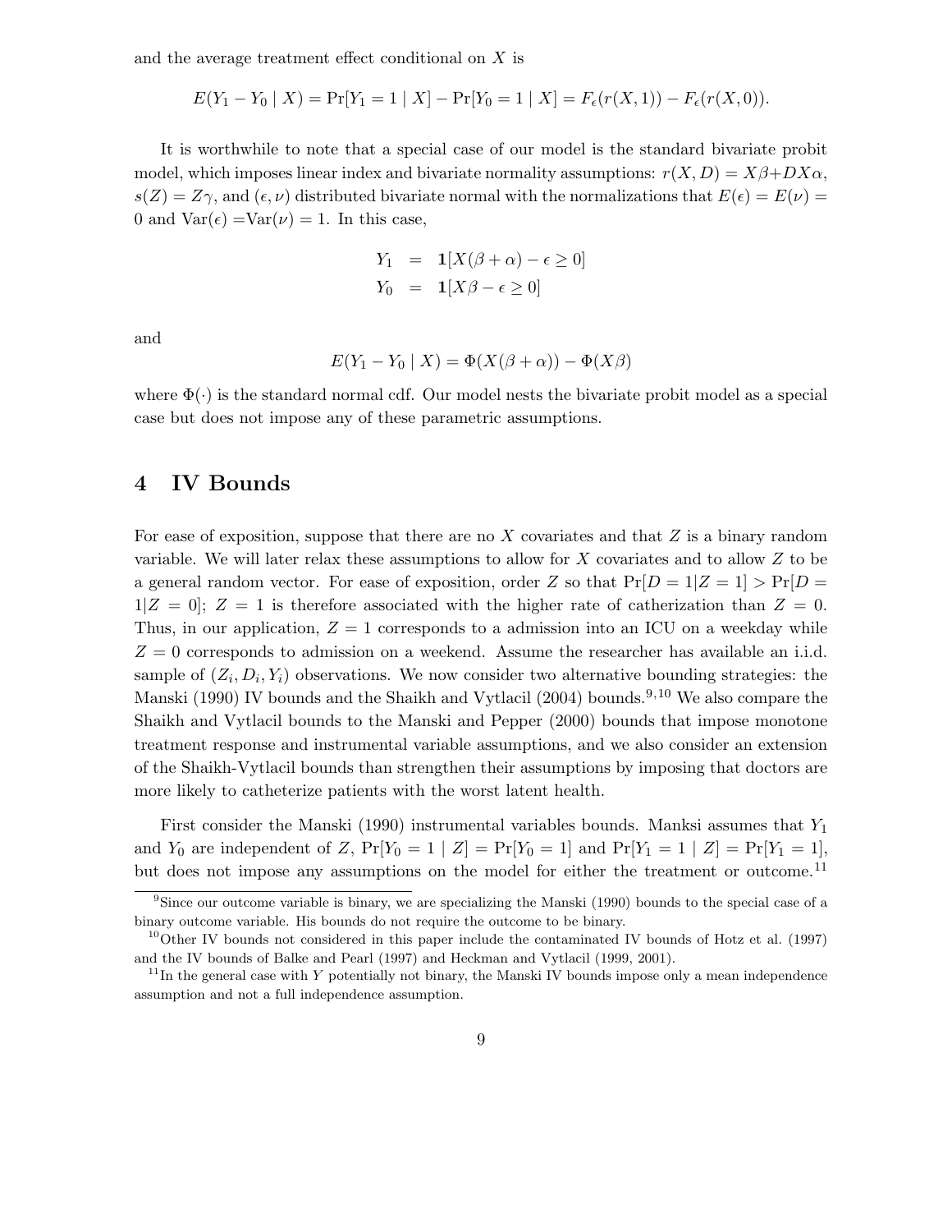and the average treatment effect conditional on $X$ is

$$E(Y_1 - Y_0 \mid X) = \Pr[Y_1 = 1 \mid X] - \Pr[Y_0 = 1 \mid X] = F_\epsilon(r(X, 1)) - F_\epsilon(r(X, 0)).$$

It is worthwhile to note that a special case of our model is the standard bivariate probit model, which imposes linear index and bivariate normality assumptions: $r(X, D) = X\beta + DX\alpha$, $s(Z) = Z\gamma$, and $(\epsilon, \nu)$ distributed bivariate normal with the normalizations that $E(\epsilon) = E(\nu) = 0$ and $\text{Var}(\epsilon) = \text{Var}(\nu) = 1$. In this case,

$$\begin{aligned} Y_1 &= \mathbf{1}[X(\beta + \alpha) - \epsilon \geq 0] \\ Y_0 &= \mathbf{1}[X\beta - \epsilon \geq 0] \end{aligned}$$

and

$$E(Y_1 - Y_0 \mid X) = \Phi(X(\beta + \alpha)) - \Phi(X\beta)$$

where $\Phi(\cdot)$ is the standard normal cdf. Our model nests the bivariate probit model as a special case but does not impose any of these parametric assumptions.

# 4 IV Bounds

For ease of exposition, suppose that there are no $X$ covariates and that $Z$ is a binary random variable. We will later relax these assumptions to allow for $X$ covariates and to allow $Z$ to be a general random vector. For ease of exposition, order $Z$ so that $\Pr[D = 1|Z = 1] > \Pr[D = 1|Z = 0]$; $Z = 1$ is therefore associated with the higher rate of catherization than $Z = 0$. Thus, in our application, $Z = 1$ corresponds to a admission into an ICU on a weekday while $Z = 0$ corresponds to admission on a weekend. Assume the researcher has available an i.i.d. sample of $(Z_i, D_i, Y_i)$ observations. We now consider two alternative bounding strategies: the Manski (1990) IV bounds and the Shaikh and Vytlacil (2004) bounds.[9,10] We also compare the Shaikh and Vytlacil bounds to the Manski and Pepper (2000) bounds that impose monotone treatment response and instrumental variable assumptions, and we also consider an extension of the Shaikh-Vytlacil bounds than strengthen their assumptions by imposing that doctors are more likely to catheterize patients with the worst latent health.

First consider the Manski (1990) instrumental variables bounds. Manksi assumes that $Y_1$ and $Y_0$ are independent of $Z$, $\Pr[Y_0 = 1 \mid Z] = \Pr[Y_0 = 1]$ and $\Pr[Y_1 = 1 \mid Z] = \Pr[Y_1 = 1]$, but does not impose any assumptions on the model for either the treatment or outcome.[11]

[9] Since our outcome variable is binary, we are specializing the Manski (1990) bounds to the special case of a binary outcome variable. His bounds do not require the outcome to be binary.

[10] Other IV bounds not considered in this paper include the contaminated IV bounds of Hotz et al. (1997) and the IV bounds of Balke and Pearl (1997) and Heckman and Vytlacil (1999, 2001).

[11] In the general case with $Y$ potentially not binary, the Manski IV bounds impose only a mean independence assumption and not a full independence assumption.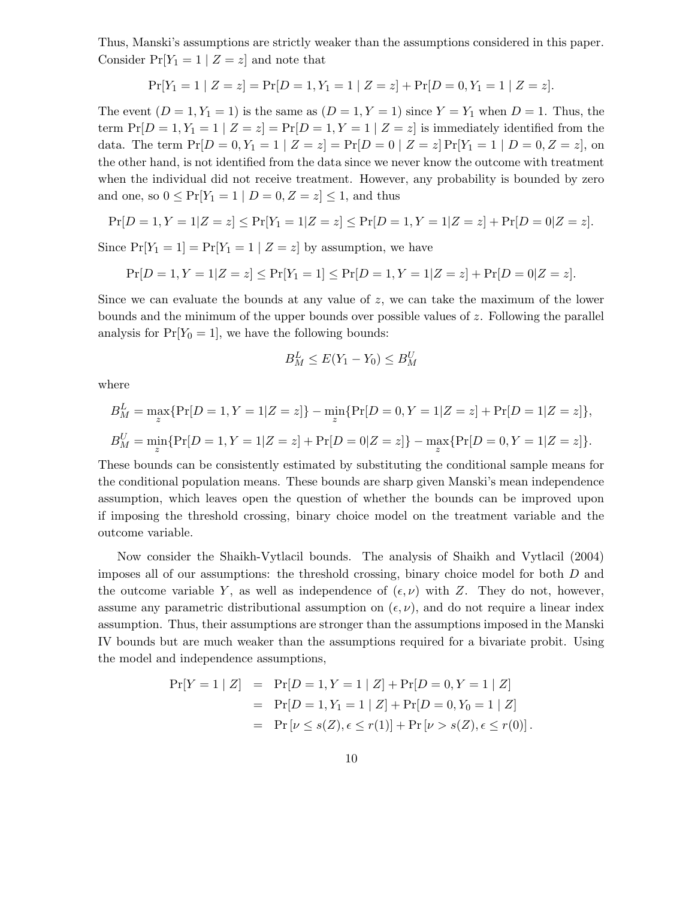Thus, Manski's assumptions are strictly weaker than the assumptions considered in this paper. Consider $\Pr[Y_1 = 1 \mid Z = z]$ and note that

$$\Pr[Y_1 = 1 \mid Z = z] = \Pr[D = 1, Y_1 = 1 \mid Z = z] + \Pr[D = 0, Y_1 = 1 \mid Z = z].$$

The event $(D = 1, Y_1 = 1)$ is the same as $(D = 1, Y = 1)$ since $Y = Y_1$ when $D = 1$. Thus, the term $\Pr[D = 1, Y_1 = 1 \mid Z = z] = \Pr[D = 1, Y = 1 \mid Z = z]$ is immediately identified from the data. The term $\Pr[D = 0, Y_1 = 1 \mid Z = z] = \Pr[D = 0 \mid Z = z] \Pr[Y_1 = 1 \mid D = 0, Z = z]$, on the other hand, is not identified from the data since we never know the outcome with treatment when the individual did not receive treatment. However, any probability is bounded by zero and one, so $0 \leq \Pr[Y_1 = 1 \mid D = 0, Z = z] \leq 1$, and thus

$$\Pr[D = 1, Y = 1|Z = z] \leq \Pr[Y_1 = 1|Z = z] \leq \Pr[D = 1, Y = 1|Z = z] + \Pr[D = 0|Z = z].$$

Since $\Pr[Y_1 = 1] = \Pr[Y_1 = 1 \mid Z = z]$ by assumption, we have

$$\Pr[D = 1, Y = 1|Z = z] \leq \Pr[Y_1 = 1] \leq \Pr[D = 1, Y = 1|Z = z] + \Pr[D = 0|Z = z].$$

Since we can evaluate the bounds at any value of $z$, we can take the maximum of the lower bounds and the minimum of the upper bounds over possible values of $z$. Following the parallel analysis for $\Pr[Y_0 = 1]$, we have the following bounds:

$$B_M^L \leq E(Y_1 - Y_0) \leq B_M^U$$

where

$$B_M^L = \max_z\{\Pr[D = 1, Y = 1|Z = z]\} - \min_z\{\Pr[D = 0, Y = 1|Z = z] + \Pr[D = 1|Z = z]\},$$

$$B_M^U = \min_z\{\Pr[D = 1, Y = 1|Z = z] + \Pr[D = 0|Z = z]\} - \max_z\{\Pr[D = 0, Y = 1|Z = z]\}.$$

These bounds can be consistently estimated by substituting the conditional sample means for the conditional population means. These bounds are sharp given Manski's mean independence assumption, which leaves open the question of whether the bounds can be improved upon if imposing the threshold crossing, binary choice model on the treatment variable and the outcome variable.

Now consider the Shaikh-Vytlacil bounds. The analysis of Shaikh and Vytlacil (2004) imposes all of our assumptions: the threshold crossing, binary choice model for both $D$ and the outcome variable $Y$, as well as independence of $(\epsilon, \nu)$ with $Z$. They do not, however, assume any parametric distributional assumption on $(\epsilon, \nu)$, and do not require a linear index assumption. Thus, their assumptions are stronger than the assumptions imposed in the Manski IV bounds but are much weaker than the assumptions required for a bivariate probit. Using the model and independence assumptions,

$$\begin{aligned}
\Pr[Y = 1 \mid Z] &= \Pr[D = 1, Y = 1 \mid Z] + \Pr[D = 0, Y = 1 \mid Z] \\
&= \Pr[D = 1, Y_1 = 1 \mid Z] + \Pr[D = 0, Y_0 = 1 \mid Z] \\
&= \Pr\left[\nu \leq s(Z), \epsilon \leq r(1)\right] + \Pr\left[\nu > s(Z), \epsilon \leq r(0)\right].
\end{aligned}$$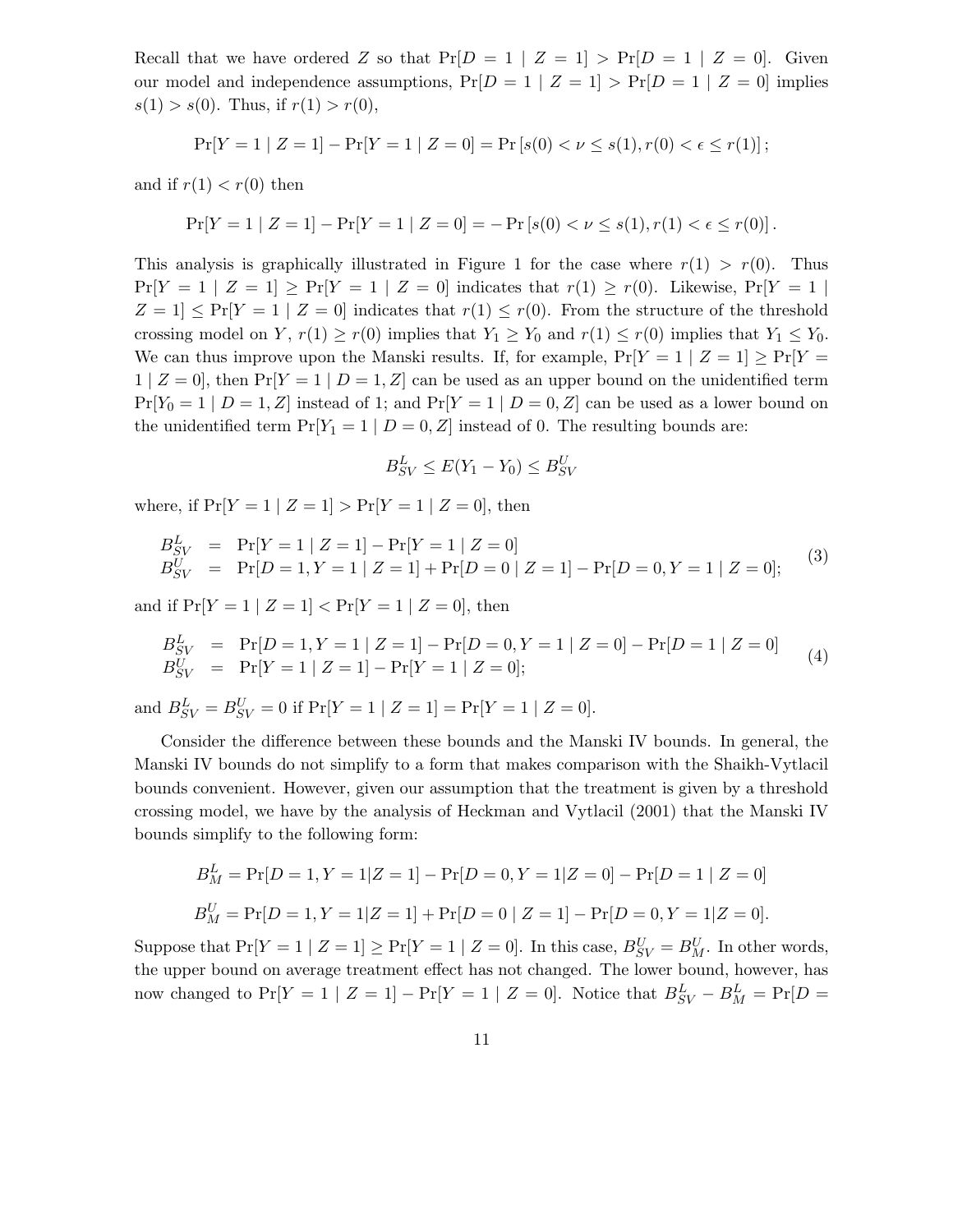Recall that we have ordered $Z$ so that $\Pr[D = 1 \mid Z = 1] > \Pr[D = 1 \mid Z = 0]$. Given our model and independence assumptions, $\Pr[D = 1 \mid Z = 1] > \Pr[D = 1 \mid Z = 0]$ implies $s(1) > s(0)$. Thus, if $r(1) > r(0)$,

$$\Pr[Y = 1 \mid Z = 1] - \Pr[Y = 1 \mid Z = 0] = \Pr\left[s(0) < \nu \leq s(1), r(0) < \epsilon \leq r(1)\right];$$

and if $r(1) < r(0)$ then

$$\Pr[Y = 1 \mid Z = 1] - \Pr[Y = 1 \mid Z = 0] = -\Pr\left[s(0) < \nu \leq s(1), r(1) < \epsilon \leq r(0)\right].$$

This analysis is graphically illustrated in Figure 1 for the case where $r(1) > r(0)$. Thus $\Pr[Y = 1 \mid Z = 1] \geq \Pr[Y = 1 \mid Z = 0]$ indicates that $r(1) \geq r(0)$. Likewise, $\Pr[Y = 1 \mid Z = 1] \leq \Pr[Y = 1 \mid Z = 0]$ indicates that $r(1) \leq r(0)$. From the structure of the threshold crossing model on $Y$, $r(1) \geq r(0)$ implies that $Y_1 \geq Y_0$ and $r(1) \leq r(0)$ implies that $Y_1 \leq Y_0$. We can thus improve upon the Manski results. If, for example, $\Pr[Y = 1 \mid Z = 1] \geq \Pr[Y = 1 \mid Z = 0]$, then $\Pr[Y = 1 \mid D = 1, Z]$ can be used as an upper bound on the unidentified term $\Pr[Y_0 = 1 \mid D = 1, Z]$ instead of 1; and $\Pr[Y = 1 \mid D = 0, Z]$ can be used as a lower bound on the unidentified term $\Pr[Y_1 = 1 \mid D = 0, Z]$ instead of 0. The resulting bounds are:

$$B^L_{SV} \leq E(Y_1 - Y_0) \leq B^U_{SV}$$

where, if $\Pr[Y = 1 \mid Z = 1] > \Pr[Y = 1 \mid Z = 0]$, then

$$\begin{aligned} B^L_{SV} &= \Pr[Y = 1 \mid Z = 1] - \Pr[Y = 1 \mid Z = 0] \\ B^U_{SV} &= \Pr[D = 1, Y = 1 \mid Z = 1] + \Pr[D = 0 \mid Z = 1] - \Pr[D = 0, Y = 1 \mid Z = 0]; \end{aligned} \tag{3}$$

and if $\Pr[Y = 1 \mid Z = 1] < \Pr[Y = 1 \mid Z = 0]$, then

$$\begin{aligned} B^L_{SV} &= \Pr[D = 1, Y = 1 \mid Z = 1] - \Pr[D = 0, Y = 1 \mid Z = 0] - \Pr[D = 1 \mid Z = 0] \\ B^U_{SV} &= \Pr[Y = 1 \mid Z = 1] - \Pr[Y = 1 \mid Z = 0]; \end{aligned} \tag{4}$$

and $B^L_{SV} = B^U_{SV} = 0$ if $\Pr[Y = 1 \mid Z = 1] = \Pr[Y = 1 \mid Z = 0]$.

Consider the difference between these bounds and the Manski IV bounds. In general, the Manski IV bounds do not simplify to a form that makes comparison with the Shaikh-Vytlacil bounds convenient. However, given our assumption that the treatment is given by a threshold crossing model, we have by the analysis of Heckman and Vytlacil (2001) that the Manski IV bounds simplify to the following form:

$$B^L_M = \Pr[D = 1, Y = 1 | Z = 1] - \Pr[D = 0, Y = 1 | Z = 0] - \Pr[D = 1 \mid Z = 0]$$

$$B^U_M = \Pr[D = 1, Y = 1 | Z = 1] + \Pr[D = 0 \mid Z = 1] - \Pr[D = 0, Y = 1 | Z = 0].$$

Suppose that $\Pr[Y = 1 \mid Z = 1] \geq \Pr[Y = 1 \mid Z = 0]$. In this case, $B^U_{SV} = B^U_M$. In other words, the upper bound on average treatment effect has not changed. The lower bound, however, has now changed to $\Pr[Y = 1 \mid Z = 1] - \Pr[Y = 1 \mid Z = 0]$. Notice that $B^L_{SV} - B^L_M = \Pr[D =$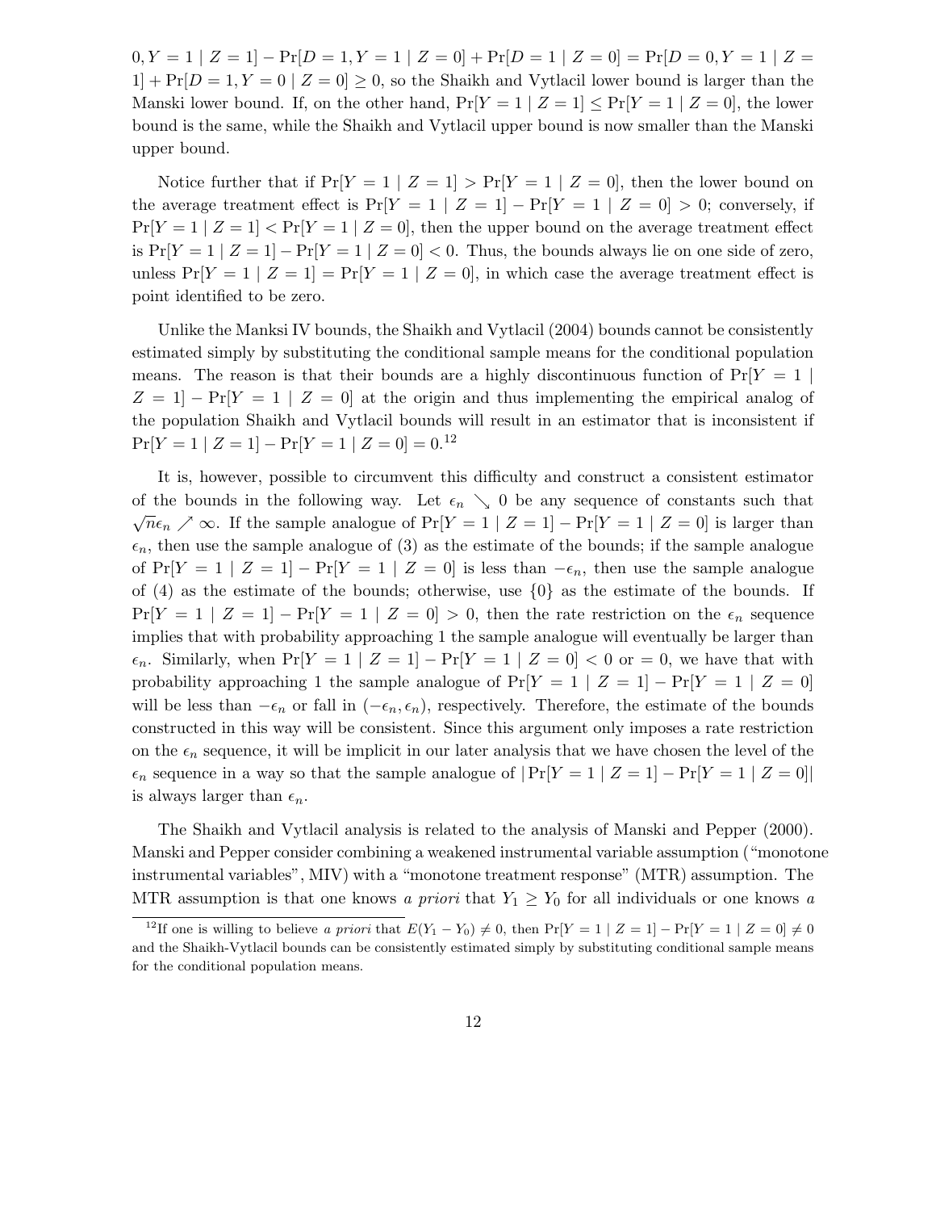$0, Y = 1 \mid Z = 1] - \Pr[D = 1, Y = 1 \mid Z = 0] + \Pr[D = 1 \mid Z = 0] = \Pr[D = 0, Y = 1 \mid Z = 1] + \Pr[D = 1, Y = 0 \mid Z = 0] \geq 0$, so the Shaikh and Vytlacil lower bound is larger than the Manski lower bound. If, on the other hand, $\Pr[Y = 1 \mid Z = 1] \leq \Pr[Y = 1 \mid Z = 0]$, the lower bound is the same, while the Shaikh and Vytlacil upper bound is now smaller than the Manski upper bound.

Notice further that if $\Pr[Y = 1 \mid Z = 1] > \Pr[Y = 1 \mid Z = 0]$, then the lower bound on the average treatment effect is $\Pr[Y = 1 \mid Z = 1] - \Pr[Y = 1 \mid Z = 0] > 0$; conversely, if $\Pr[Y = 1 \mid Z = 1] < \Pr[Y = 1 \mid Z = 0]$, then the upper bound on the average treatment effect is $\Pr[Y = 1 \mid Z = 1] - \Pr[Y = 1 \mid Z = 0] < 0$. Thus, the bounds always lie on one side of zero, unless $\Pr[Y = 1 \mid Z = 1] = \Pr[Y = 1 \mid Z = 0]$, in which case the average treatment effect is point identified to be zero.

Unlike the Manksi IV bounds, the Shaikh and Vytlacil (2004) bounds cannot be consistently estimated simply by substituting the conditional sample means for the conditional population means. The reason is that their bounds are a highly discontinuous function of $\Pr[Y = 1 \mid Z = 1] - \Pr[Y = 1 \mid Z = 0]$ at the origin and thus implementing the empirical analog of the population Shaikh and Vytlacil bounds will result in an estimator that is inconsistent if $\Pr[Y = 1 \mid Z = 1] - \Pr[Y = 1 \mid Z = 0] = 0$.[12]

It is, however, possible to circumvent this difficulty and construct a consistent estimator of the bounds in the following way. Let $\epsilon_n \searrow 0$ be any sequence of constants such that $\sqrt{n}\epsilon_n \nearrow \infty$. If the sample analogue of $\Pr[Y = 1 \mid Z = 1] - \Pr[Y = 1 \mid Z = 0]$ is larger than $\epsilon_n$, then use the sample analogue of (3) as the estimate of the bounds; if the sample analogue of $\Pr[Y = 1 \mid Z = 1] - \Pr[Y = 1 \mid Z = 0]$ is less than $-\epsilon_n$, then use the sample analogue of (4) as the estimate of the bounds; otherwise, use $\{0\}$ as the estimate of the bounds. If $\Pr[Y = 1 \mid Z = 1] - \Pr[Y = 1 \mid Z = 0] > 0$, then the rate restriction on the $\epsilon_n$ sequence implies that with probability approaching 1 the sample analogue will eventually be larger than $\epsilon_n$. Similarly, when $\Pr[Y = 1 \mid Z = 1] - \Pr[Y = 1 \mid Z = 0] < 0$ or $= 0$, we have that with probability approaching 1 the sample analogue of $\Pr[Y = 1 \mid Z = 1] - \Pr[Y = 1 \mid Z = 0]$ will be less than $-\epsilon_n$ or fall in $(-\epsilon_n, \epsilon_n)$, respectively. Therefore, the estimate of the bounds constructed in this way will be consistent. Since this argument only imposes a rate restriction on the $\epsilon_n$ sequence, it will be implicit in our later analysis that we have chosen the level of the $\epsilon_n$ sequence in a way so that the sample analogue of $|\Pr[Y = 1 \mid Z = 1] - \Pr[Y = 1 \mid Z = 0]|$ is always larger than $\epsilon_n$.

The Shaikh and Vytlacil analysis is related to the analysis of Manski and Pepper (2000). Manski and Pepper consider combining a weakened instrumental variable assumption ("monotone instrumental variables", MIV) with a "monotone treatment response" (MTR) assumption. The MTR assumption is that one knows *a priori* that $Y_1 \geq Y_0$ for all individuals or one knows *a*

[12] If one is willing to believe *a priori* that $E(Y_1 - Y_0) \neq 0$, then $\Pr[Y = 1 \mid Z = 1] - \Pr[Y = 1 \mid Z = 0] \neq 0$ and the Shaikh-Vytlacil bounds can be consistently estimated simply by substituting conditional sample means for the conditional population means.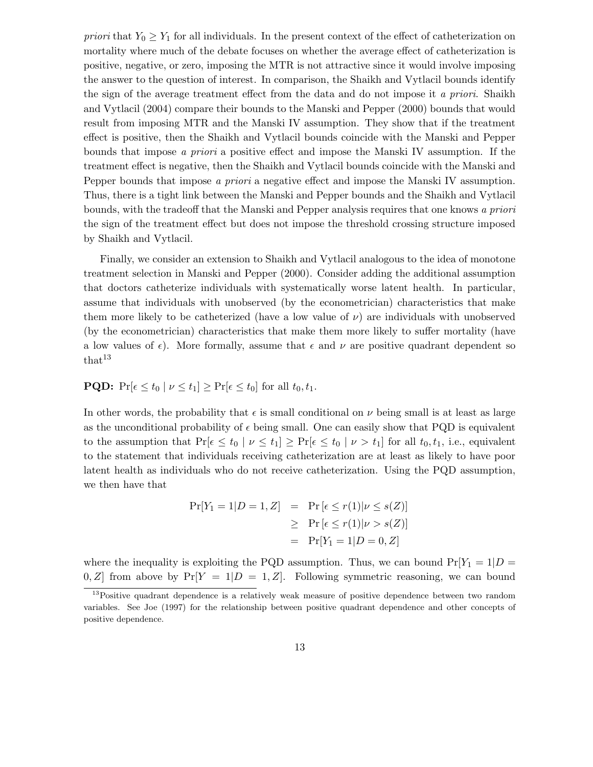*priori* that $Y_0 \geq Y_1$ for all individuals. In the present context of the effect of catheterization on mortality where much of the debate focuses on whether the average effect of catheterization is positive, negative, or zero, imposing the MTR is not attractive since it would involve imposing the answer to the question of interest. In comparison, the Shaikh and Vytlacil bounds identify the sign of the average treatment effect from the data and do not impose it *a priori*. Shaikh and Vytlacil (2004) compare their bounds to the Manski and Pepper (2000) bounds that would result from imposing MTR and the Manski IV assumption. They show that if the treatment effect is positive, then the Shaikh and Vytlacil bounds coincide with the Manski and Pepper bounds that impose *a priori* a positive effect and impose the Manski IV assumption. If the treatment effect is negative, then the Shaikh and Vytlacil bounds coincide with the Manski and Pepper bounds that impose *a priori* a negative effect and impose the Manski IV assumption. Thus, there is a tight link between the Manski and Pepper bounds and the Shaikh and Vytlacil bounds, with the tradeoff that the Manski and Pepper analysis requires that one knows *a priori* the sign of the treatment effect but does not impose the threshold crossing structure imposed by Shaikh and Vytlacil.

Finally, we consider an extension to Shaikh and Vytlacil analogous to the idea of monotone treatment selection in Manski and Pepper (2000). Consider adding the additional assumption that doctors catheterize individuals with systematically worse latent health. In particular, assume that individuals with unobserved (by the econometrician) characteristics that make them more likely to be catheterized (have a low value of $\nu$) are individuals with unobserved (by the econometrician) characteristics that make them more likely to suffer mortality (have a low values of $\epsilon$). More formally, assume that $\epsilon$ and $\nu$ are positive quadrant dependent so that[13]

**PQD:** $\Pr[\epsilon \leq t_0 \mid \nu \leq t_1] \geq \Pr[\epsilon \leq t_0]$ for all $t_0, t_1$.

In other words, the probability that $\epsilon$ is small conditional on $\nu$ being small is at least as large as the unconditional probability of $\epsilon$ being small. One can easily show that PQD is equivalent to the assumption that $\Pr[\epsilon \leq t_0 \mid \nu \leq t_1] \geq \Pr[\epsilon \leq t_0 \mid \nu > t_1]$ for all $t_0, t_1$, i.e., equivalent to the statement that individuals receiving catheterization are at least as likely to have poor latent health as individuals who do not receive catheterization. Using the PQD assumption, we then have that

$$
\begin{aligned}
\Pr[Y_1 = 1|D = 1, Z] &= \Pr\left[\epsilon \leq r(1)|\nu \leq s(Z)\right] \\
&\geq \Pr\left[\epsilon \leq r(1)|\nu > s(Z)\right] \\
&= \Pr[Y_1 = 1|D = 0, Z]
\end{aligned}
$$

where the inequality is exploiting the PQD assumption. Thus, we can bound $\Pr[Y_1 = 1|D = 0, Z]$ from above by $\Pr[Y = 1|D = 1, Z]$. Following symmetric reasoning, we can bound

[13] Positive quadrant dependence is a relatively weak measure of positive dependence between two random variables. See Joe (1997) for the relationship between positive quadrant dependence and other concepts of positive dependence.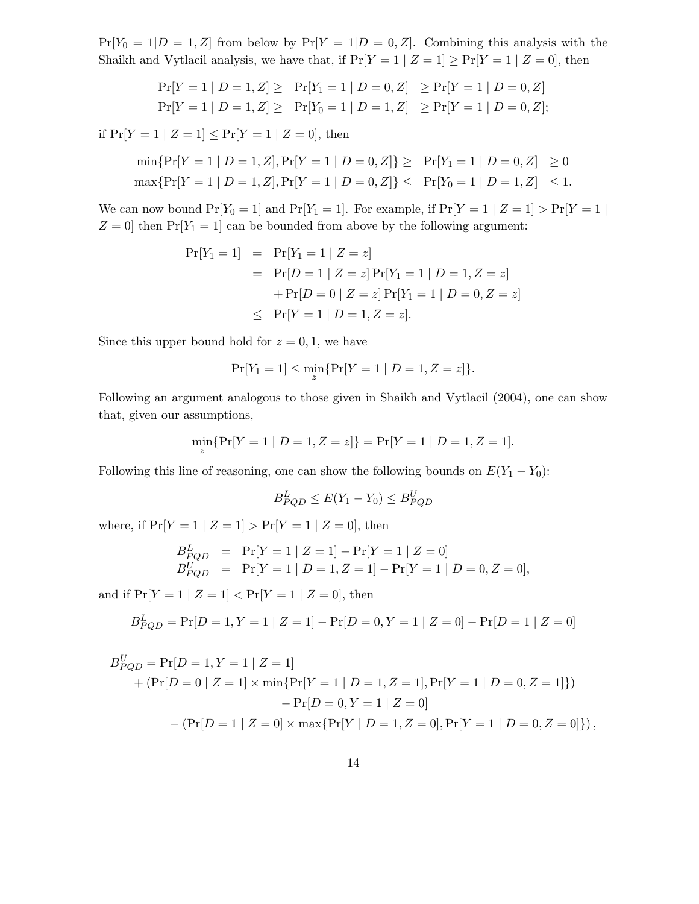$\Pr[Y_0 = 1|D = 1, Z]$ from below by $\Pr[Y = 1|D = 0, Z]$. Combining this analysis with the Shaikh and Vytlacil analysis, we have that, if $\Pr[Y = 1 \mid Z = 1] \geq \Pr[Y = 1 \mid Z = 0]$, then

$$\begin{aligned}
\Pr[Y = 1 \mid D = 1, Z] \geq \; & \Pr[Y_1 = 1 \mid D = 0, Z] & \geq \Pr[Y = 1 \mid D = 0, Z] \\
\Pr[Y = 1 \mid D = 1, Z] \geq \; & \Pr[Y_0 = 1 \mid D = 1, Z] & \geq \Pr[Y = 1 \mid D = 0, Z];
\end{aligned}$$

if $\Pr[Y = 1 \mid Z = 1] \leq \Pr[Y = 1 \mid Z = 0]$, then

$$\begin{aligned}
\min\{\Pr[Y = 1 \mid D = 1, Z], \Pr[Y = 1 \mid D = 0, Z]\} \geq \; & \Pr[Y_1 = 1 \mid D = 0, Z] & \geq 0 \\
\max\{\Pr[Y = 1 \mid D = 1, Z], \Pr[Y = 1 \mid D = 0, Z]\} \leq \; & \Pr[Y_0 = 1 \mid D = 1, Z] & \leq 1.
\end{aligned}$$

We can now bound $\Pr[Y_0 = 1]$ and $\Pr[Y_1 = 1]$. For example, if $\Pr[Y = 1 \mid Z = 1] > \Pr[Y = 1 \mid Z = 0]$ then $\Pr[Y_1 = 1]$ can be bounded from above by the following argument:

$$\begin{aligned}
\Pr[Y_1 = 1] &= \Pr[Y_1 = 1 \mid Z = z] \\
&= \Pr[D = 1 \mid Z = z] \Pr[Y_1 = 1 \mid D = 1, Z = z] \\
&\quad + \Pr[D = 0 \mid Z = z] \Pr[Y_1 = 1 \mid D = 0, Z = z] \\
&\leq \Pr[Y = 1 \mid D = 1, Z = z].
\end{aligned}$$

Since this upper bound hold for $z = 0, 1$, we have

$$\Pr[Y_1 = 1] \leq \min_z \{\Pr[Y = 1 \mid D = 1, Z = z]\}.$$

Following an argument analogous to those given in Shaikh and Vytlacil (2004), one can show that, given our assumptions,

$$\min_z \{\Pr[Y = 1 \mid D = 1, Z = z]\} = \Pr[Y = 1 \mid D = 1, Z = 1].$$

Following this line of reasoning, one can show the following bounds on $E(Y_1 - Y_0)$:

$$B^L_{PQD} \leq E(Y_1 - Y_0) \leq B^U_{PQD}$$

where, if $\Pr[Y = 1 \mid Z = 1] > \Pr[Y = 1 \mid Z = 0]$, then

$$\begin{aligned}
B^L_{PQD} &= \Pr[Y = 1 \mid Z = 1] - \Pr[Y = 1 \mid Z = 0] \\
B^U_{PQD} &= \Pr[Y = 1 \mid D = 1, Z = 1] - \Pr[Y = 1 \mid D = 0, Z = 0],
\end{aligned}$$

and if $\Pr[Y = 1 \mid Z = 1] < \Pr[Y = 1 \mid Z = 0]$, then

$$B^L_{PQD} = \Pr[D = 1, Y = 1 \mid Z = 1] - \Pr[D = 0, Y = 1 \mid Z = 0] - \Pr[D = 1 \mid Z = 0]$$

$$\begin{aligned}
B^U_{PQD} = \; & \Pr[D = 1, Y = 1 \mid Z = 1] \\
& + (\Pr[D = 0 \mid Z = 1] \times \min\{\Pr[Y = 1 \mid D = 1, Z = 1], \Pr[Y = 1 \mid D = 0, Z = 1]\}) \\
& - \Pr[D = 0, Y = 1 \mid Z = 0] \\
& - (\Pr[D = 1 \mid Z = 0] \times \max\{\Pr[Y \mid D = 1, Z = 0], \Pr[Y = 1 \mid D = 0, Z = 0]\}),
\end{aligned}$$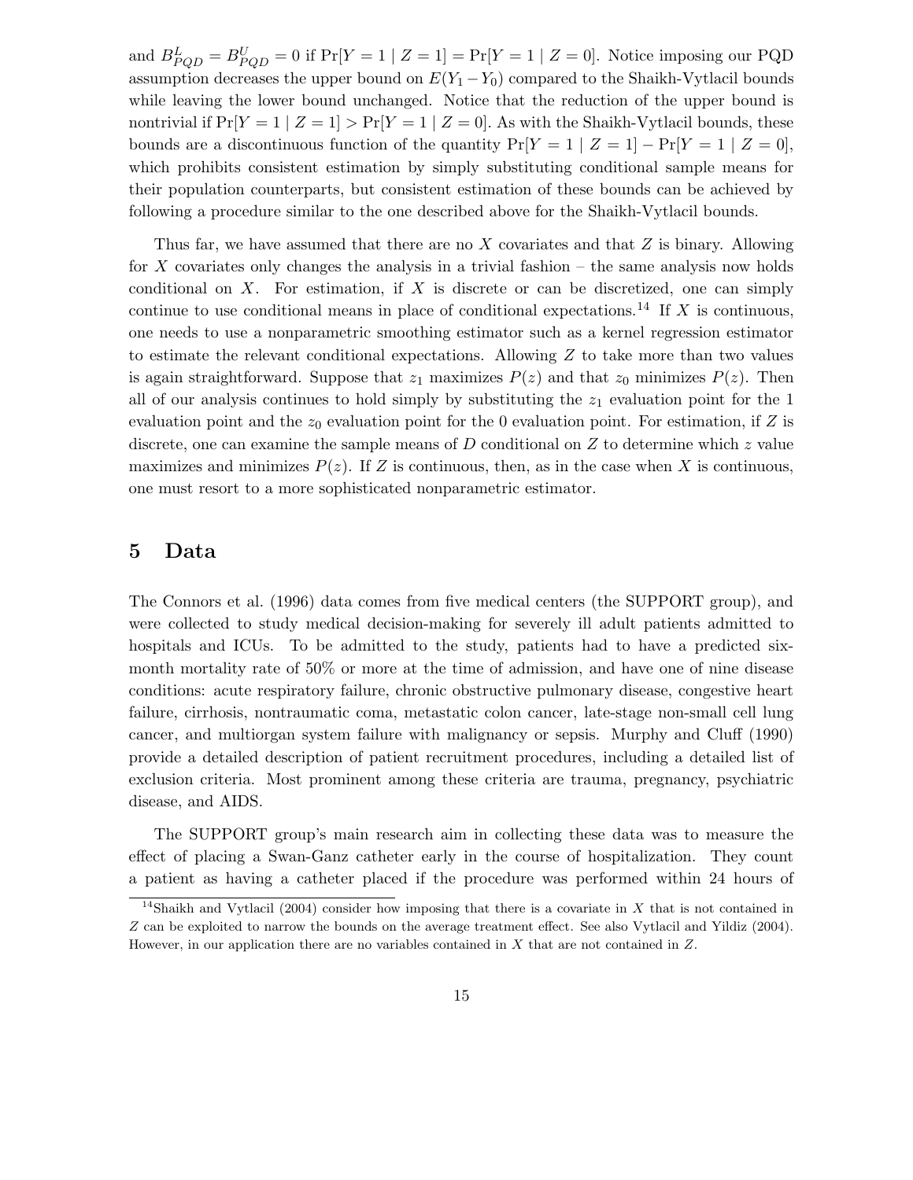and $B^L_{PQD} = B^U_{PQD} = 0$ if $\Pr[Y = 1 \mid Z = 1] = \Pr[Y = 1 \mid Z = 0]$. Notice imposing our PQD assumption decreases the upper bound on $E(Y_1 - Y_0)$ compared to the Shaikh-Vytlacil bounds while leaving the lower bound unchanged. Notice that the reduction of the upper bound is nontrivial if $\Pr[Y = 1 \mid Z = 1] > \Pr[Y = 1 \mid Z = 0]$. As with the Shaikh-Vytlacil bounds, these bounds are a discontinuous function of the quantity $\Pr[Y = 1 \mid Z = 1] - \Pr[Y = 1 \mid Z = 0]$, which prohibits consistent estimation by simply substituting conditional sample means for their population counterparts, but consistent estimation of these bounds can be achieved by following a procedure similar to the one described above for the Shaikh-Vytlacil bounds.

Thus far, we have assumed that there are no $X$ covariates and that $Z$ is binary. Allowing for $X$ covariates only changes the analysis in a trivial fashion – the same analysis now holds conditional on $X$. For estimation, if $X$ is discrete or can be discretized, one can simply continue to use conditional means in place of conditional expectations.[14] If $X$ is continuous, one needs to use a nonparametric smoothing estimator such as a kernel regression estimator to estimate the relevant conditional expectations. Allowing $Z$ to take more than two values is again straightforward. Suppose that $z_1$ maximizes $P(z)$ and that $z_0$ minimizes $P(z)$. Then all of our analysis continues to hold simply by substituting the $z_1$ evaluation point for the 1 evaluation point and the $z_0$ evaluation point for the 0 evaluation point. For estimation, if $Z$ is discrete, one can examine the sample means of $D$ conditional on $Z$ to determine which $z$ value maximizes and minimizes $P(z)$. If $Z$ is continuous, then, as in the case when $X$ is continuous, one must resort to a more sophisticated nonparametric estimator.

## 5 Data

The Connors et al. (1996) data comes from five medical centers (the SUPPORT group), and were collected to study medical decision-making for severely ill adult patients admitted to hospitals and ICUs. To be admitted to the study, patients had to have a predicted six-month mortality rate of 50% or more at the time of admission, and have one of nine disease conditions: acute respiratory failure, chronic obstructive pulmonary disease, congestive heart failure, cirrhosis, nontraumatic coma, metastatic colon cancer, late-stage non-small cell lung cancer, and multiorgan system failure with malignancy or sepsis. Murphy and Cluff (1990) provide a detailed description of patient recruitment procedures, including a detailed list of exclusion criteria. Most prominent among these criteria are trauma, pregnancy, psychiatric disease, and AIDS.

The SUPPORT group's main research aim in collecting these data was to measure the effect of placing a Swan-Ganz catheter early in the course of hospitalization. They count a patient as having a catheter placed if the procedure was performed within 24 hours of

[14] Shaikh and Vytlacil (2004) consider how imposing that there is a covariate in $X$ that is not contained in $Z$ can be exploited to narrow the bounds on the average treatment effect. See also Vytlacil and Yildiz (2004). However, in our application there are no variables contained in $X$ that are not contained in $Z$.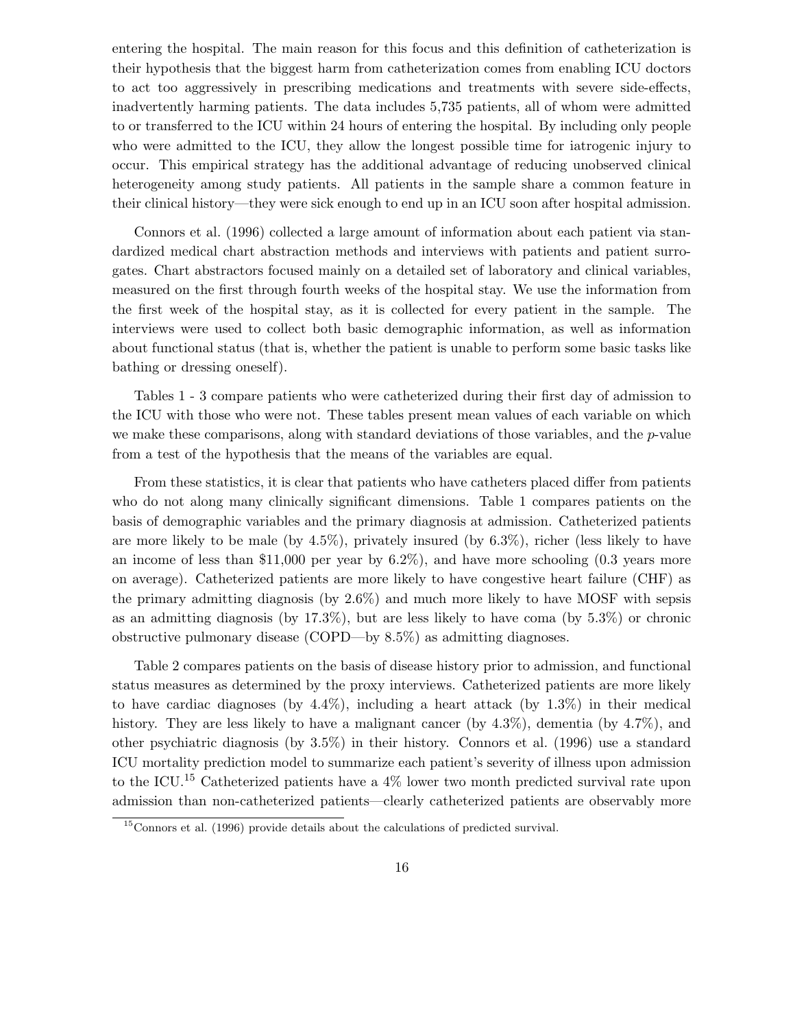entering the hospital. The main reason for this focus and this definition of catheterization is their hypothesis that the biggest harm from catheterization comes from enabling ICU doctors to act too aggressively in prescribing medications and treatments with severe side-effects, inadvertently harming patients. The data includes 5,735 patients, all of whom were admitted to or transferred to the ICU within 24 hours of entering the hospital. By including only people who were admitted to the ICU, they allow the longest possible time for iatrogenic injury to occur. This empirical strategy has the additional advantage of reducing unobserved clinical heterogeneity among study patients. All patients in the sample share a common feature in their clinical history—they were sick enough to end up in an ICU soon after hospital admission.

Connors et al. (1996) collected a large amount of information about each patient via standardized medical chart abstraction methods and interviews with patients and patient surrogates. Chart abstractors focused mainly on a detailed set of laboratory and clinical variables, measured on the first through fourth weeks of the hospital stay. We use the information from the first week of the hospital stay, as it is collected for every patient in the sample. The interviews were used to collect both basic demographic information, as well as information about functional status (that is, whether the patient is unable to perform some basic tasks like bathing or dressing oneself).

Tables 1 - 3 compare patients who were catheterized during their first day of admission to the ICU with those who were not. These tables present mean values of each variable on which we make these comparisons, along with standard deviations of those variables, and the $p$-value from a test of the hypothesis that the means of the variables are equal.

From these statistics, it is clear that patients who have catheters placed differ from patients who do not along many clinically significant dimensions. Table 1 compares patients on the basis of demographic variables and the primary diagnosis at admission. Catheterized patients are more likely to be male (by 4.5%), privately insured (by 6.3%), richer (less likely to have an income of less than $11,000 per year by 6.2%), and have more schooling (0.3 years more on average). Catheterized patients are more likely to have congestive heart failure (CHF) as the primary admitting diagnosis (by 2.6%) and much more likely to have MOSF with sepsis as an admitting diagnosis (by 17.3%), but are less likely to have coma (by 5.3%) or chronic obstructive pulmonary disease (COPD—by 8.5%) as admitting diagnoses.

Table 2 compares patients on the basis of disease history prior to admission, and functional status measures as determined by the proxy interviews. Catheterized patients are more likely to have cardiac diagnoses (by 4.4%), including a heart attack (by 1.3%) in their medical history. They are less likely to have a malignant cancer (by 4.3%), dementia (by 4.7%), and other psychiatric diagnosis (by 3.5%) in their history. Connors et al. (1996) use a standard ICU mortality prediction model to summarize each patient's severity of illness upon admission to the ICU.[15] Catheterized patients have a 4% lower two month predicted survival rate upon admission than non-catheterized patients—clearly catheterized patients are observably more

[15] Connors et al. (1996) provide details about the calculations of predicted survival.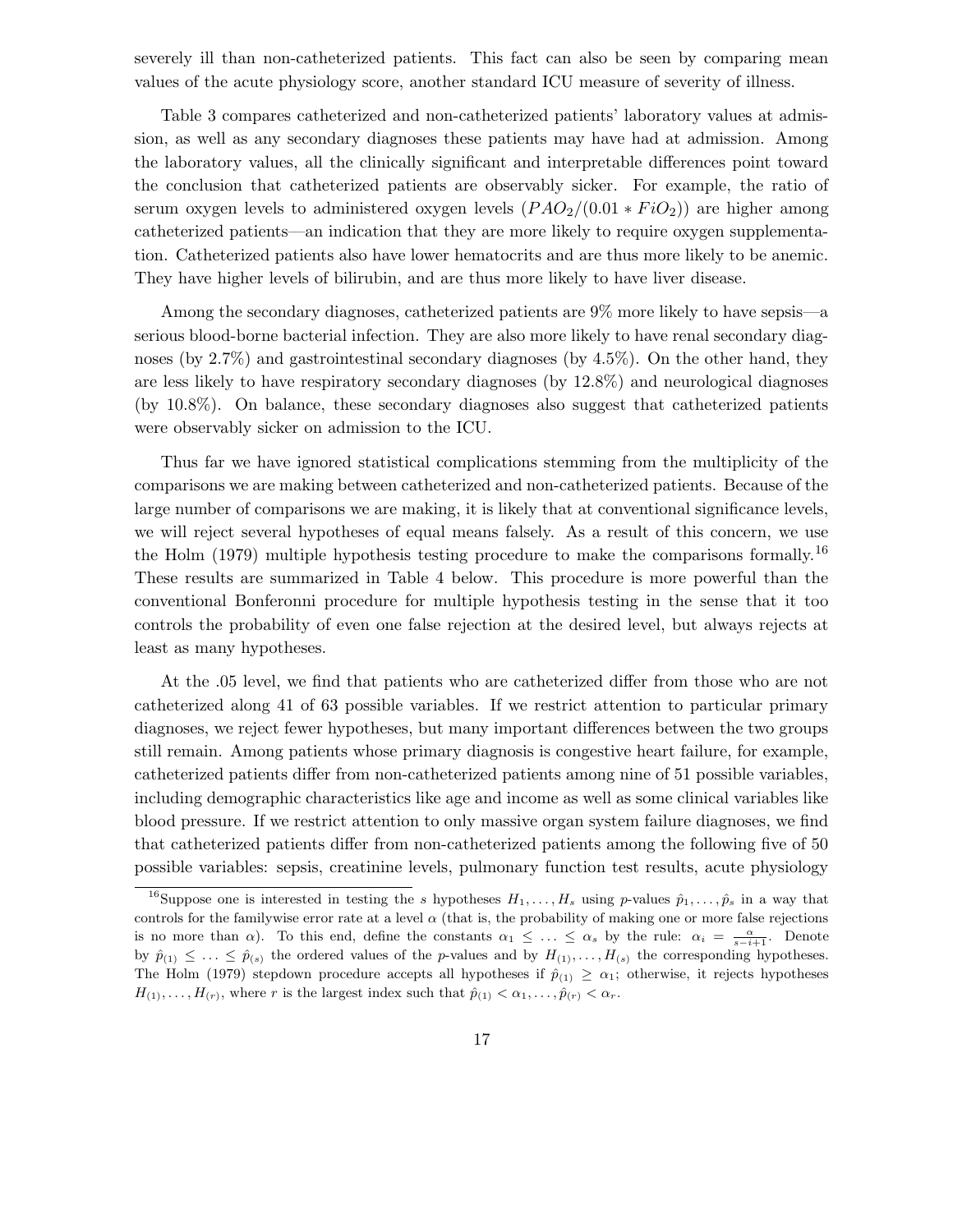severely ill than non-catheterized patients. This fact can also be seen by comparing mean values of the acute physiology score, another standard ICU measure of severity of illness.

Table 3 compares catheterized and non-catheterized patients' laboratory values at admission, as well as any secondary diagnoses these patients may have had at admission. Among the laboratory values, all the clinically significant and interpretable differences point toward the conclusion that catheterized patients are observably sicker. For example, the ratio of serum oxygen levels to administered oxygen levels ($PAO_2/(0.01 * FiO_2)$) are higher among catheterized patients—an indication that they are more likely to require oxygen supplementation. Catheterized patients also have lower hematocrits and are thus more likely to be anemic. They have higher levels of bilirubin, and are thus more likely to have liver disease.

Among the secondary diagnoses, catheterized patients are 9% more likely to have sepsis—a serious blood-borne bacterial infection. They are also more likely to have renal secondary diagnoses (by 2.7%) and gastrointestinal secondary diagnoses (by 4.5%). On the other hand, they are less likely to have respiratory secondary diagnoses (by 12.8%) and neurological diagnoses (by 10.8%). On balance, these secondary diagnoses also suggest that catheterized patients were observably sicker on admission to the ICU.

Thus far we have ignored statistical complications stemming from the multiplicity of the comparisons we are making between catheterized and non-catheterized patients. Because of the large number of comparisons we are making, it is likely that at conventional significance levels, we will reject several hypotheses of equal means falsely. As a result of this concern, we use the Holm (1979) multiple hypothesis testing procedure to make the comparisons formally.[16] These results are summarized in Table 4 below. This procedure is more powerful than the conventional Bonferonni procedure for multiple hypothesis testing in the sense that it too controls the probability of even one false rejection at the desired level, but always rejects at least as many hypotheses.

At the .05 level, we find that patients who are catheterized differ from those who are not catheterized along 41 of 63 possible variables. If we restrict attention to particular primary diagnoses, we reject fewer hypotheses, but many important differences between the two groups still remain. Among patients whose primary diagnosis is congestive heart failure, for example, catheterized patients differ from non-catheterized patients among nine of 51 possible variables, including demographic characteristics like age and income as well as some clinical variables like blood pressure. If we restrict attention to only massive organ system failure diagnoses, we find that catheterized patients differ from non-catheterized patients among the following five of 50 possible variables: sepsis, creatinine levels, pulmonary function test results, acute physiology

[16] Suppose one is interested in testing the $s$ hypotheses $H_1, \ldots, H_s$ using $p$-values $\hat{p}_1, \ldots, \hat{p}_s$ in a way that controls for the familywise error rate at a level $\alpha$ (that is, the probability of making one or more false rejections is no more than $\alpha$). To this end, define the constants $\alpha_1 \leq \ldots \leq \alpha_s$ by the rule: $\alpha_i = \frac{\alpha}{s-i+1}$. Denote by $\hat{p}_{(1)} \leq \ldots \leq \hat{p}_{(s)}$ the ordered values of the $p$-values and by $H_{(1)}, \ldots, H_{(s)}$ the corresponding hypotheses. The Holm (1979) stepdown procedure accepts all hypotheses if $\hat{p}_{(1)} \geq \alpha_1$; otherwise, it rejects hypotheses $H_{(1)}, \ldots, H_{(r)}$, where $r$ is the largest index such that $\hat{p}_{(1)} < \alpha_1, \ldots, \hat{p}_{(r)} < \alpha_r$.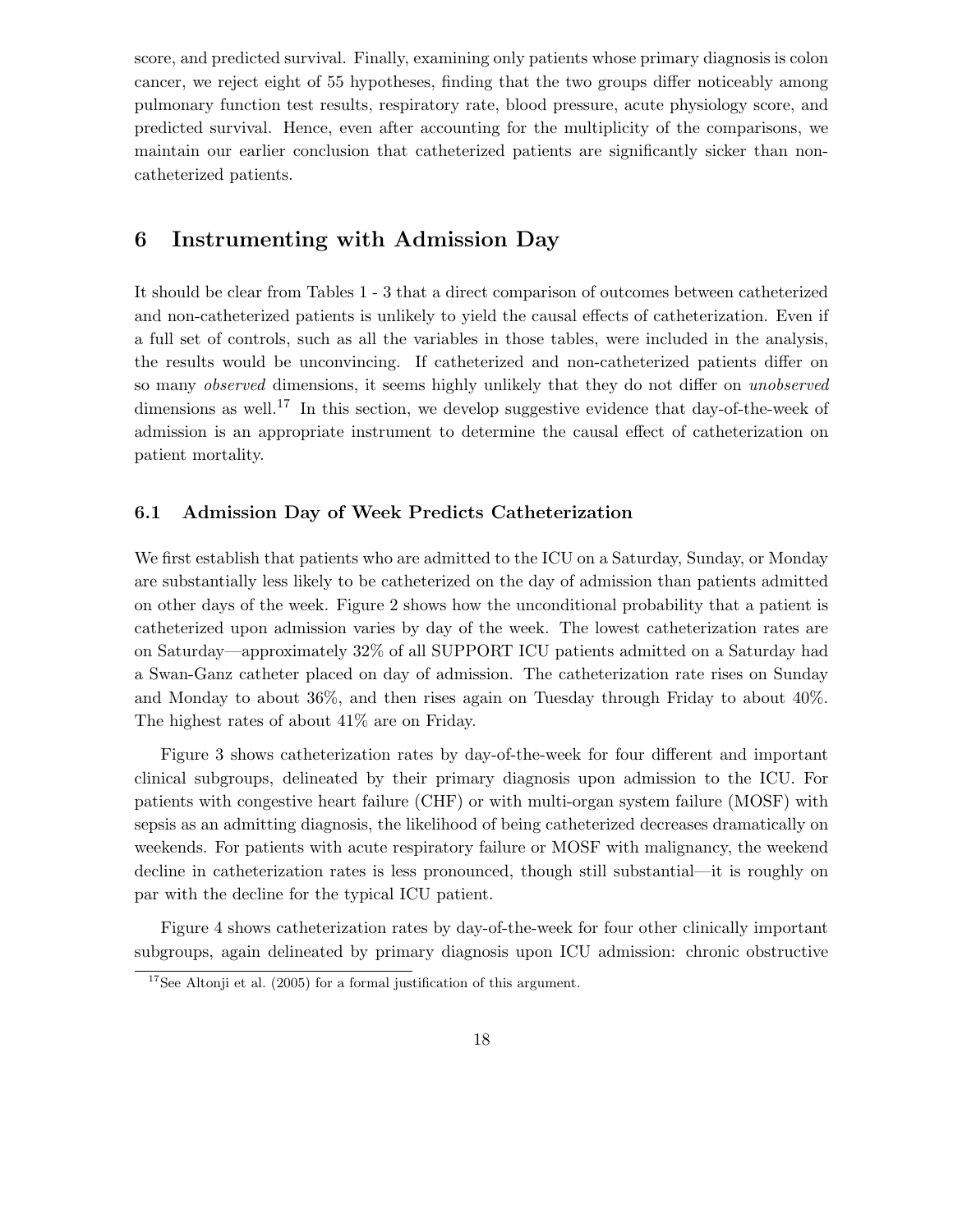score, and predicted survival. Finally, examining only patients whose primary diagnosis is colon cancer, we reject eight of 55 hypotheses, finding that the two groups differ noticeably among pulmonary function test results, respiratory rate, blood pressure, acute physiology score, and predicted survival. Hence, even after accounting for the multiplicity of the comparisons, we maintain our earlier conclusion that catheterized patients are significantly sicker than non-catheterized patients.

## 6 Instrumenting with Admission Day

It should be clear from Tables 1 - 3 that a direct comparison of outcomes between catheterized and non-catheterized patients is unlikely to yield the causal effects of catheterization. Even if a full set of controls, such as all the variables in those tables, were included in the analysis, the results would be unconvincing. If catheterized and non-catheterized patients differ on so many *observed* dimensions, it seems highly unlikely that they do not differ on *unobserved* dimensions as well.[17] In this section, we develop suggestive evidence that day-of-the-week of admission is an appropriate instrument to determine the causal effect of catheterization on patient mortality.

### 6.1 Admission Day of Week Predicts Catheterization

We first establish that patients who are admitted to the ICU on a Saturday, Sunday, or Monday are substantially less likely to be catheterized on the day of admission than patients admitted on other days of the week. Figure 2 shows how the unconditional probability that a patient is catheterized upon admission varies by day of the week. The lowest catheterization rates are on Saturday—approximately 32% of all SUPPORT ICU patients admitted on a Saturday had a Swan-Ganz catheter placed on day of admission. The catheterization rate rises on Sunday and Monday to about 36%, and then rises again on Tuesday through Friday to about 40%. The highest rates of about 41% are on Friday.

Figure 3 shows catheterization rates by day-of-the-week for four different and important clinical subgroups, delineated by their primary diagnosis upon admission to the ICU. For patients with congestive heart failure (CHF) or with multi-organ system failure (MOSF) with sepsis as an admitting diagnosis, the likelihood of being catheterized decreases dramatically on weekends. For patients with acute respiratory failure or MOSF with malignancy, the weekend decline in catheterization rates is less pronounced, though still substantial—it is roughly on par with the decline for the typical ICU patient.

Figure 4 shows catheterization rates by day-of-the-week for four other clinically important subgroups, again delineated by primary diagnosis upon ICU admission: chronic obstructive

[17] See Altonji et al. (2005) for a formal justification of this argument.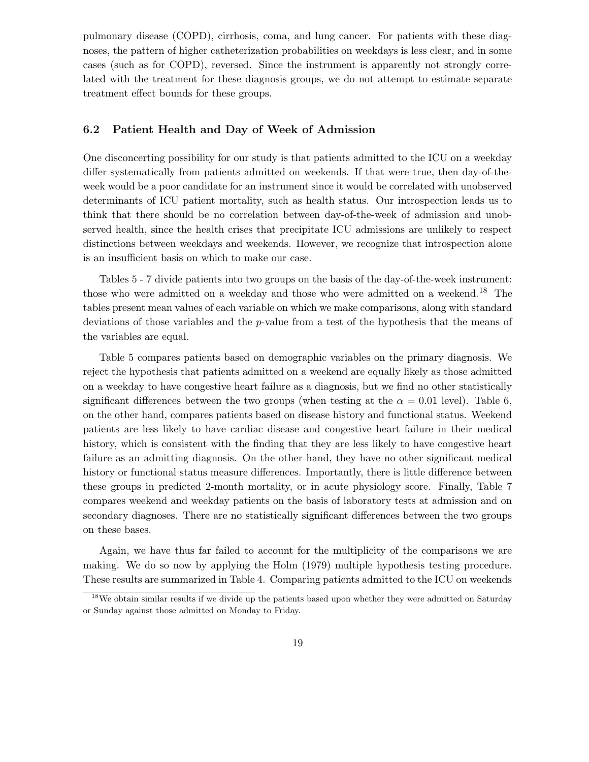pulmonary disease (COPD), cirrhosis, coma, and lung cancer. For patients with these diagnoses, the pattern of higher catheterization probabilities on weekdays is less clear, and in some cases (such as for COPD), reversed. Since the instrument is apparently not strongly correlated with the treatment for these diagnosis groups, we do not attempt to estimate separate treatment effect bounds for these groups.

### 6.2 Patient Health and Day of Week of Admission

One disconcerting possibility for our study is that patients admitted to the ICU on a weekday differ systematically from patients admitted on weekends. If that were true, then day-of-the-week would be a poor candidate for an instrument since it would be correlated with unobserved determinants of ICU patient mortality, such as health status. Our introspection leads us to think that there should be no correlation between day-of-the-week of admission and unobserved health, since the health crises that precipitate ICU admissions are unlikely to respect distinctions between weekdays and weekends. However, we recognize that introspection alone is an insufficient basis on which to make our case.

Tables 5 - 7 divide patients into two groups on the basis of the day-of-the-week instrument: those who were admitted on a weekday and those who were admitted on a weekend.[18] The tables present mean values of each variable on which we make comparisons, along with standard deviations of those variables and the $p$-value from a test of the hypothesis that the means of the variables are equal.

Table 5 compares patients based on demographic variables on the primary diagnosis. We reject the hypothesis that patients admitted on a weekend are equally likely as those admitted on a weekday to have congestive heart failure as a diagnosis, but we find no other statistically significant differences between the two groups (when testing at the $\alpha = 0.01$ level). Table 6, on the other hand, compares patients based on disease history and functional status. Weekend patients are less likely to have cardiac disease and congestive heart failure in their medical history, which is consistent with the finding that they are less likely to have congestive heart failure as an admitting diagnosis. On the other hand, they have no other significant medical history or functional status measure differences. Importantly, there is little difference between these groups in predicted 2-month mortality, or in acute physiology score. Finally, Table 7 compares weekend and weekday patients on the basis of laboratory tests at admission and on secondary diagnoses. There are no statistically significant differences between the two groups on these bases.

Again, we have thus far failed to account for the multiplicity of the comparisons we are making. We do so now by applying the Holm (1979) multiple hypothesis testing procedure. These results are summarized in Table 4. Comparing patients admitted to the ICU on weekends

[18] We obtain similar results if we divide up the patients based upon whether they were admitted on Saturday or Sunday against those admitted on Monday to Friday.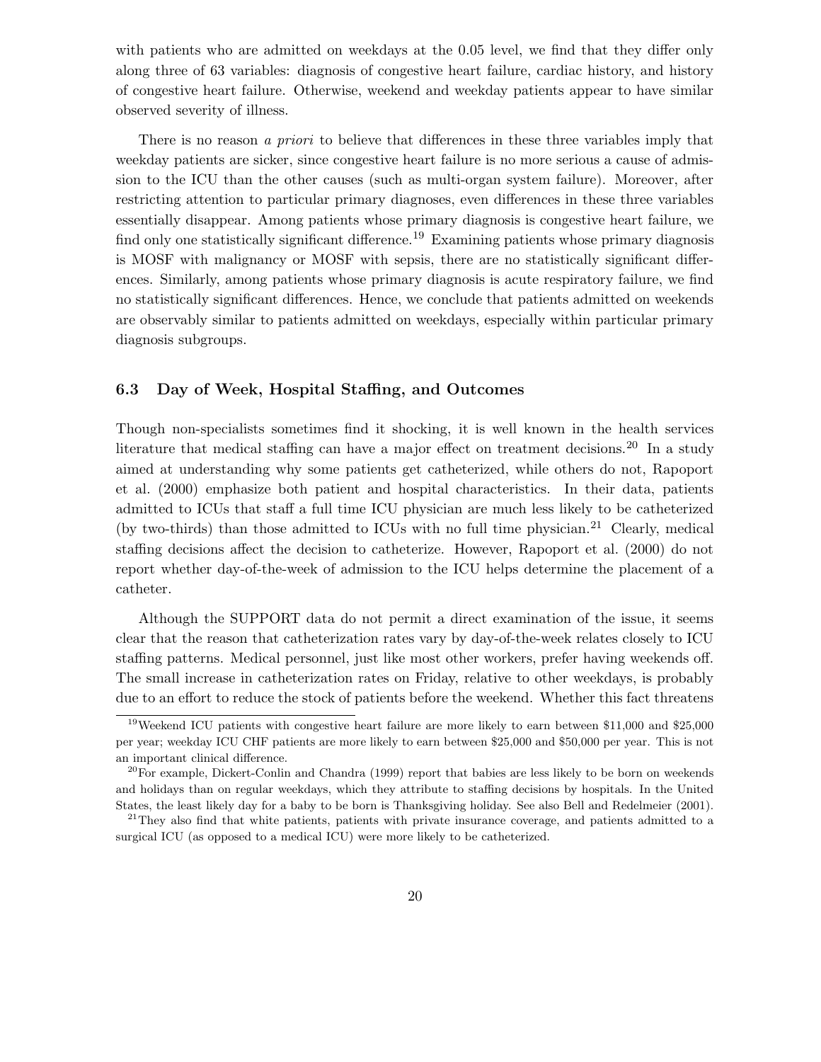with patients who are admitted on weekdays at the 0.05 level, we find that they differ only along three of 63 variables: diagnosis of congestive heart failure, cardiac history, and history of congestive heart failure. Otherwise, weekend and weekday patients appear to have similar observed severity of illness.

There is no reason *a priori* to believe that differences in these three variables imply that weekday patients are sicker, since congestive heart failure is no more serious a cause of admission to the ICU than the other causes (such as multi-organ system failure). Moreover, after restricting attention to particular primary diagnoses, even differences in these three variables essentially disappear. Among patients whose primary diagnosis is congestive heart failure, we find only one statistically significant difference.[19] Examining patients whose primary diagnosis is MOSF with malignancy or MOSF with sepsis, there are no statistically significant differences. Similarly, among patients whose primary diagnosis is acute respiratory failure, we find no statistically significant differences. Hence, we conclude that patients admitted on weekends are observably similar to patients admitted on weekdays, especially within particular primary diagnosis subgroups.

### 6.3 Day of Week, Hospital Staffing, and Outcomes

Though non-specialists sometimes find it shocking, it is well known in the health services literature that medical staffing can have a major effect on treatment decisions.[20] In a study aimed at understanding why some patients get catheterized, while others do not, Rapoport et al. (2000) emphasize both patient and hospital characteristics. In their data, patients admitted to ICUs that staff a full time ICU physician are much less likely to be catheterized (by two-thirds) than those admitted to ICUs with no full time physician.[21] Clearly, medical staffing decisions affect the decision to catheterize. However, Rapoport et al. (2000) do not report whether day-of-the-week of admission to the ICU helps determine the placement of a catheter.

Although the SUPPORT data do not permit a direct examination of the issue, it seems clear that the reason that catheterization rates vary by day-of-the-week relates closely to ICU staffing patterns. Medical personnel, just like most other workers, prefer having weekends off. The small increase in catheterization rates on Friday, relative to other weekdays, is probably due to an effort to reduce the stock of patients before the weekend. Whether this fact threatens

[19] Weekend ICU patients with congestive heart failure are more likely to earn between \$11,000 and \$25,000 per year; weekday ICU CHF patients are more likely to earn between \$25,000 and \$50,000 per year. This is not an important clinical difference.

[20] For example, Dickert-Conlin and Chandra (1999) report that babies are less likely to be born on weekends and holidays than on regular weekdays, which they attribute to staffing decisions by hospitals. In the United States, the least likely day for a baby to be born is Thanksgiving holiday. See also Bell and Redelmeier (2001).

[21] They also find that white patients, patients with private insurance coverage, and patients admitted to a surgical ICU (as opposed to a medical ICU) were more likely to be catheterized.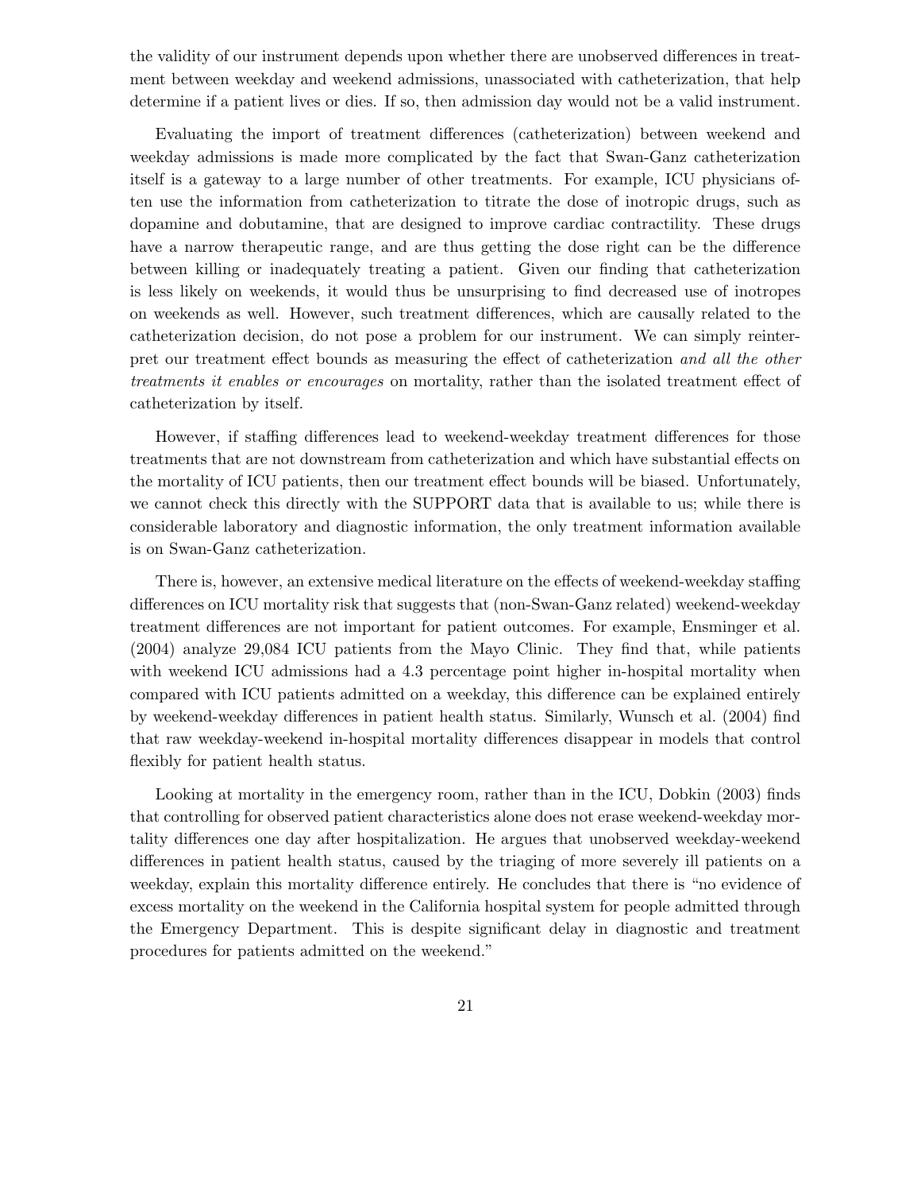the validity of our instrument depends upon whether there are unobserved differences in treatment between weekday and weekend admissions, unassociated with catheterization, that help determine if a patient lives or dies. If so, then admission day would not be a valid instrument.

Evaluating the import of treatment differences (catheterization) between weekend and weekday admissions is made more complicated by the fact that Swan-Ganz catheterization itself is a gateway to a large number of other treatments. For example, ICU physicians often use the information from catheterization to titrate the dose of inotropic drugs, such as dopamine and dobutamine, that are designed to improve cardiac contractility. These drugs have a narrow therapeutic range, and are thus getting the dose right can be the difference between killing or inadequately treating a patient. Given our finding that catheterization is less likely on weekends, it would thus be unsurprising to find decreased use of inotropes on weekends as well. However, such treatment differences, which are causally related to the catheterization decision, do not pose a problem for our instrument. We can simply reinterpret our treatment effect bounds as measuring the effect of catheterization *and all the other treatments it enables or encourages* on mortality, rather than the isolated treatment effect of catheterization by itself.

However, if staffing differences lead to weekend-weekday treatment differences for those treatments that are not downstream from catheterization and which have substantial effects on the mortality of ICU patients, then our treatment effect bounds will be biased. Unfortunately, we cannot check this directly with the SUPPORT data that is available to us; while there is considerable laboratory and diagnostic information, the only treatment information available is on Swan-Ganz catheterization.

There is, however, an extensive medical literature on the effects of weekend-weekday staffing differences on ICU mortality risk that suggests that (non-Swan-Ganz related) weekend-weekday treatment differences are not important for patient outcomes. For example, Ensminger et al. (2004) analyze 29,084 ICU patients from the Mayo Clinic. They find that, while patients with weekend ICU admissions had a 4.3 percentage point higher in-hospital mortality when compared with ICU patients admitted on a weekday, this difference can be explained entirely by weekend-weekday differences in patient health status. Similarly, Wunsch et al. (2004) find that raw weekday-weekend in-hospital mortality differences disappear in models that control flexibly for patient health status.

Looking at mortality in the emergency room, rather than in the ICU, Dobkin (2003) finds that controlling for observed patient characteristics alone does not erase weekend-weekday mortality differences one day after hospitalization. He argues that unobserved weekday-weekend differences in patient health status, caused by the triaging of more severely ill patients on a weekday, explain this mortality difference entirely. He concludes that there is "no evidence of excess mortality on the weekend in the California hospital system for people admitted through the Emergency Department. This is despite significant delay in diagnostic and treatment procedures for patients admitted on the weekend."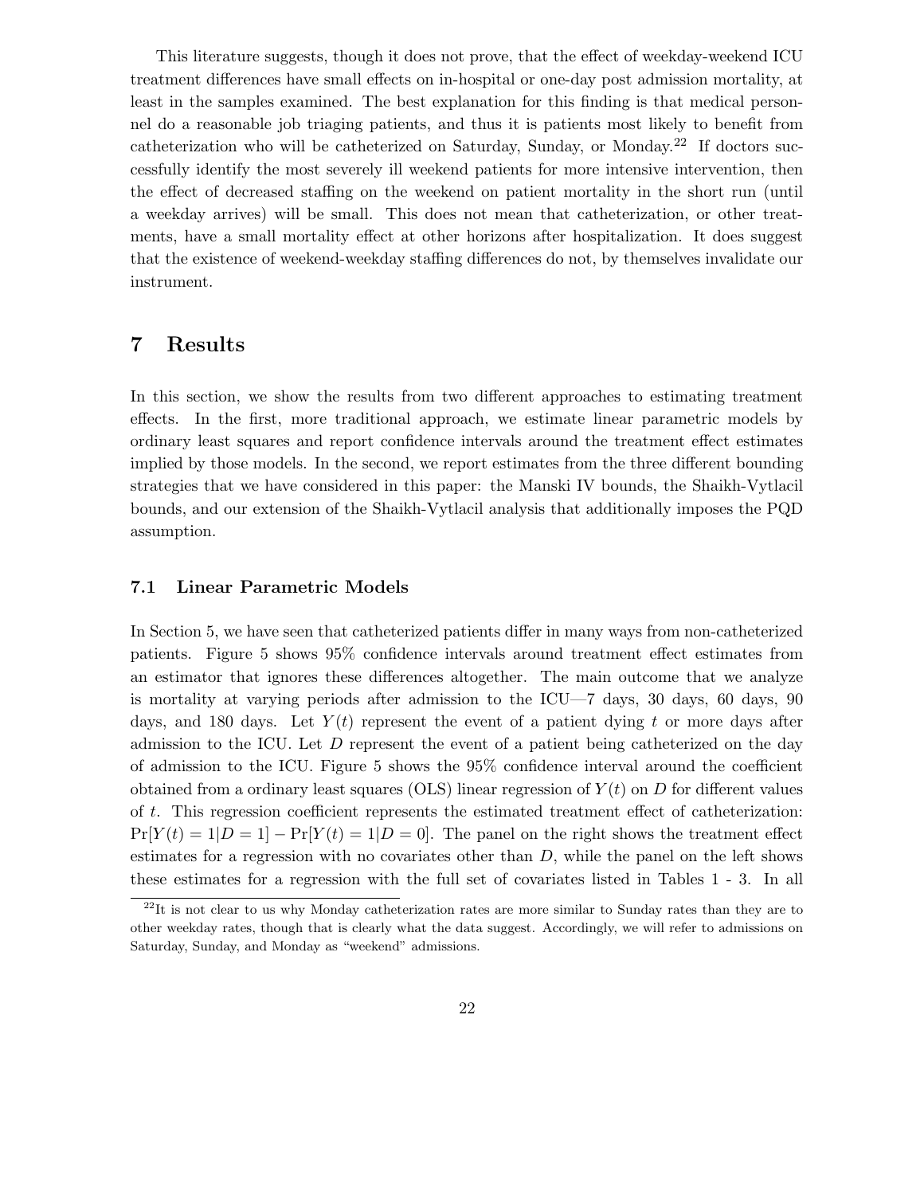This literature suggests, though it does not prove, that the effect of weekday-weekend ICU treatment differences have small effects on in-hospital or one-day post admission mortality, at least in the samples examined. The best explanation for this finding is that medical personnel do a reasonable job triaging patients, and thus it is patients most likely to benefit from catheterization who will be catheterized on Saturday, Sunday, or Monday.[22] If doctors successfully identify the most severely ill weekend patients for more intensive intervention, then the effect of decreased staffing on the weekend on patient mortality in the short run (until a weekday arrives) will be small. This does not mean that catheterization, or other treatments, have a small mortality effect at other horizons after hospitalization. It does suggest that the existence of weekend-weekday staffing differences do not, by themselves invalidate our instrument.

## 7 Results

In this section, we show the results from two different approaches to estimating treatment effects. In the first, more traditional approach, we estimate linear parametric models by ordinary least squares and report confidence intervals around the treatment effect estimates implied by those models. In the second, we report estimates from the three different bounding strategies that we have considered in this paper: the Manski IV bounds, the Shaikh-Vytlacil bounds, and our extension of the Shaikh-Vytlacil analysis that additionally imposes the PQD assumption.

### 7.1 Linear Parametric Models

In Section 5, we have seen that catheterized patients differ in many ways from non-catheterized patients. Figure 5 shows 95% confidence intervals around treatment effect estimates from an estimator that ignores these differences altogether. The main outcome that we analyze is mortality at varying periods after admission to the ICU—7 days, 30 days, 60 days, 90 days, and 180 days. Let $Y(t)$ represent the event of a patient dying $t$ or more days after admission to the ICU. Let $D$ represent the event of a patient being catheterized on the day of admission to the ICU. Figure 5 shows the 95% confidence interval around the coefficient obtained from a ordinary least squares (OLS) linear regression of $Y(t)$ on $D$ for different values of $t$. This regression coefficient represents the estimated treatment effect of catheterization: $\Pr[Y(t) = 1|D = 1] - \Pr[Y(t) = 1|D = 0]$. The panel on the right shows the treatment effect estimates for a regression with no covariates other than $D$, while the panel on the left shows these estimates for a regression with the full set of covariates listed in Tables 1 - 3. In all

[22] It is not clear to us why Monday catheterization rates are more similar to Sunday rates than they are to other weekday rates, though that is clearly what the data suggest. Accordingly, we will refer to admissions on Saturday, Sunday, and Monday as "weekend" admissions.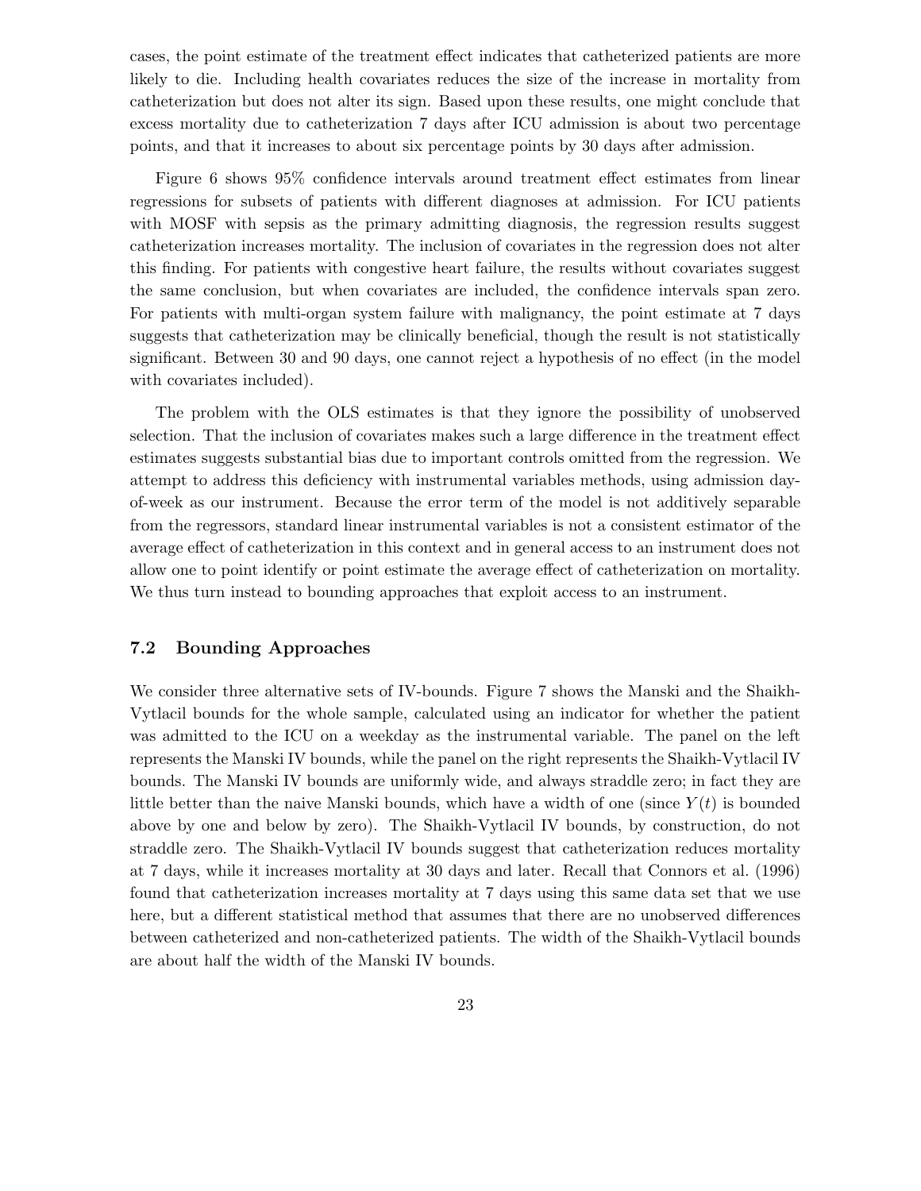cases, the point estimate of the treatment effect indicates that catheterized patients are more likely to die. Including health covariates reduces the size of the increase in mortality from catheterization but does not alter its sign. Based upon these results, one might conclude that excess mortality due to catheterization 7 days after ICU admission is about two percentage points, and that it increases to about six percentage points by 30 days after admission.

Figure 6 shows 95% confidence intervals around treatment effect estimates from linear regressions for subsets of patients with different diagnoses at admission. For ICU patients with MOSF with sepsis as the primary admitting diagnosis, the regression results suggest catheterization increases mortality. The inclusion of covariates in the regression does not alter this finding. For patients with congestive heart failure, the results without covariates suggest the same conclusion, but when covariates are included, the confidence intervals span zero. For patients with multi-organ system failure with malignancy, the point estimate at 7 days suggests that catheterization may be clinically beneficial, though the result is not statistically significant. Between 30 and 90 days, one cannot reject a hypothesis of no effect (in the model with covariates included).

The problem with the OLS estimates is that they ignore the possibility of unobserved selection. That the inclusion of covariates makes such a large difference in the treatment effect estimates suggests substantial bias due to important controls omitted from the regression. We attempt to address this deficiency with instrumental variables methods, using admission day-of-week as our instrument. Because the error term of the model is not additively separable from the regressors, standard linear instrumental variables is not a consistent estimator of the average effect of catheterization in this context and in general access to an instrument does not allow one to point identify or point estimate the average effect of catheterization on mortality. We thus turn instead to bounding approaches that exploit access to an instrument.

### 7.2 Bounding Approaches

We consider three alternative sets of IV-bounds. Figure 7 shows the Manski and the Shaikh-Vytlacil bounds for the whole sample, calculated using an indicator for whether the patient was admitted to the ICU on a weekday as the instrumental variable. The panel on the left represents the Manski IV bounds, while the panel on the right represents the Shaikh-Vytlacil IV bounds. The Manski IV bounds are uniformly wide, and always straddle zero; in fact they are little better than the naive Manski bounds, which have a width of one (since $Y(t)$ is bounded above by one and below by zero). The Shaikh-Vytlacil IV bounds, by construction, do not straddle zero. The Shaikh-Vytlacil IV bounds suggest that catheterization reduces mortality at 7 days, while it increases mortality at 30 days and later. Recall that Connors et al. (1996) found that catheterization increases mortality at 7 days using this same data set that we use here, but a different statistical method that assumes that there are no unobserved differences between catheterized and non-catheterized patients. The width of the Shaikh-Vytlacil bounds are about half the width of the Manski IV bounds.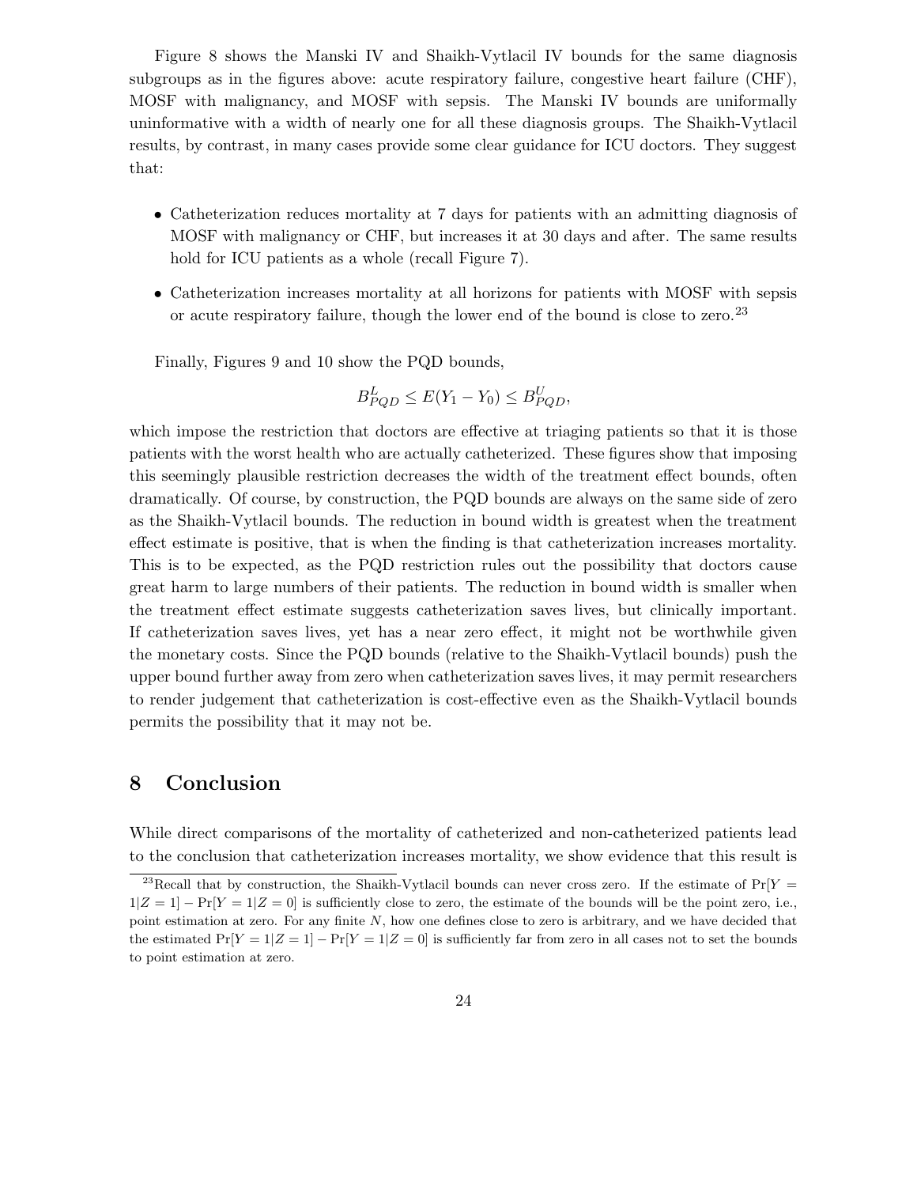Figure 8 shows the Manski IV and Shaikh-Vytlacil IV bounds for the same diagnosis subgroups as in the figures above: acute respiratory failure, congestive heart failure (CHF), MOSF with malignancy, and MOSF with sepsis. The Manski IV bounds are uniformally uninformative with a width of nearly one for all these diagnosis groups. The Shaikh-Vytlacil results, by contrast, in many cases provide some clear guidance for ICU doctors. They suggest that:

- Catheterization reduces mortality at 7 days for patients with an admitting diagnosis of MOSF with malignancy or CHF, but increases it at 30 days and after. The same results hold for ICU patients as a whole (recall Figure 7).
- Catheterization increases mortality at all horizons for patients with MOSF with sepsis or acute respiratory failure, though the lower end of the bound is close to zero.[23]

Finally, Figures 9 and 10 show the PQD bounds,

$$B^L_{PQD} \leq E(Y_1 - Y_0) \leq B^U_{PQD},$$

which impose the restriction that doctors are effective at triaging patients so that it is those patients with the worst health who are actually catheterized. These figures show that imposing this seemingly plausible restriction decreases the width of the treatment effect bounds, often dramatically. Of course, by construction, the PQD bounds are always on the same side of zero as the Shaikh-Vytlacil bounds. The reduction in bound width is greatest when the treatment effect estimate is positive, that is when the finding is that catheterization increases mortality. This is to be expected, as the PQD restriction rules out the possibility that doctors cause great harm to large numbers of their patients. The reduction in bound width is smaller when the treatment effect estimate suggests catheterization saves lives, but clinically important. If catheterization saves lives, yet has a near zero effect, it might not be worthwhile given the monetary costs. Since the PQD bounds (relative to the Shaikh-Vytlacil bounds) push the upper bound further away from zero when catheterization saves lives, it may permit researchers to render judgement that catheterization is cost-effective even as the Shaikh-Vytlacil bounds permits the possibility that it may not be.

## 8 Conclusion

While direct comparisons of the mortality of catheterized and non-catheterized patients lead to the conclusion that catheterization increases mortality, we show evidence that this result is

[23] Recall that by construction, the Shaikh-Vytlacil bounds can never cross zero. If the estimate of $\Pr[Y = 1|Z = 1] - \Pr[Y = 1|Z = 0]$ is sufficiently close to zero, the estimate of the bounds will be the point zero, i.e., point estimation at zero. For any finite $N$, how one defines close to zero is arbitrary, and we have decided that the estimated $\Pr[Y = 1|Z = 1] - \Pr[Y = 1|Z = 0]$ is sufficiently far from zero in all cases not to set the bounds to point estimation at zero.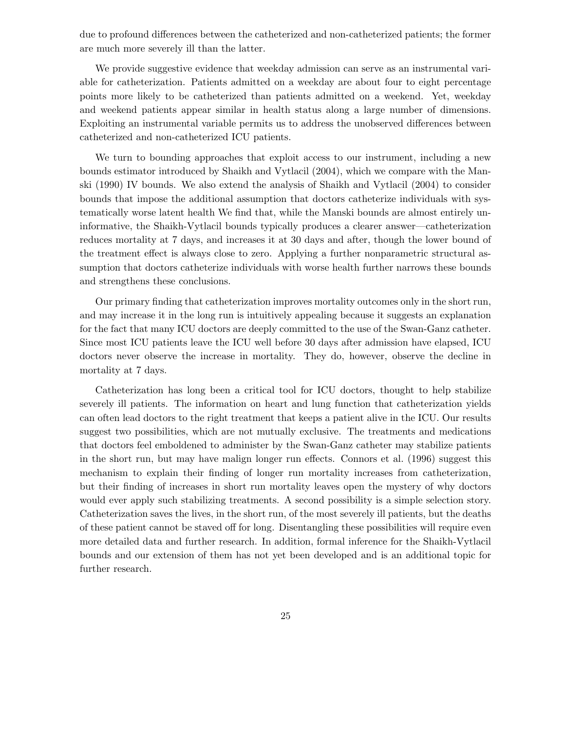due to profound differences between the catheterized and non-catheterized patients; the former are much more severely ill than the latter.

We provide suggestive evidence that weekday admission can serve as an instrumental variable for catheterization. Patients admitted on a weekday are about four to eight percentage points more likely to be catheterized than patients admitted on a weekend. Yet, weekday and weekend patients appear similar in health status along a large number of dimensions. Exploiting an instrumental variable permits us to address the unobserved differences between catheterized and non-catheterized ICU patients.

We turn to bounding approaches that exploit access to our instrument, including a new bounds estimator introduced by Shaikh and Vytlacil (2004), which we compare with the Manski (1990) IV bounds. We also extend the analysis of Shaikh and Vytlacil (2004) to consider bounds that impose the additional assumption that doctors catheterize individuals with systematically worse latent health We find that, while the Manski bounds are almost entirely uninformative, the Shaikh-Vytlacil bounds typically produces a clearer answer—catheterization reduces mortality at 7 days, and increases it at 30 days and after, though the lower bound of the treatment effect is always close to zero. Applying a further nonparametric structural assumption that doctors catheterize individuals with worse health further narrows these bounds and strengthens these conclusions.

Our primary finding that catheterization improves mortality outcomes only in the short run, and may increase it in the long run is intuitively appealing because it suggests an explanation for the fact that many ICU doctors are deeply committed to the use of the Swan-Ganz catheter. Since most ICU patients leave the ICU well before 30 days after admission have elapsed, ICU doctors never observe the increase in mortality. They do, however, observe the decline in mortality at 7 days.

Catheterization has long been a critical tool for ICU doctors, thought to help stabilize severely ill patients. The information on heart and lung function that catheterization yields can often lead doctors to the right treatment that keeps a patient alive in the ICU. Our results suggest two possibilities, which are not mutually exclusive. The treatments and medications that doctors feel emboldened to administer by the Swan-Ganz catheter may stabilize patients in the short run, but may have malign longer run effects. Connors et al. (1996) suggest this mechanism to explain their finding of longer run mortality increases from catheterization, but their finding of increases in short run mortality leaves open the mystery of why doctors would ever apply such stabilizing treatments. A second possibility is a simple selection story. Catheterization saves the lives, in the short run, of the most severely ill patients, but the deaths of these patient cannot be staved off for long. Disentangling these possibilities will require even more detailed data and further research. In addition, formal inference for the Shaikh-Vytlacil bounds and our extension of them has not yet been developed and is an additional topic for further research.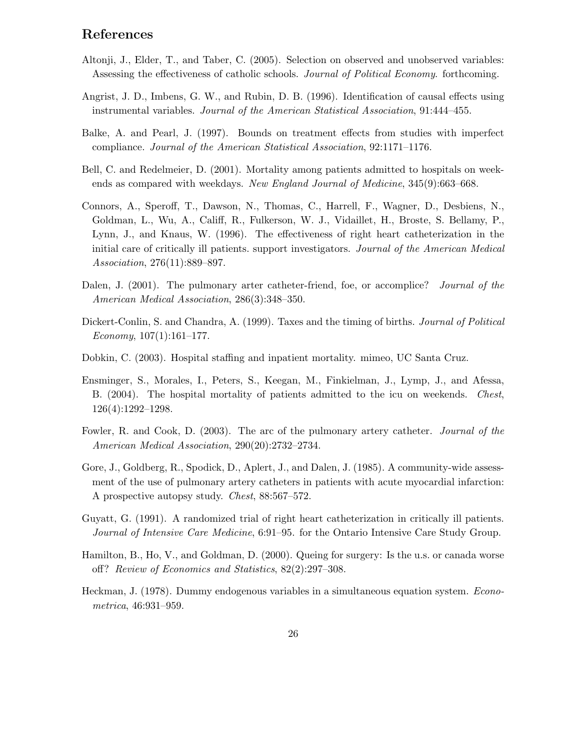## References

Altonji, J., Elder, T., and Taber, C. (2005). Selection on observed and unobserved variables: Assessing the effectiveness of catholic schools. *Journal of Political Economy*. forthcoming.

Angrist, J. D., Imbens, G. W., and Rubin, D. B. (1996). Identification of causal effects using instrumental variables. *Journal of the American Statistical Association*, 91:444–455.

Balke, A. and Pearl, J. (1997). Bounds on treatment effects from studies with imperfect compliance. *Journal of the American Statistical Association*, 92:1171–1176.

Bell, C. and Redelmeier, D. (2001). Mortality among patients admitted to hospitals on weekends as compared with weekdays. *New England Journal of Medicine*, 345(9):663–668.

Connors, A., Speroff, T., Dawson, N., Thomas, C., Harrell, F., Wagner, D., Desbiens, N., Goldman, L., Wu, A., Califf, R., Fulkerson, W. J., Vidaillet, H., Broste, S. Bellamy, P., Lynn, J., and Knaus, W. (1996). The effectiveness of right heart catheterization in the initial care of critically ill patients. support investigators. *Journal of the American Medical Association*, 276(11):889–897.

Dalen, J. (2001). The pulmonary arter catheter-friend, foe, or accomplice? *Journal of the American Medical Association*, 286(3):348–350.

Dickert-Conlin, S. and Chandra, A. (1999). Taxes and the timing of births. *Journal of Political Economy*, 107(1):161–177.

Dobkin, C. (2003). Hospital staffing and inpatient mortality. mimeo, UC Santa Cruz.

Ensminger, S., Morales, I., Peters, S., Keegan, M., Finkielman, J., Lymp, J., and Afessa, B. (2004). The hospital mortality of patients admitted to the icu on weekends. *Chest*, 126(4):1292–1298.

Fowler, R. and Cook, D. (2003). The arc of the pulmonary artery catheter. *Journal of the American Medical Association*, 290(20):2732–2734.

Gore, J., Goldberg, R., Spodick, D., Aplert, J., and Dalen, J. (1985). A community-wide assessment of the use of pulmonary artery catheters in patients with acute myocardial infarction: A prospective autopsy study. *Chest*, 88:567–572.

Guyatt, G. (1991). A randomized trial of right heart catheterization in critically ill patients. *Journal of Intensive Care Medicine*, 6:91–95. for the Ontario Intensive Care Study Group.

Hamilton, B., Ho, V., and Goldman, D. (2000). Queing for surgery: Is the u.s. or canada worse off? *Review of Economics and Statistics*, 82(2):297–308.

Heckman, J. (1978). Dummy endogenous variables in a simultaneous equation system. *Econometrica*, 46:931–959.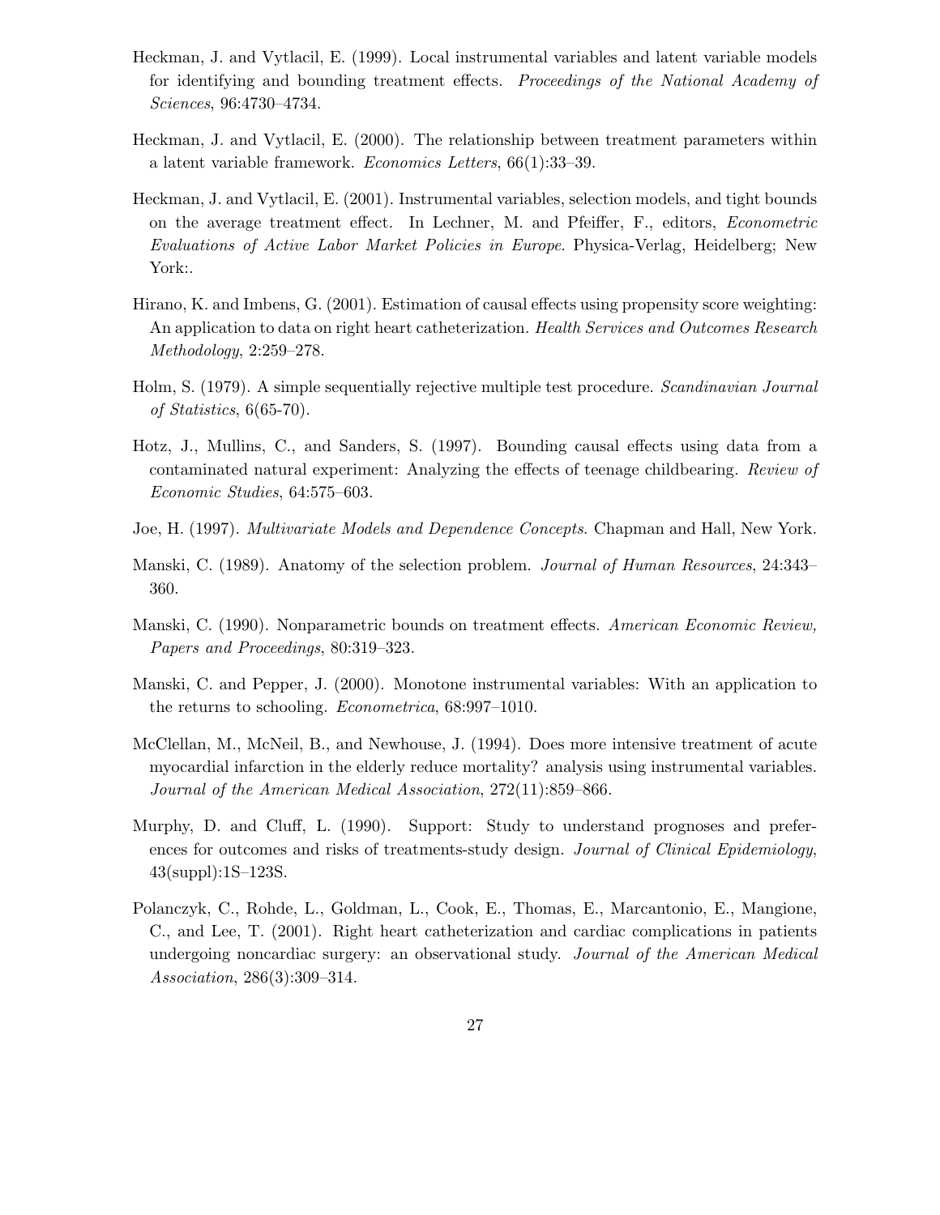Heckman, J. and Vytlacil, E. (1999). Local instrumental variables and latent variable models for identifying and bounding treatment effects. *Proceedings of the National Academy of Sciences*, 96:4730–4734.

Heckman, J. and Vytlacil, E. (2000). The relationship between treatment parameters within a latent variable framework. *Economics Letters*, 66(1):33–39.

Heckman, J. and Vytlacil, E. (2001). Instrumental variables, selection models, and tight bounds on the average treatment effect. In Lechner, M. and Pfeiffer, F., editors, *Econometric Evaluations of Active Labor Market Policies in Europe*. Physica-Verlag, Heidelberg; New York:.

Hirano, K. and Imbens, G. (2001). Estimation of causal effects using propensity score weighting: An application to data on right heart catheterization. *Health Services and Outcomes Research Methodology*, 2:259–278.

Holm, S. (1979). A simple sequentially rejective multiple test procedure. *Scandinavian Journal of Statistics*, 6(65-70).

Hotz, J., Mullins, C., and Sanders, S. (1997). Bounding causal effects using data from a contaminated natural experiment: Analyzing the effects of teenage childbearing. *Review of Economic Studies*, 64:575–603.

Joe, H. (1997). *Multivariate Models and Dependence Concepts*. Chapman and Hall, New York.

Manski, C. (1989). Anatomy of the selection problem. *Journal of Human Resources*, 24:343–360.

Manski, C. (1990). Nonparametric bounds on treatment effects. *American Economic Review, Papers and Proceedings*, 80:319–323.

Manski, C. and Pepper, J. (2000). Monotone instrumental variables: With an application to the returns to schooling. *Econometrica*, 68:997–1010.

McClellan, M., McNeil, B., and Newhouse, J. (1994). Does more intensive treatment of acute myocardial infarction in the elderly reduce mortality? analysis using instrumental variables. *Journal of the American Medical Association*, 272(11):859–866.

Murphy, D. and Cluff, L. (1990). Support: Study to understand prognoses and preferences for outcomes and risks of treatments-study design. *Journal of Clinical Epidemiology*, 43(suppl):1S–123S.

Polanczyk, C., Rohde, L., Goldman, L., Cook, E., Thomas, E., Marcantonio, E., Mangione, C., and Lee, T. (2001). Right heart catheterization and cardiac complications in patients undergoing noncardiac surgery: an observational study. *Journal of the American Medical Association*, 286(3):309–314.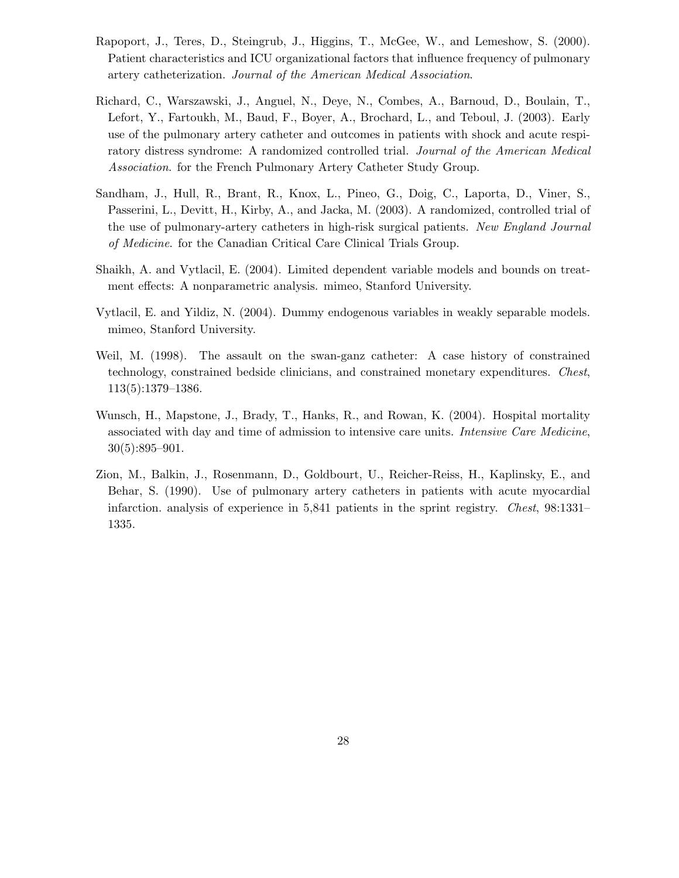Rapoport, J., Teres, D., Steingrub, J., Higgins, T., McGee, W., and Lemeshow, S. (2000). Patient characteristics and ICU organizational factors that influence frequency of pulmonary artery catheterization. *Journal of the American Medical Association*.

Richard, C., Warszawski, J., Anguel, N., Deye, N., Combes, A., Barnoud, D., Boulain, T., Lefort, Y., Fartoukh, M., Baud, F., Boyer, A., Brochard, L., and Teboul, J. (2003). Early use of the pulmonary artery catheter and outcomes in patients with shock and acute respiratory distress syndrome: A randomized controlled trial. *Journal of the American Medical Association*. for the French Pulmonary Artery Catheter Study Group.

Sandham, J., Hull, R., Brant, R., Knox, L., Pineo, G., Doig, C., Laporta, D., Viner, S., Passerini, L., Devitt, H., Kirby, A., and Jacka, M. (2003). A randomized, controlled trial of the use of pulmonary-artery catheters in high-risk surgical patients. *New England Journal of Medicine*. for the Canadian Critical Care Clinical Trials Group.

Shaikh, A. and Vytlacil, E. (2004). Limited dependent variable models and bounds on treatment effects: A nonparametric analysis. mimeo, Stanford University.

Vytlacil, E. and Yildiz, N. (2004). Dummy endogenous variables in weakly separable models. mimeo, Stanford University.

Weil, M. (1998). The assault on the swan-ganz catheter: A case history of constrained technology, constrained bedside clinicians, and constrained monetary expenditures. *Chest*, 113(5):1379–1386.

Wunsch, H., Mapstone, J., Brady, T., Hanks, R., and Rowan, K. (2004). Hospital mortality associated with day and time of admission to intensive care units. *Intensive Care Medicine*, 30(5):895–901.

Zion, M., Balkin, J., Rosenmann, D., Goldbourt, U., Reicher-Reiss, H., Kaplinsky, E., and Behar, S. (1990). Use of pulmonary artery catheters in patients with acute myocardial infarction. analysis of experience in 5,841 patients in the sprint registry. *Chest*, 98:1331–1335.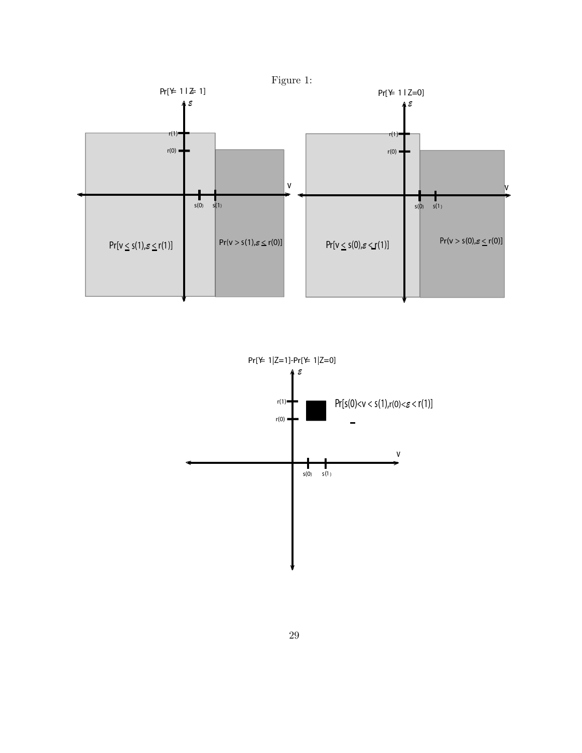Figure 1: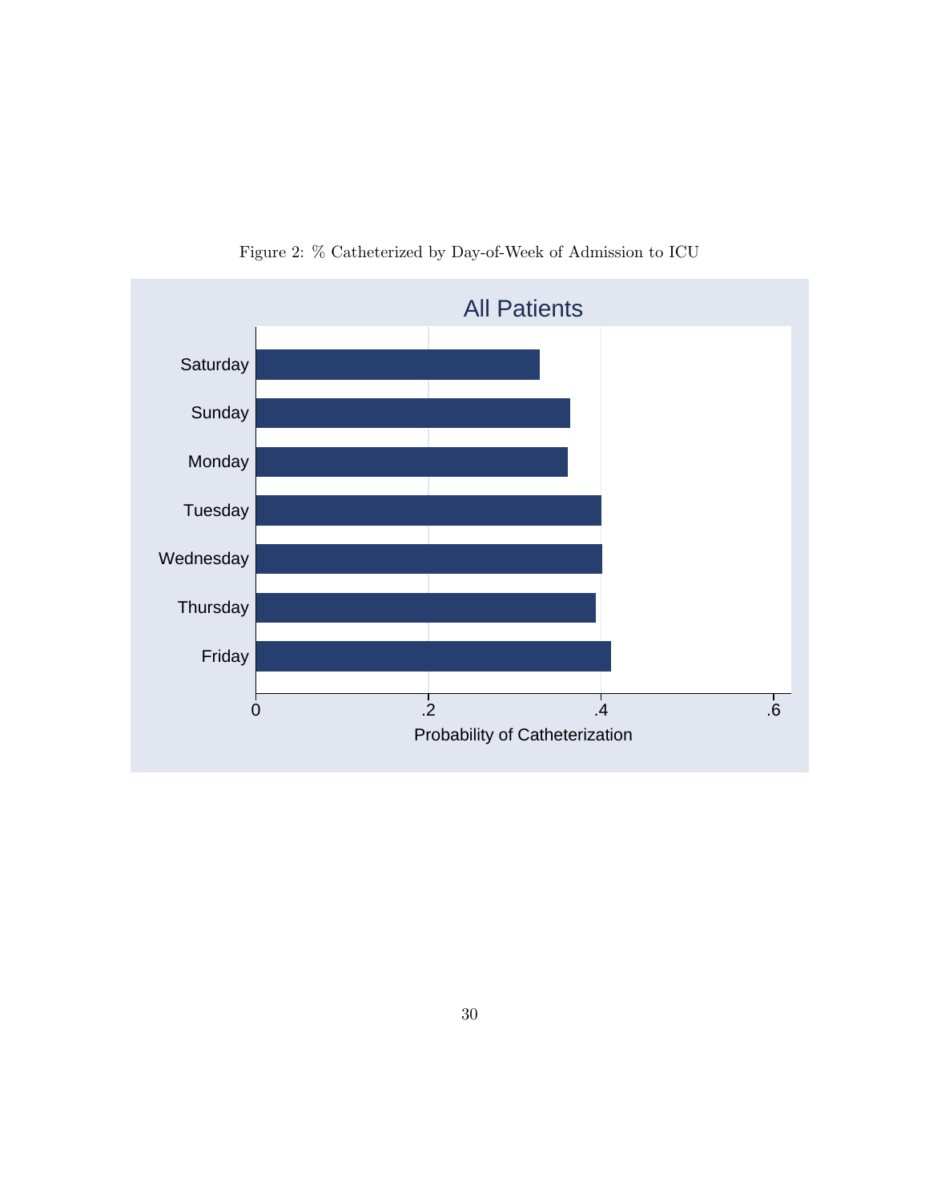Figure 2: % Catheterized by Day-of-Week of Admission to ICU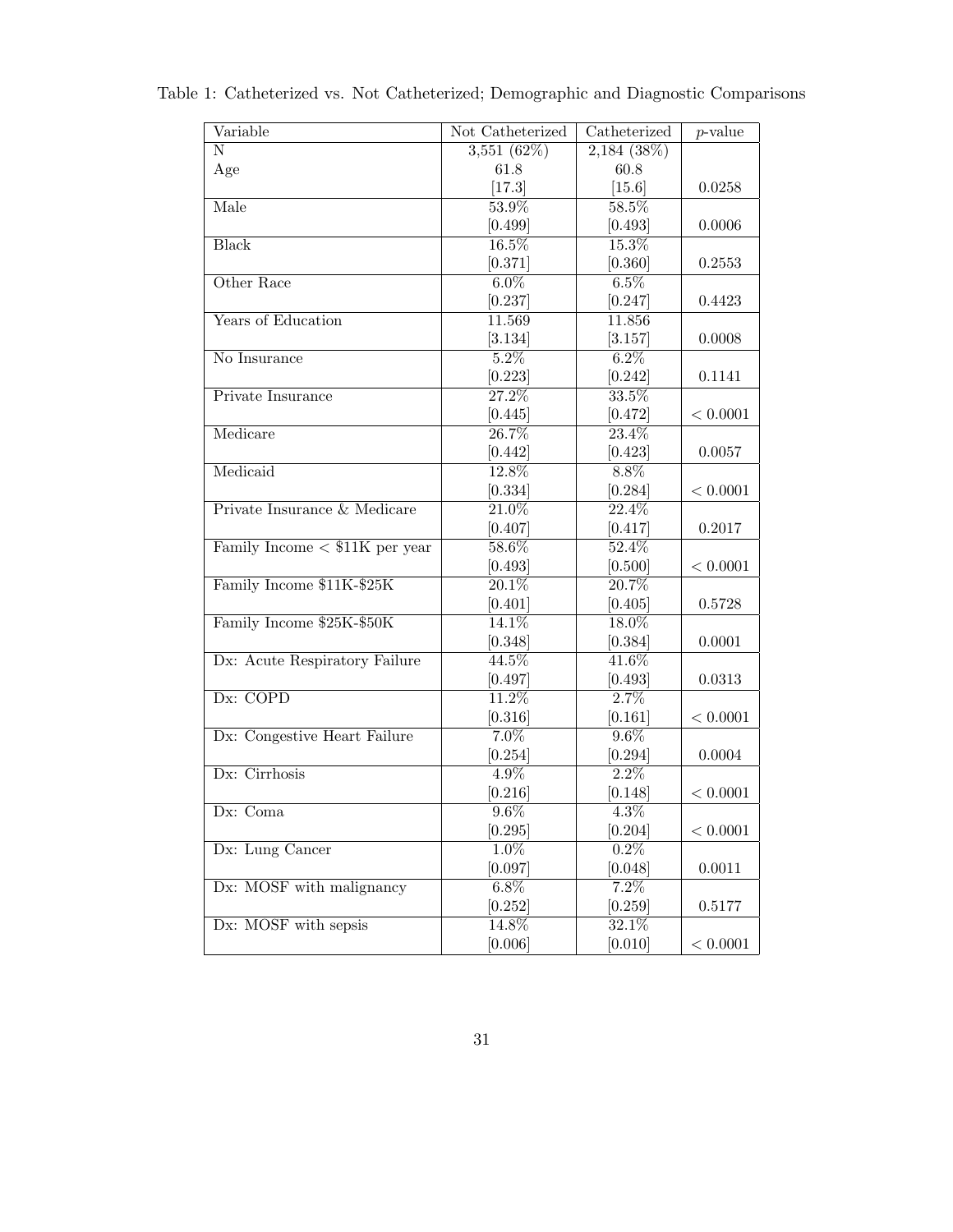Table 1: Catheterized vs. Not Catheterized; Demographic and Diagnostic Comparisons

| Variable | Not Catheterized | Catheterized | $p$-value |
|---|---|---|---|
| N | 3,551 (62%) | 2,184 (38%) | |
| Age | 61.8 | 60.8 | |
| | [17.3] | [15.6] | 0.0258 |
| Male | 53.9% | 58.5% | |
| | [0.499] | [0.493] | 0.0006 |
| Black | 16.5% | 15.3% | |
| | [0.371] | [0.360] | 0.2553 |
| Other Race | 6.0% | 6.5% | |
| | [0.237] | [0.247] | 0.4423 |
| Years of Education | 11.569 | 11.856 | |
| | [3.134] | [3.157] | 0.0008 |
| No Insurance | 5.2% | 6.2% | |
| | [0.223] | [0.242] | 0.1141 |
| Private Insurance | 27.2% | 33.5% | |
| | [0.445] | [0.472] | $< 0.0001$ |
| Medicare | 26.7% | 23.4% | |
| | [0.442] | [0.423] | 0.0057 |
| Medicaid | 12.8% | 8.8% | |
| | [0.334] | [0.284] | $< 0.0001$ |
| Private Insurance & Medicare | 21.0% | 22.4% | |
| | [0.407] | [0.417] | 0.2017 |
| Family Income < $11K per year | 58.6% | 52.4% | |
| | [0.493] | [0.500] | $< 0.0001$ |
| Family Income $11K-$25K | 20.1% | 20.7% | |
| | [0.401] | [0.405] | 0.5728 |
| Family Income $25K-$50K | 14.1% | 18.0% | |
| | [0.348] | [0.384] | 0.0001 |
| Dx: Acute Respiratory Failure | 44.5% | 41.6% | |
| | [0.497] | [0.493] | 0.0313 |
| Dx: COPD | 11.2% | 2.7% | |
| | [0.316] | [0.161] | $< 0.0001$ |
| Dx: Congestive Heart Failure | 7.0% | 9.6% | |
| | [0.254] | [0.294] | 0.0004 |
| Dx: Cirrhosis | 4.9% | 2.2% | |
| | [0.216] | [0.148] | $< 0.0001$ |
| Dx: Coma | 9.6% | 4.3% | |
| | [0.295] | [0.204] | $< 0.0001$ |
| Dx: Lung Cancer | 1.0% | 0.2% | |
| | [0.097] | [0.048] | 0.0011 |
| Dx: MOSF with malignancy | 6.8% | 7.2% | |
| | [0.252] | [0.259] | 0.5177 |
| Dx: MOSF with sepsis | 14.8% | 32.1% | |
| | [0.006] | [0.010] | $< 0.0001$ |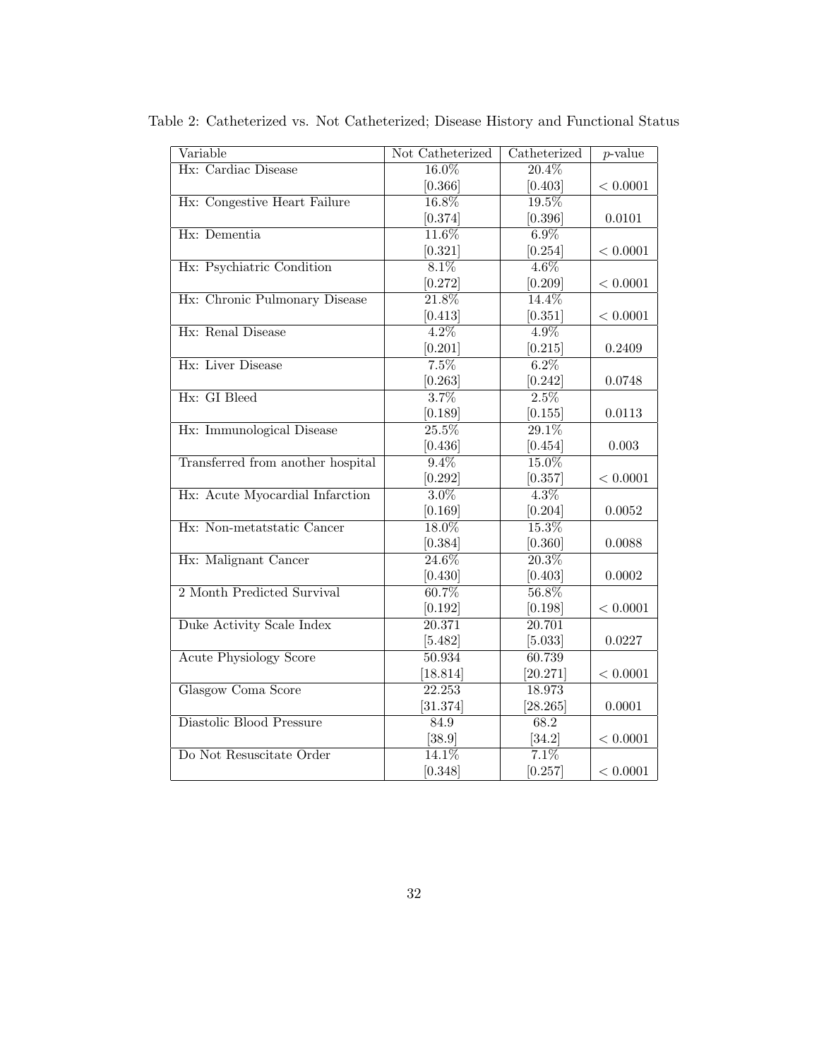Table 2: Catheterized vs. Not Catheterized; Disease History and Functional Status

| Variable | Not Catheterized | Catheterized | $p$-value |
|---|---|---|---|
| Hx: Cardiac Disease | 16.0% | 20.4% | |
| | [0.366] | [0.403] | < 0.0001 |
| Hx: Congestive Heart Failure | 16.8% | 19.5% | |
| | [0.374] | [0.396] | 0.0101 |
| Hx: Dementia | 11.6% | 6.9% | |
| | [0.321] | [0.254] | < 0.0001 |
| Hx: Psychiatric Condition | 8.1% | 4.6% | |
| | [0.272] | [0.209] | < 0.0001 |
| Hx: Chronic Pulmonary Disease | 21.8% | 14.4% | |
| | [0.413] | [0.351] | < 0.0001 |
| Hx: Renal Disease | 4.2% | 4.9% | |
| | [0.201] | [0.215] | 0.2409 |
| Hx: Liver Disease | 7.5% | 6.2% | |
| | [0.263] | [0.242] | 0.0748 |
| Hx: GI Bleed | 3.7% | 2.5% | |
| | [0.189] | [0.155] | 0.0113 |
| Hx: Immunological Disease | 25.5% | 29.1% | |
| | [0.436] | [0.454] | 0.003 |
| Transferred from another hospital | 9.4% | 15.0% | |
| | [0.292] | [0.357] | < 0.0001 |
| Hx: Acute Myocardial Infarction | 3.0% | 4.3% | |
| | [0.169] | [0.204] | 0.0052 |
| Hx: Non-metatstatic Cancer | 18.0% | 15.3% | |
| | [0.384] | [0.360] | 0.0088 |
| Hx: Malignant Cancer | 24.6% | 20.3% | |
| | [0.430] | [0.403] | 0.0002 |
| 2 Month Predicted Survival | 60.7% | 56.8% | |
| | [0.192] | [0.198] | < 0.0001 |
| Duke Activity Scale Index | 20.371 | 20.701 | |
| | [5.482] | [5.033] | 0.0227 |
| Acute Physiology Score | 50.934 | 60.739 | |
| | [18.814] | [20.271] | < 0.0001 |
| Glasgow Coma Score | 22.253 | 18.973 | |
| | [31.374] | [28.265] | 0.0001 |
| Diastolic Blood Pressure | 84.9 | 68.2 | |
| | [38.9] | [34.2] | < 0.0001 |
| Do Not Resuscitate Order | 14.1% | 7.1% | |
| | [0.348] | [0.257] | < 0.0001 |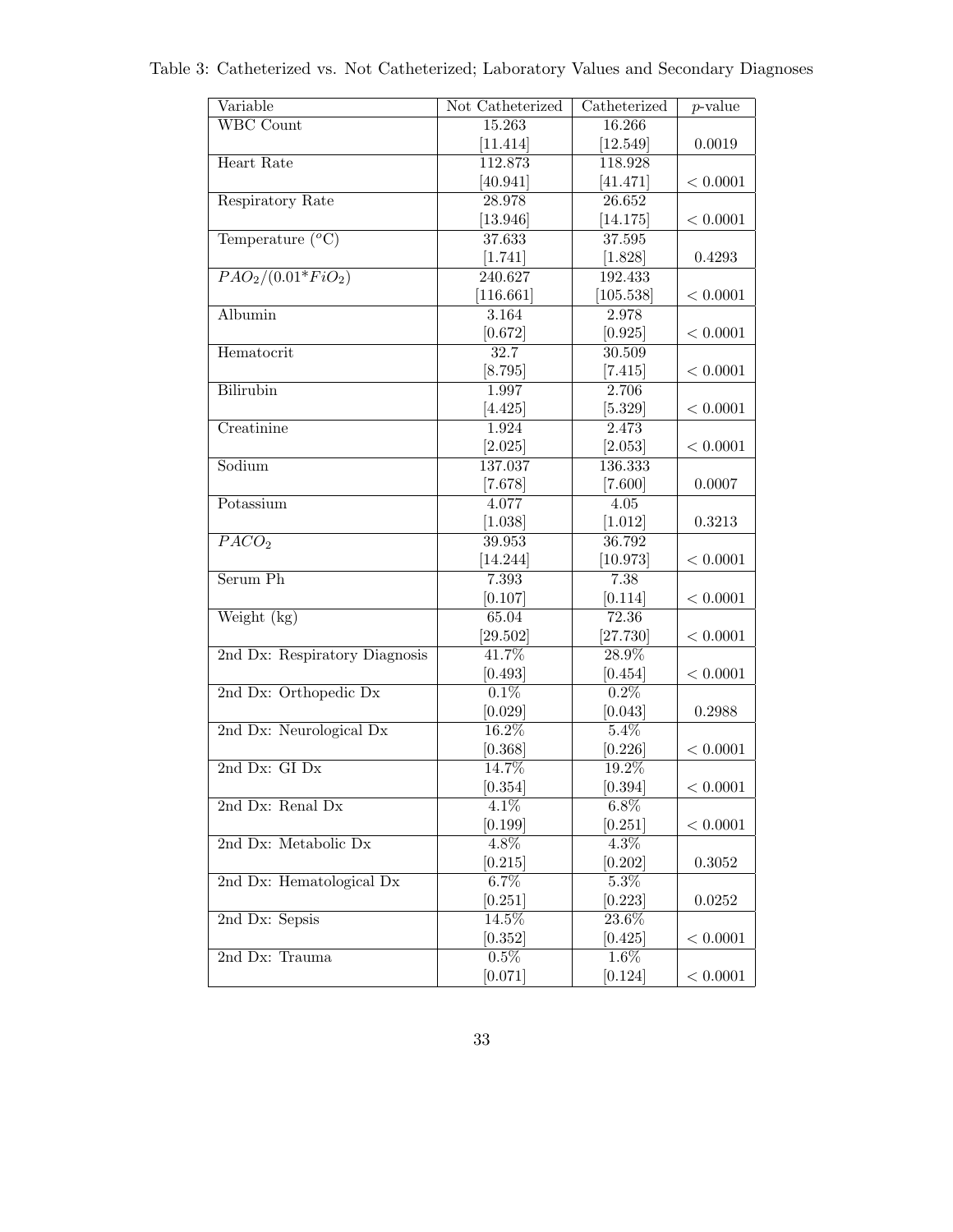Table 3: Catheterized vs. Not Catheterized; Laboratory Values and Secondary Diagnoses

| Variable | Not Catheterized | Catheterized | $p$-value |
|---|---|---|---|
| WBC Count | 15.263 | 16.266 | |
| | [11.414] | [12.549] | 0.0019 |
| Heart Rate | 112.873 | 118.928 | |
| | [40.941] | [41.471] | $< 0.0001$ |
| Respiratory Rate | 28.978 | 26.652 | |
| | [13.946] | [14.175] | $< 0.0001$ |
| Temperature ($^o$C) | 37.633 | 37.595 | |
| | [1.741] | [1.828] | 0.4293 |
| $PAO_2/(0.01{*}FiO_2)$ | 240.627 | 192.433 | |
| | [116.661] | [105.538] | $< 0.0001$ |
| Albumin | 3.164 | 2.978 | |
| | [0.672] | [0.925] | $< 0.0001$ |
| Hematocrit | 32.7 | 30.509 | |
| | [8.795] | [7.415] | $< 0.0001$ |
| Bilirubin | 1.997 | 2.706 | |
| | [4.425] | [5.329] | $< 0.0001$ |
| Creatinine | 1.924 | 2.473 | |
| | [2.025] | [2.053] | $< 0.0001$ |
| Sodium | 137.037 | 136.333 | |
| | [7.678] | [7.600] | 0.0007 |
| Potassium | 4.077 | 4.05 | |
| | [1.038] | [1.012] | 0.3213 |
| $PACO_2$ | 39.953 | 36.792 | |
| | [14.244] | [10.973] | $< 0.0001$ |
| Serum Ph | 7.393 | 7.38 | |
| | [0.107] | [0.114] | $< 0.0001$ |
| Weight (kg) | 65.04 | 72.36 | |
| | [29.502] | [27.730] | $< 0.0001$ |
| 2nd Dx: Respiratory Diagnosis | 41.7% | 28.9% | |
| | [0.493] | [0.454] | $< 0.0001$ |
| 2nd Dx: Orthopedic Dx | 0.1% | 0.2% | |
| | [0.029] | [0.043] | 0.2988 |
| 2nd Dx: Neurological Dx | 16.2% | 5.4% | |
| | [0.368] | [0.226] | $< 0.0001$ |
| 2nd Dx: GI Dx | 14.7% | 19.2% | |
| | [0.354] | [0.394] | $< 0.0001$ |
| 2nd Dx: Renal Dx | 4.1% | 6.8% | |
| | [0.199] | [0.251] | $< 0.0001$ |
| 2nd Dx: Metabolic Dx | 4.8% | 4.3% | |
| | [0.215] | [0.202] | 0.3052 |
| 2nd Dx: Hematological Dx | 6.7% | 5.3% | |
| | [0.251] | [0.223] | 0.0252 |
| 2nd Dx: Sepsis | 14.5% | 23.6% | |
| | [0.352] | [0.425] | $< 0.0001$ |
| 2nd Dx: Trauma | 0.5% | 1.6% | |
| | [0.071] | [0.124] | $< 0.0001$ |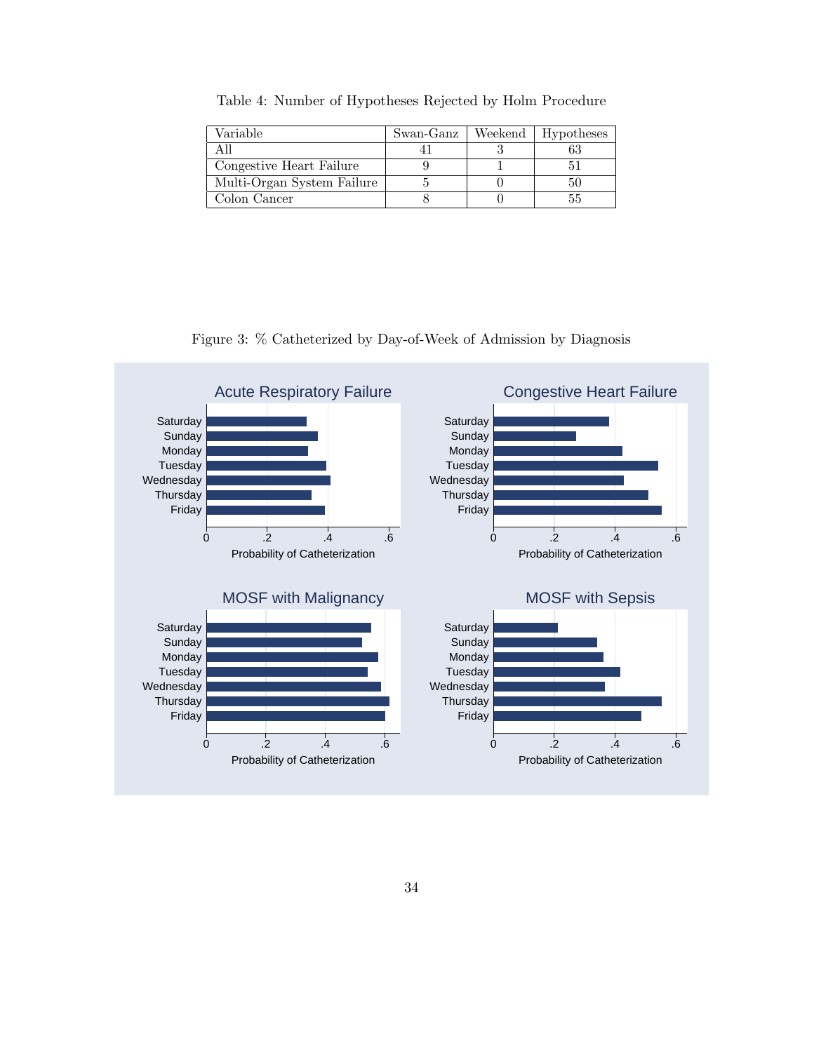Table 4: Number of Hypotheses Rejected by Holm Procedure

| Variable | Swan-Ganz | Weekend | Hypotheses |
|---|---|---|---|
| All | 41 | 3 | 63 |
| Congestive Heart Failure | 9 | 1 | 51 |
| Multi-Organ System Failure | 5 | 0 | 50 |
| Colon Cancer | 8 | 0 | 55 |

Figure 3: % Catheterized by Day-of-Week of Admission by Diagnosis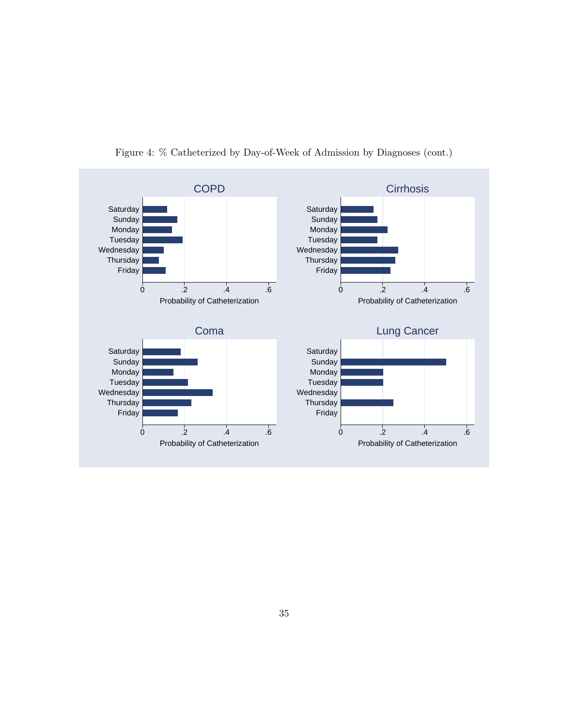Figure 4: % Catheterized by Day-of-Week of Admission by Diagnoses (cont.)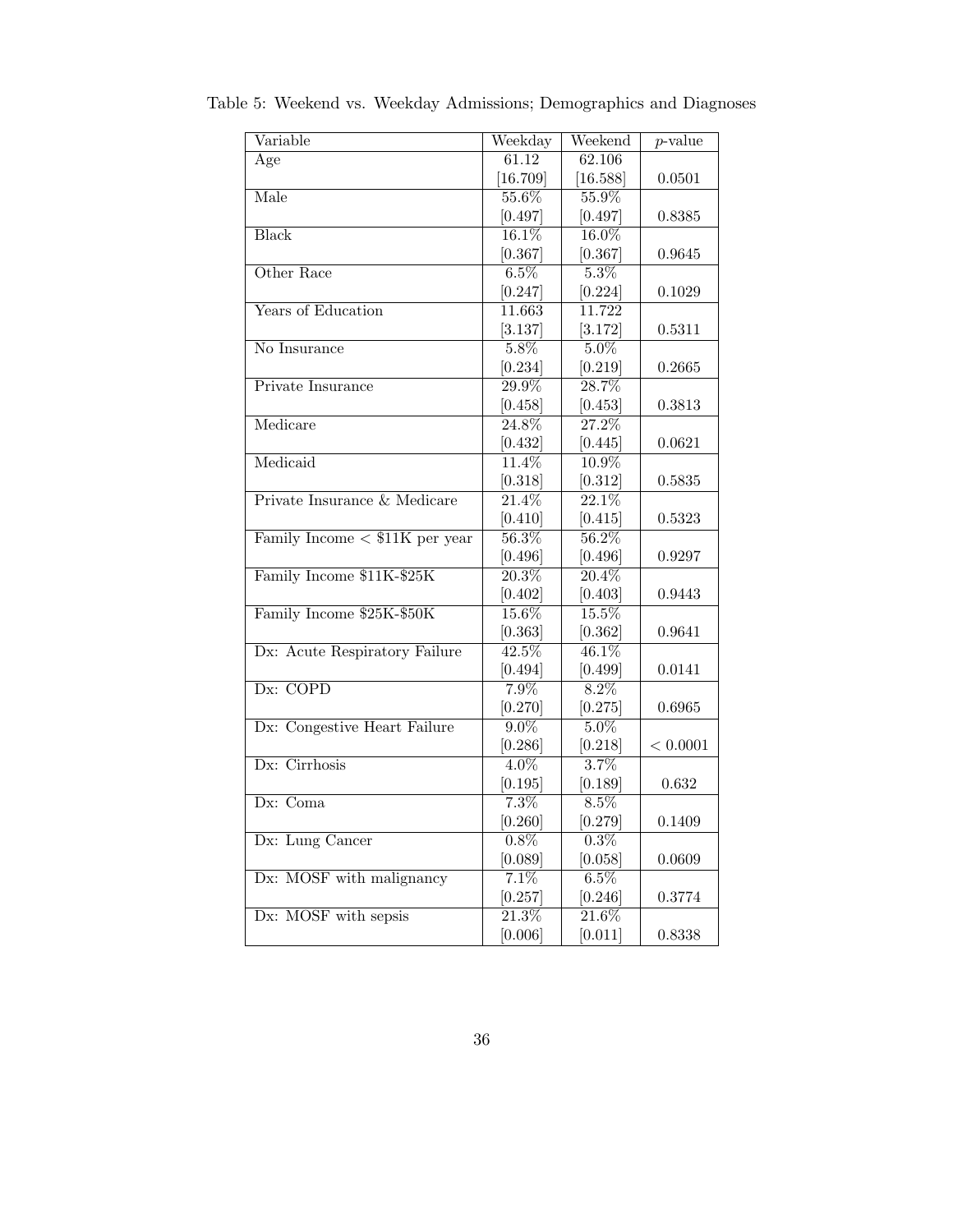Table 5: Weekend vs. Weekday Admissions; Demographics and Diagnoses

| Variable | Weekday | Weekend | $p$-value |
|---|---|---|---|
| Age | 61.12 | 62.106 | |
| | [16.709] | [16.588] | 0.0501 |
| Male | 55.6% | 55.9% | |
| | [0.497] | [0.497] | 0.8385 |
| Black | 16.1% | 16.0% | |
| | [0.367] | [0.367] | 0.9645 |
| Other Race | 6.5% | 5.3% | |
| | [0.247] | [0.224] | 0.1029 |
| Years of Education | 11.663 | 11.722 | |
| | [3.137] | [3.172] | 0.5311 |
| No Insurance | 5.8% | 5.0% | |
| | [0.234] | [0.219] | 0.2665 |
| Private Insurance | 29.9% | 28.7% | |
| | [0.458] | [0.453] | 0.3813 |
| Medicare | 24.8% | 27.2% | |
| | [0.432] | [0.445] | 0.0621 |
| Medicaid | 11.4% | 10.9% | |
| | [0.318] | [0.312] | 0.5835 |
| Private Insurance & Medicare | 21.4% | 22.1% | |
| | [0.410] | [0.415] | 0.5323 |
| Family Income < $11K per year | 56.3% | 56.2% | |
| | [0.496] | [0.496] | 0.9297 |
| Family Income $11K-$25K | 20.3% | 20.4% | |
| | [0.402] | [0.403] | 0.9443 |
| Family Income $25K-$50K | 15.6% | 15.5% | |
| | [0.363] | [0.362] | 0.9641 |
| Dx: Acute Respiratory Failure | 42.5% | 46.1% | |
| | [0.494] | [0.499] | 0.0141 |
| Dx: COPD | 7.9% | 8.2% | |
| | [0.270] | [0.275] | 0.6965 |
| Dx: Congestive Heart Failure | 9.0% | 5.0% | |
| | [0.286] | [0.218] | < 0.0001 |
| Dx: Cirrhosis | 4.0% | 3.7% | |
| | [0.195] | [0.189] | 0.632 |
| Dx: Coma | 7.3% | 8.5% | |
| | [0.260] | [0.279] | 0.1409 |
| Dx: Lung Cancer | 0.8% | 0.3% | |
| | [0.089] | [0.058] | 0.0609 |
| Dx: MOSF with malignancy | 7.1% | 6.5% | |
| | [0.257] | [0.246] | 0.3774 |
| Dx: MOSF with sepsis | 21.3% | 21.6% | |
| | [0.006] | [0.011] | 0.8338 |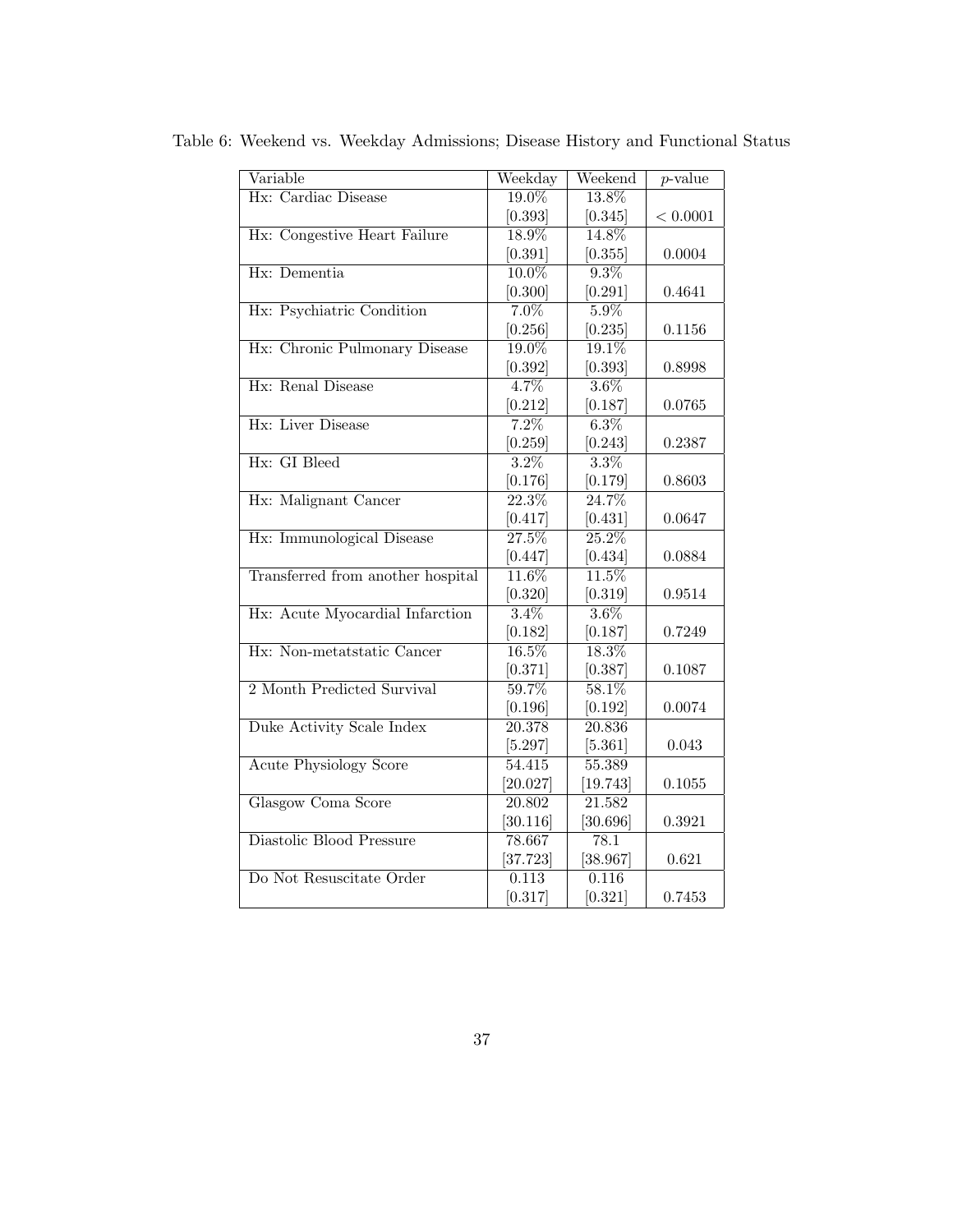Table 6: Weekend vs. Weekday Admissions; Disease History and Functional Status

| Variable | Weekday | Weekend | $p$-value |
|---|---|---|---|
| Hx: Cardiac Disease | 19.0% | 13.8% | |
| | [0.393] | [0.345] | $< 0.0001$ |
| Hx: Congestive Heart Failure | 18.9% | 14.8% | |
| | [0.391] | [0.355] | 0.0004 |
| Hx: Dementia | 10.0% | 9.3% | |
| | [0.300] | [0.291] | 0.4641 |
| Hx: Psychiatric Condition | 7.0% | 5.9% | |
| | [0.256] | [0.235] | 0.1156 |
| Hx: Chronic Pulmonary Disease | 19.0% | 19.1% | |
| | [0.392] | [0.393] | 0.8998 |
| Hx: Renal Disease | 4.7% | 3.6% | |
| | [0.212] | [0.187] | 0.0765 |
| Hx: Liver Disease | 7.2% | 6.3% | |
| | [0.259] | [0.243] | 0.2387 |
| Hx: GI Bleed | 3.2% | 3.3% | |
| | [0.176] | [0.179] | 0.8603 |
| Hx: Malignant Cancer | 22.3% | 24.7% | |
| | [0.417] | [0.431] | 0.0647 |
| Hx: Immunological Disease | 27.5% | 25.2% | |
| | [0.447] | [0.434] | 0.0884 |
| Transferred from another hospital | 11.6% | 11.5% | |
| | [0.320] | [0.319] | 0.9514 |
| Hx: Acute Myocardial Infarction | 3.4% | 3.6% | |
| | [0.182] | [0.187] | 0.7249 |
| Hx: Non-metatstatic Cancer | 16.5% | 18.3% | |
| | [0.371] | [0.387] | 0.1087 |
| 2 Month Predicted Survival | 59.7% | 58.1% | |
| | [0.196] | [0.192] | 0.0074 |
| Duke Activity Scale Index | 20.378 | 20.836 | |
| | [5.297] | [5.361] | 0.043 |
| Acute Physiology Score | 54.415 | 55.389 | |
| | [20.027] | [19.743] | 0.1055 |
| Glasgow Coma Score | 20.802 | 21.582 | |
| | [30.116] | [30.696] | 0.3921 |
| Diastolic Blood Pressure | 78.667 | 78.1 | |
| | [37.723] | [38.967] | 0.621 |
| Do Not Resuscitate Order | 0.113 | 0.116 | |
| | [0.317] | [0.321] | 0.7453 |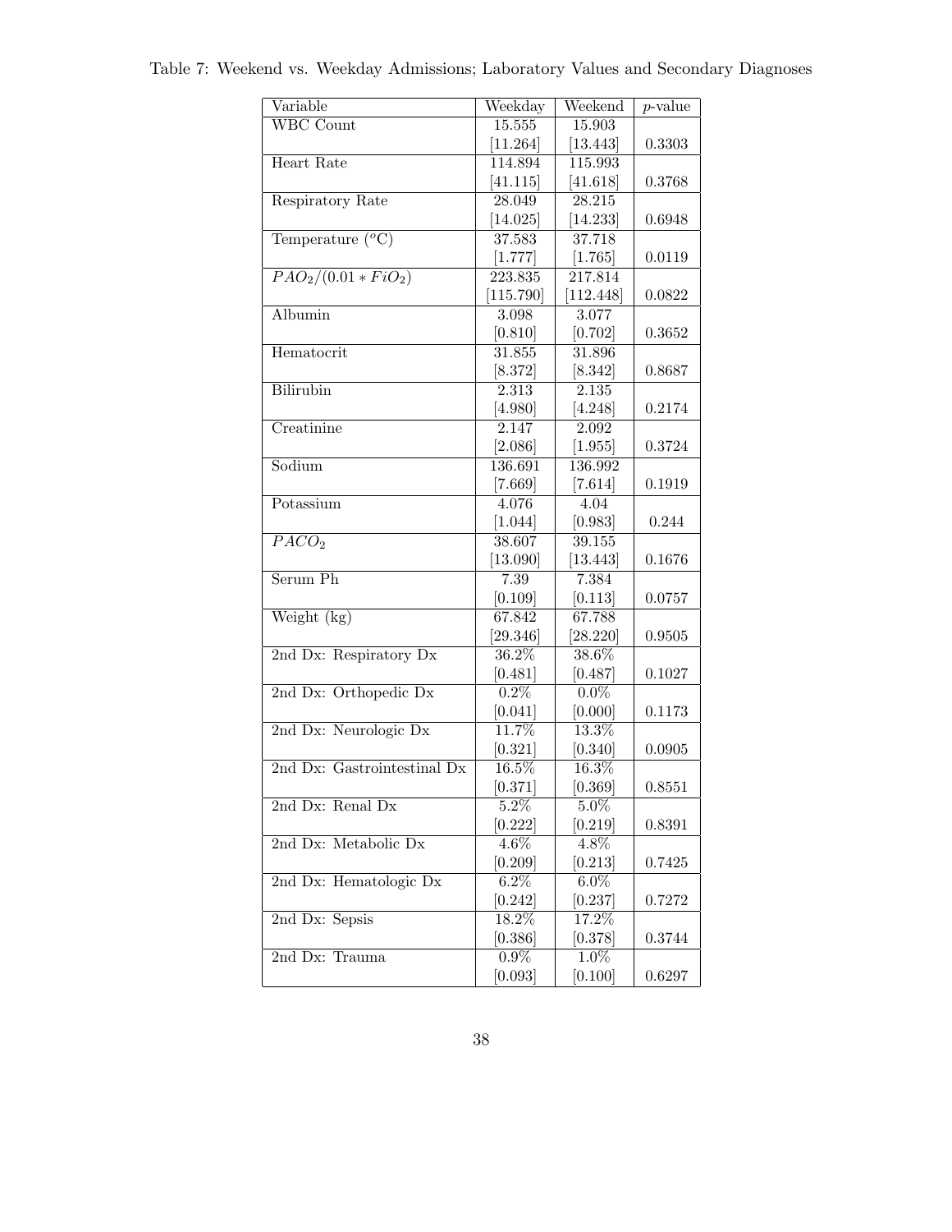Table 7: Weekend vs. Weekday Admissions; Laboratory Values and Secondary Diagnoses

| Variable | Weekday | Weekend | $p$-value |
|---|---|---|---|
| WBC Count | 15.555 | 15.903 | |
| | [11.264] | [13.443] | 0.3303 |
| Heart Rate | 114.894 | 115.993 | |
| | [41.115] | [41.618] | 0.3768 |
| Respiratory Rate | 28.049 | 28.215 | |
| | [14.025] | [14.233] | 0.6948 |
| Temperature ($^{o}$C) | 37.583 | 37.718 | |
| | [1.777] | [1.765] | 0.0119 |
| $PAO_2/(0.01 * FiO_2)$ | 223.835 | 217.814 | |
| | [115.790] | [112.448] | 0.0822 |
| Albumin | 3.098 | 3.077 | |
| | [0.810] | [0.702] | 0.3652 |
| Hematocrit | 31.855 | 31.896 | |
| | [8.372] | [8.342] | 0.8687 |
| Bilirubin | 2.313 | 2.135 | |
| | [4.980] | [4.248] | 0.2174 |
| Creatinine | 2.147 | 2.092 | |
| | [2.086] | [1.955] | 0.3724 |
| Sodium | 136.691 | 136.992 | |
| | [7.669] | [7.614] | 0.1919 |
| Potassium | 4.076 | 4.04 | |
| | [1.044] | [0.983] | 0.244 |
| $PACO_2$ | 38.607 | 39.155 | |
| | [13.090] | [13.443] | 0.1676 |
| Serum Ph | 7.39 | 7.384 | |
| | [0.109] | [0.113] | 0.0757 |
| Weight (kg) | 67.842 | 67.788 | |
| | [29.346] | [28.220] | 0.9505 |
| 2nd Dx: Respiratory Dx | 36.2% | 38.6% | |
| | [0.481] | [0.487] | 0.1027 |
| 2nd Dx: Orthopedic Dx | 0.2% | 0.0% | |
| | [0.041] | [0.000] | 0.1173 |
| 2nd Dx: Neurologic Dx | 11.7% | 13.3% | |
| | [0.321] | [0.340] | 0.0905 |
| 2nd Dx: Gastrointestinal Dx | 16.5% | 16.3% | |
| | [0.371] | [0.369] | 0.8551 |
| 2nd Dx: Renal Dx | 5.2% | 5.0% | |
| | [0.222] | [0.219] | 0.8391 |
| 2nd Dx: Metabolic Dx | 4.6% | 4.8% | |
| | [0.209] | [0.213] | 0.7425 |
| 2nd Dx: Hematologic Dx | 6.2% | 6.0% | |
| | [0.242] | [0.237] | 0.7272 |
| 2nd Dx: Sepsis | 18.2% | 17.2% | |
| | [0.386] | [0.378] | 0.3744 |
| 2nd Dx: Trauma | 0.9% | 1.0% | |
| | [0.093] | [0.100] | 0.6297 |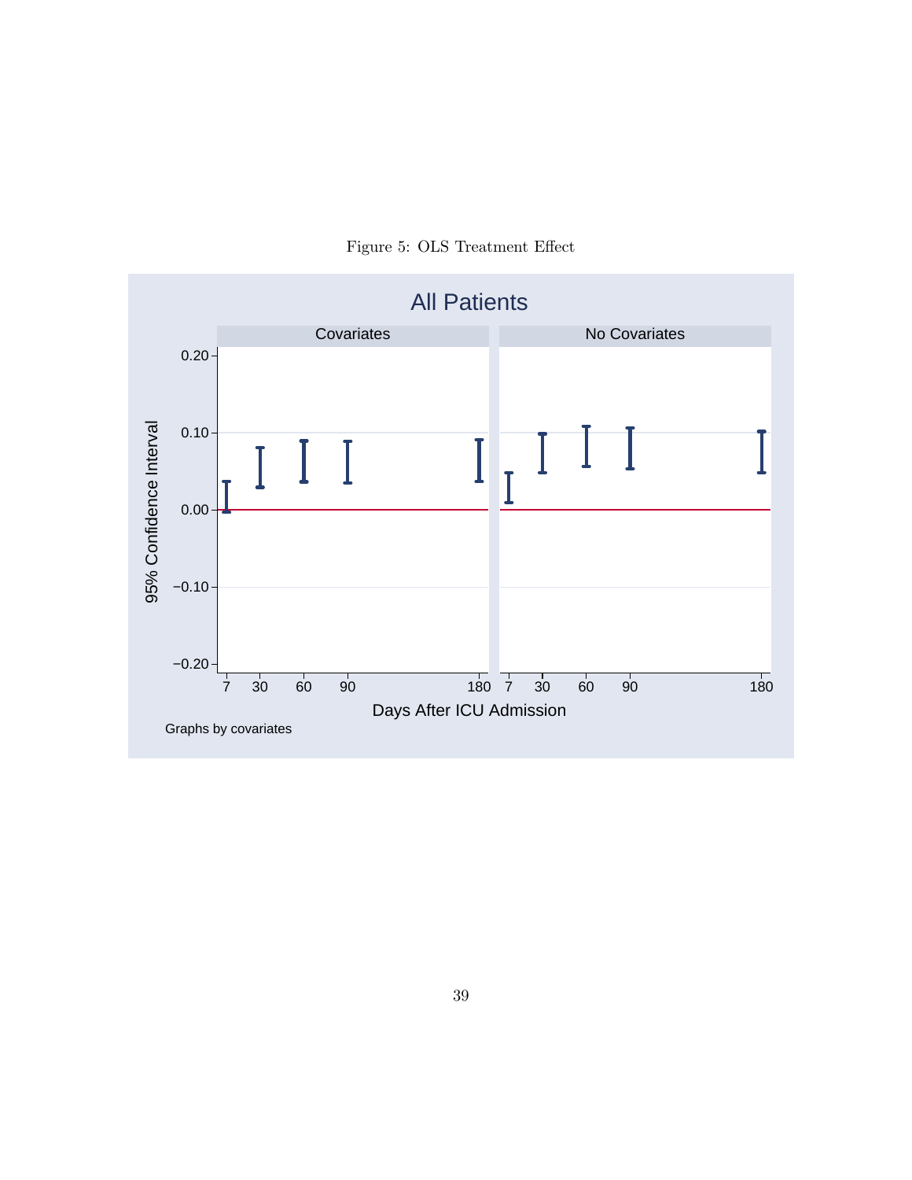Figure 5: OLS Treatment Effect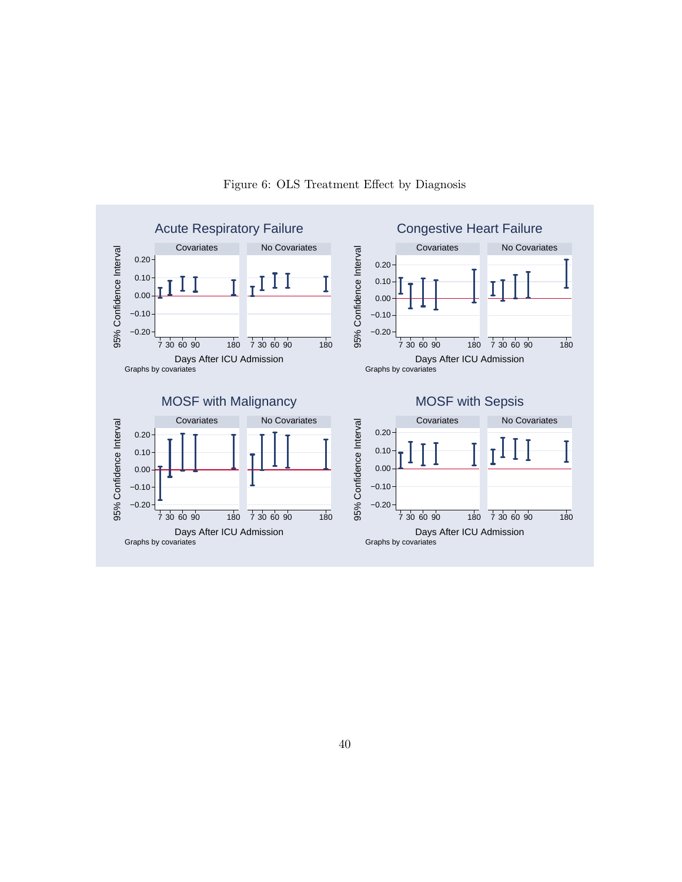Figure 6: OLS Treatment Effect by Diagnosis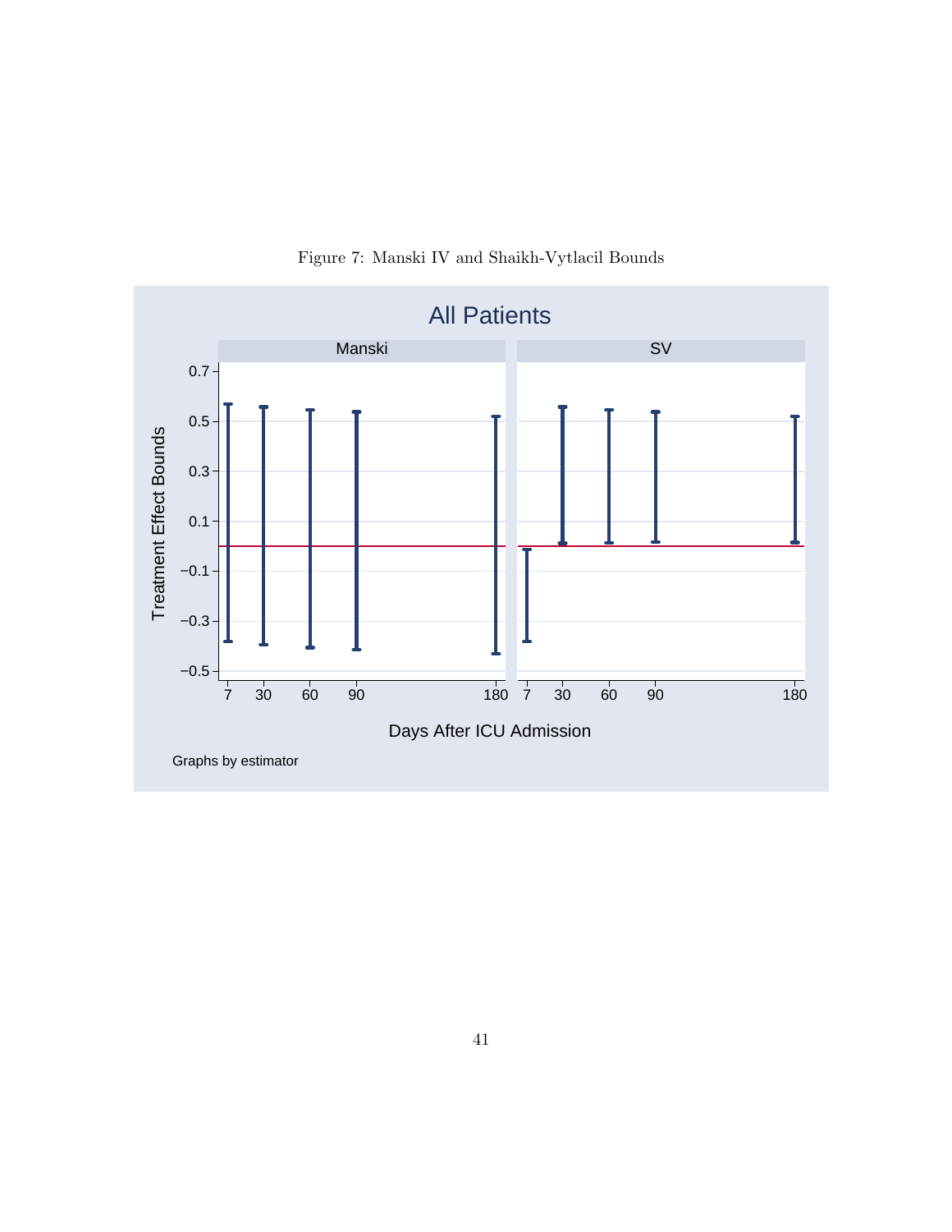Figure 7: Manski IV and Shaikh-Vytlacil Bounds

All Patients

Manski | SV

Treatment Effect Bounds

Days After ICU Admission

Graphs by estimator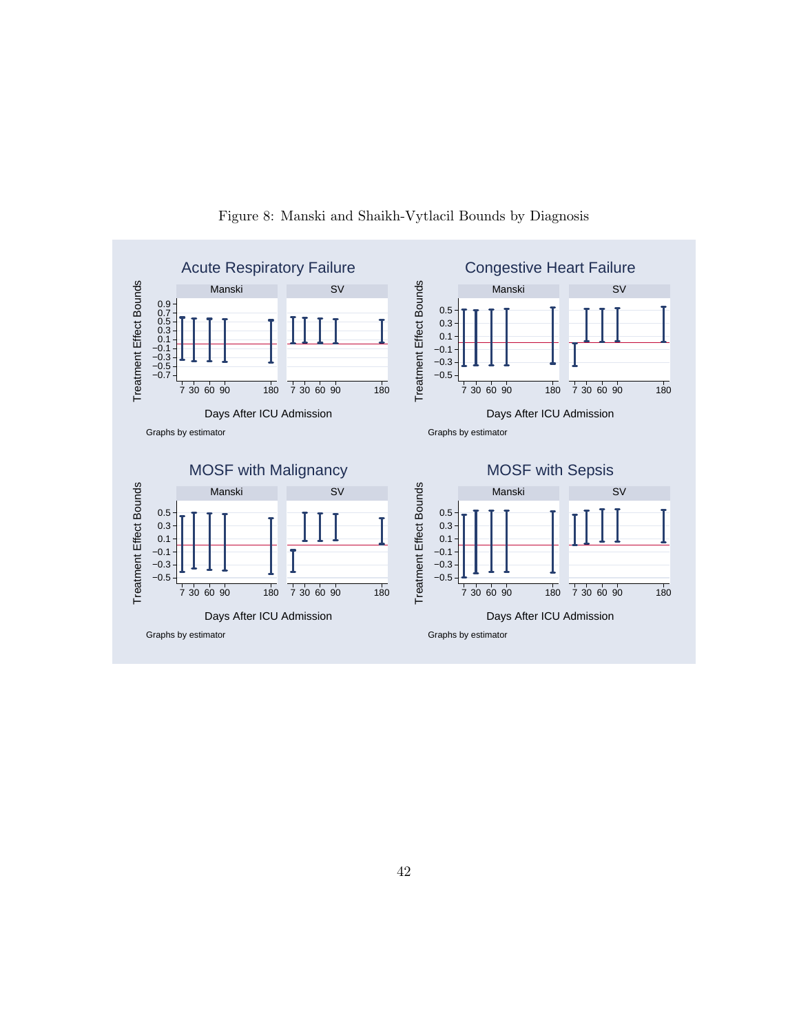Figure 8: Manski and Shaikh-Vytlacil Bounds by Diagnosis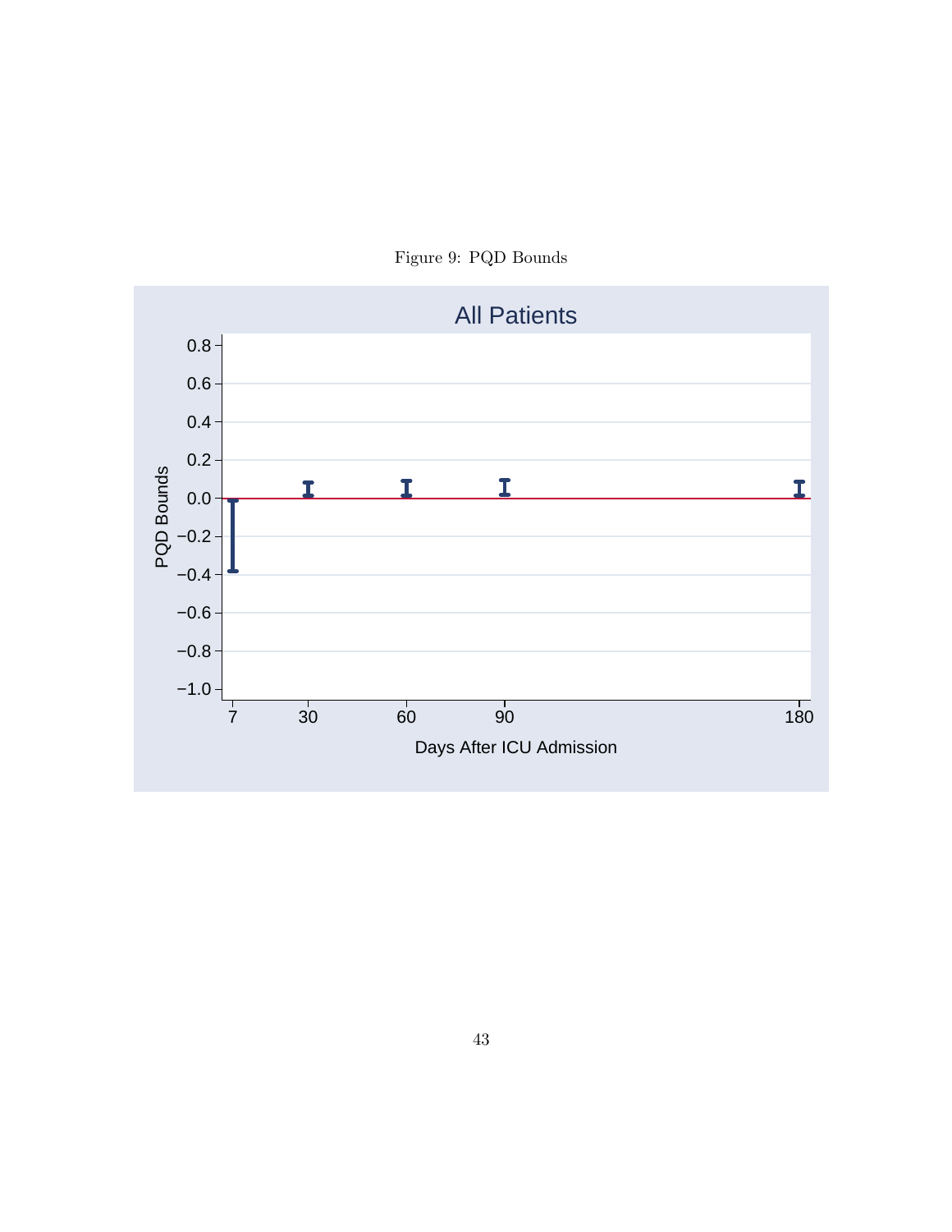Figure 9: PQD Bounds

All Patients

PQD Bounds

Days After ICU Admission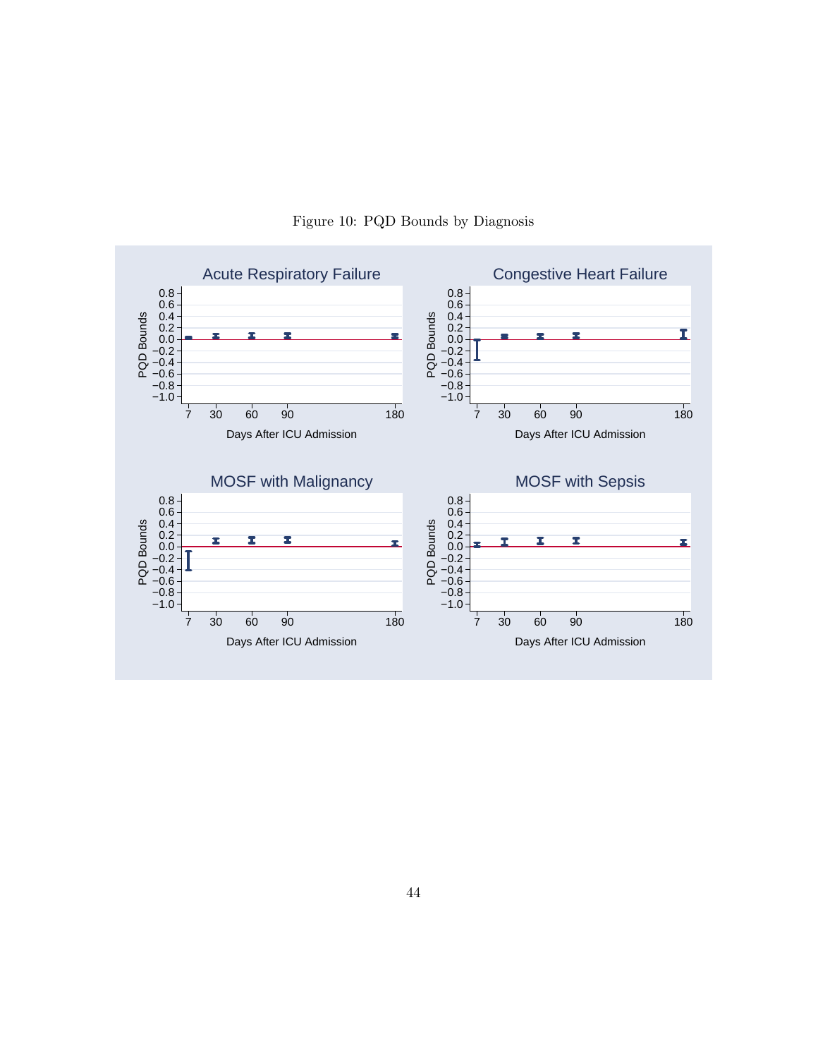Figure 10: PQD Bounds by Diagnosis

Acute Respiratory Failure

PQD Bounds

0.8
0.6
0.4
0.2
0.0
−0.2
−0.4
−0.6
−0.8
−1.0

7 30 60 90 180

Days After ICU Admission

Congestive Heart Failure

PQD Bounds

0.8
0.6
0.4
0.2
0.0
−0.2
−0.4
−0.6
−0.8
−1.0

7 30 60 90 180

Days After ICU Admission

MOSF with Malignancy

PQD Bounds

0.8
0.6
0.4
0.2
0.0
−0.2
−0.4
−0.6
−0.8
−1.0

7 30 60 90 180

Days After ICU Admission

MOSF with Sepsis

PQD Bounds

0.8
0.6
0.4
0.2
0.0
−0.2
−0.4
−0.6
−0.8
−1.0

7 30 60 90 180

Days After ICU Admission